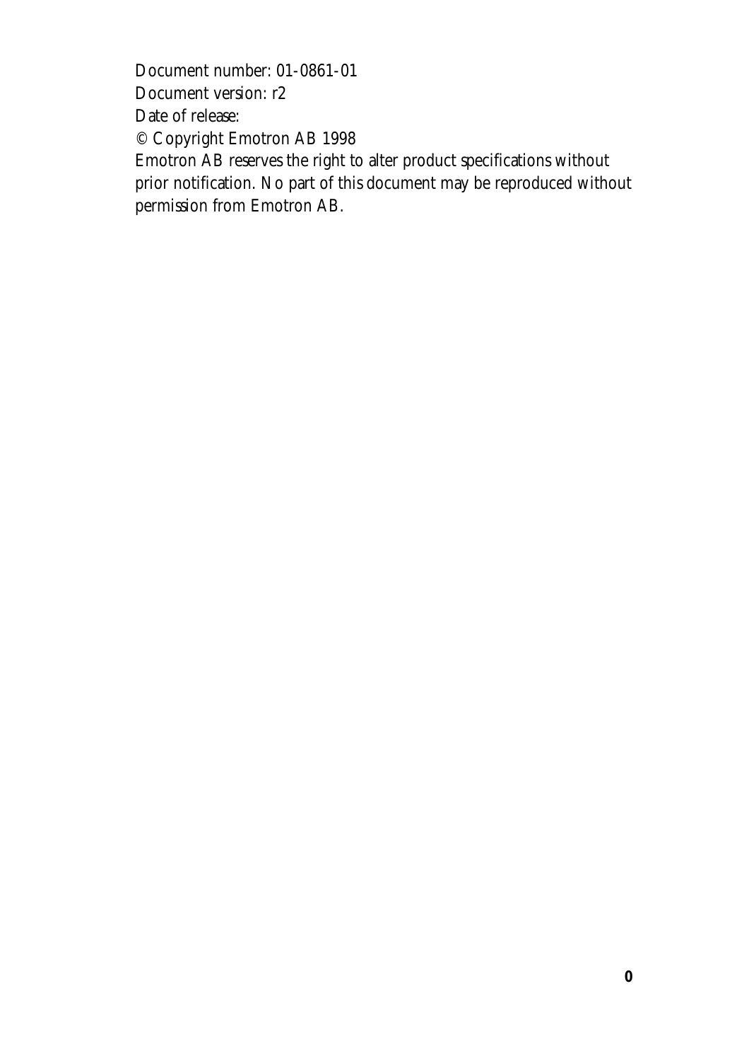Document number: 01-0861-01

Document version: r2

Date of release:

© Copyright Emotron AB 1998

Emotron AB reserves the right to alter product specifications without prior notification. No part of this document may be reproduced without permission from Emotron AB.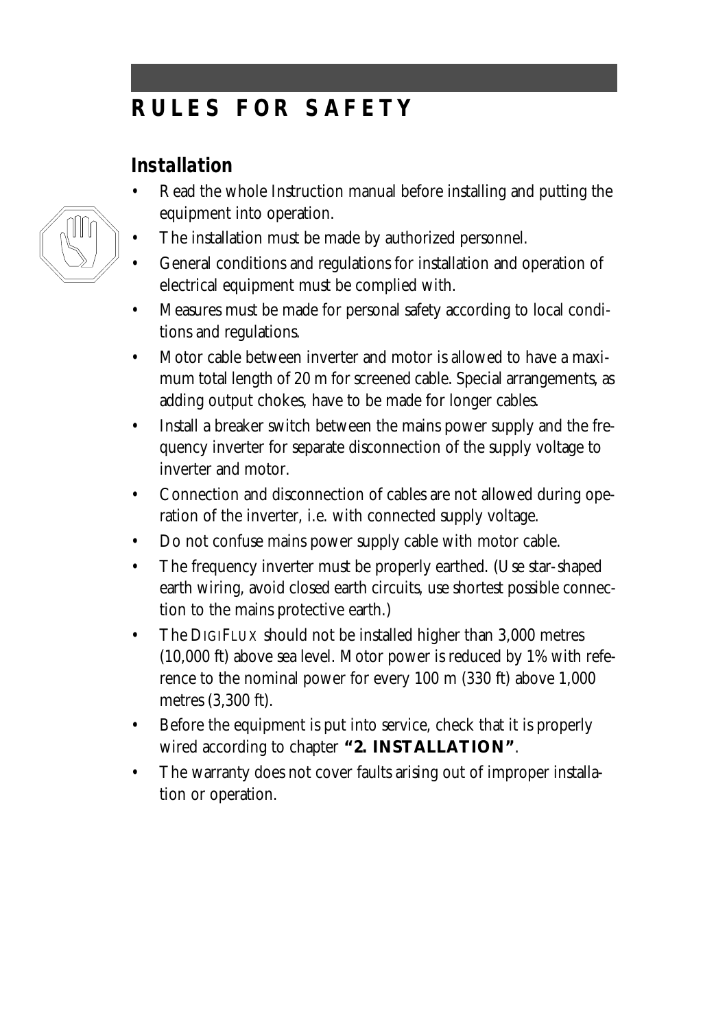# RULES FOR SAFETY

## Installation

- Read the whole Instruction manual before installing and putting the equipment into operation.
- The installation must be made by authorized personnel.
- General conditions and regulations for installation and operation of electrical equipment must be complied with.
- Measures must be made for personal safety according to local conditions and regulations.
- Motor cable between inverter and motor is allowed to have a maximum total length of 20 m for screened cable. Special arrangements, as adding output chokes, have to be made for longer cables.
- Install a breaker switch between the mains power supply and the frequency inverter for separate disconnection of the supply voltage to inverter and motor.
- Connection and disconnection of cables are not allowed during operation of the inverter, i.e. with connected supply voltage.
- Do not confuse mains power supply cable with motor cable.
- The frequency inverter must be properly earthed. (Use star-shaped earth wiring, avoid closed earth circuits, use shortest possible connection to the mains protective earth.)
- The DIGIFLUX should not be installed higher than 3,000 metres (10,000 ft) above sea level. Motor power is reduced by 1% with reference to the nominal power for every 100 m (330 ft) above 1,000 metres (3,300 ft).
- Before the equipment is put into service, check that it is properly wired according to chapter **"2. INSTALLATION"**.
- The warranty does not cover faults arising out of improper installation or operation.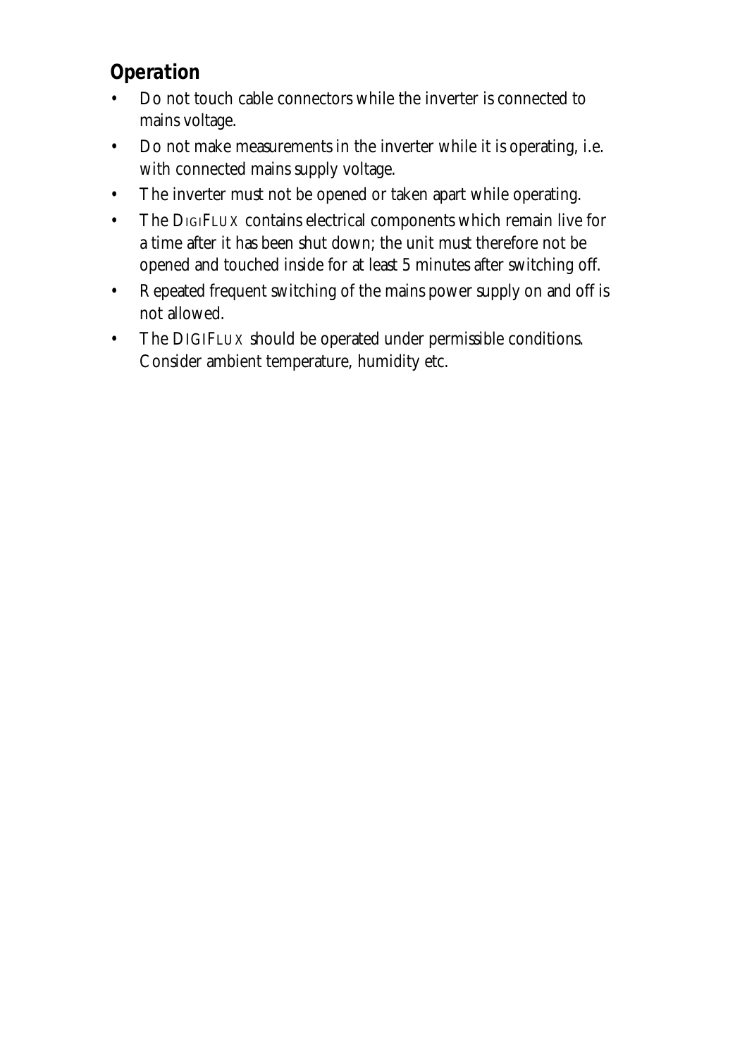## Operation

- Do not touch cable connectors while the inverter is connected to mains voltage.
- Do not make measurements in the inverter while it is operating, i.e. with connected mains supply voltage.
- The inverter must not be opened or taken apart while operating.
- The DIGIFLUX contains electrical components which remain live for a time after it has been shut down; the unit must therefore not be opened and touched inside for at least 5 minutes after switching off.
- Repeated frequent switching of the mains power supply on and off is not allowed.
- The DIGIFLUX should be operated under permissible conditions. Consider ambient temperature, humidity etc.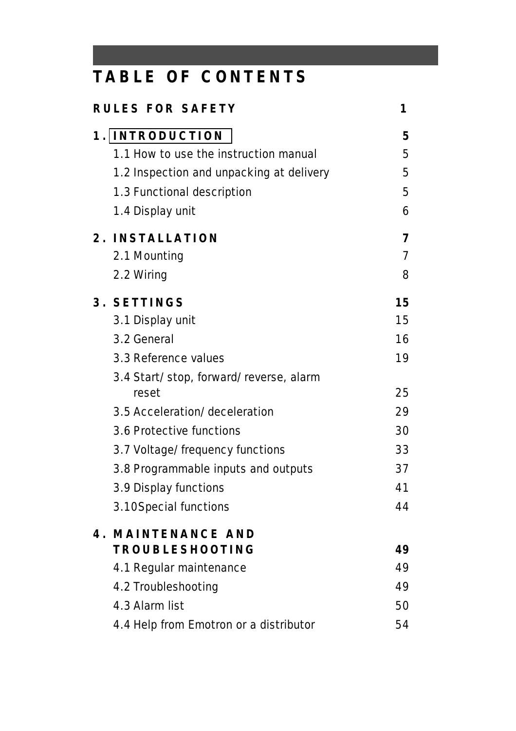# TABLE OF CONTENTS

| | |
|---|---|
| **RULES FOR SAFETY** | **1** |
| **1. INTRODUCTION** | **5** |
| 1.1 How to use the instruction manual | 5 |
| 1.2 Inspection and unpacking at delivery | 5 |
| 1.3 Functional description | 5 |
| 1.4 Display unit | 6 |
| **2. INSTALLATION** | **7** |
| 2.1 Mounting | 7 |
| 2.2 Wiring | 8 |
| **3. SETTINGS** | **15** |
| 3.1 Display unit | 15 |
| 3.2 General | 16 |
| 3.3 Reference values | 19 |
| 3.4 Start/stop, forward/reverse, alarm reset | 25 |
| 3.5 Acceleration/deceleration | 29 |
| 3.6 Protective functions | 30 |
| 3.7 Voltage/frequency functions | 33 |
| 3.8 Programmable inputs and outputs | 37 |
| 3.9 Display functions | 41 |
| 3.10Special functions | 44 |
| **4. MAINTENANCE AND TROUBLESHOOTING** | **49** |
| 4.1 Regular maintenance | 49 |
| 4.2 Troubleshooting | 49 |
| 4.3 Alarm list | 50 |
| 4.4 Help from Emotron or a distributor | 54 |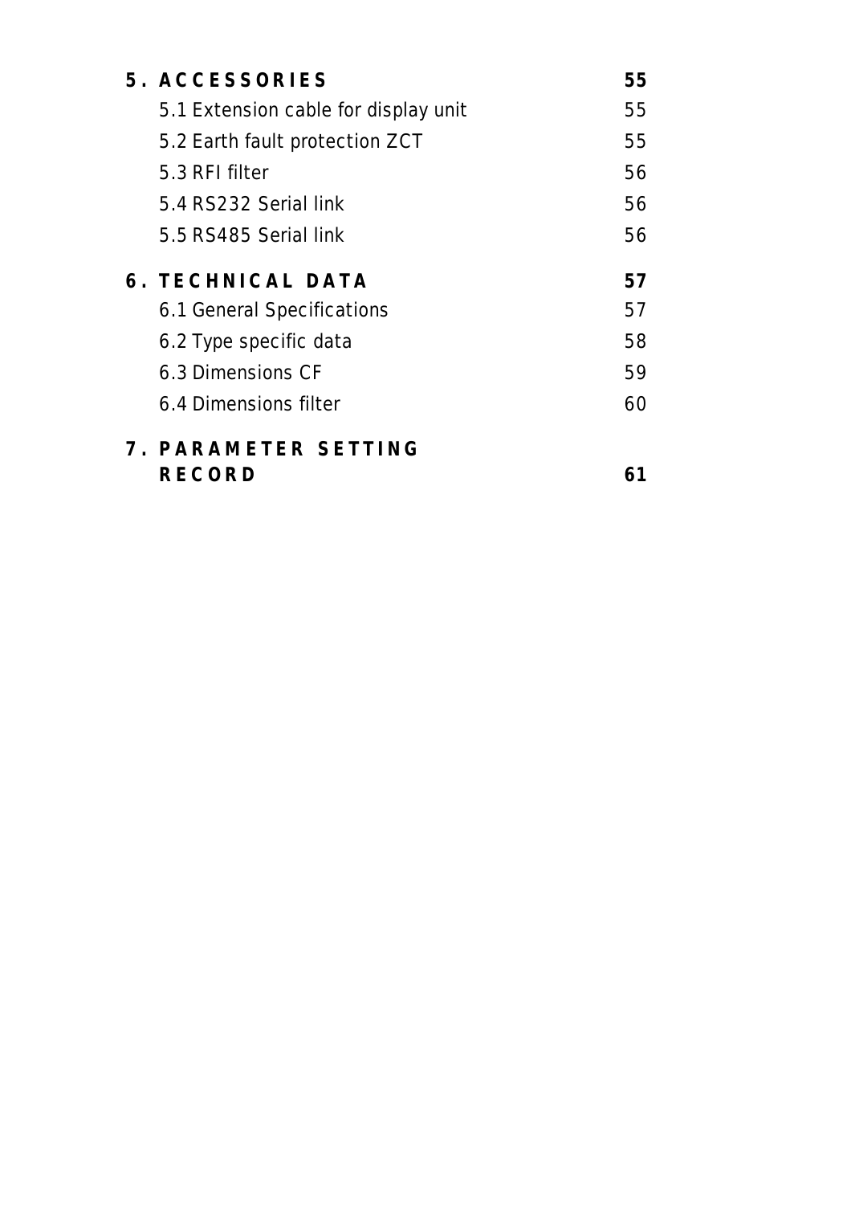| | |
|---|---|
| **5. ACCESSORIES** | **55** |
| 5.1 Extension cable for display unit | 55 |
| 5.2 Earth fault protection ZCT | 55 |
| 5.3 RFI filter | 56 |
| 5.4 RS232 Serial link | 56 |
| 5.5 RS485 Serial link | 56 |
| **6. TECHNICAL DATA** | **57** |
| 6.1 General Specifications | 57 |
| 6.2 Type specific data | 58 |
| 6.3 Dimensions CF | 59 |
| 6.4 Dimensions filter | 60 |
| **7. PARAMETER SETTING RECORD** | **61** |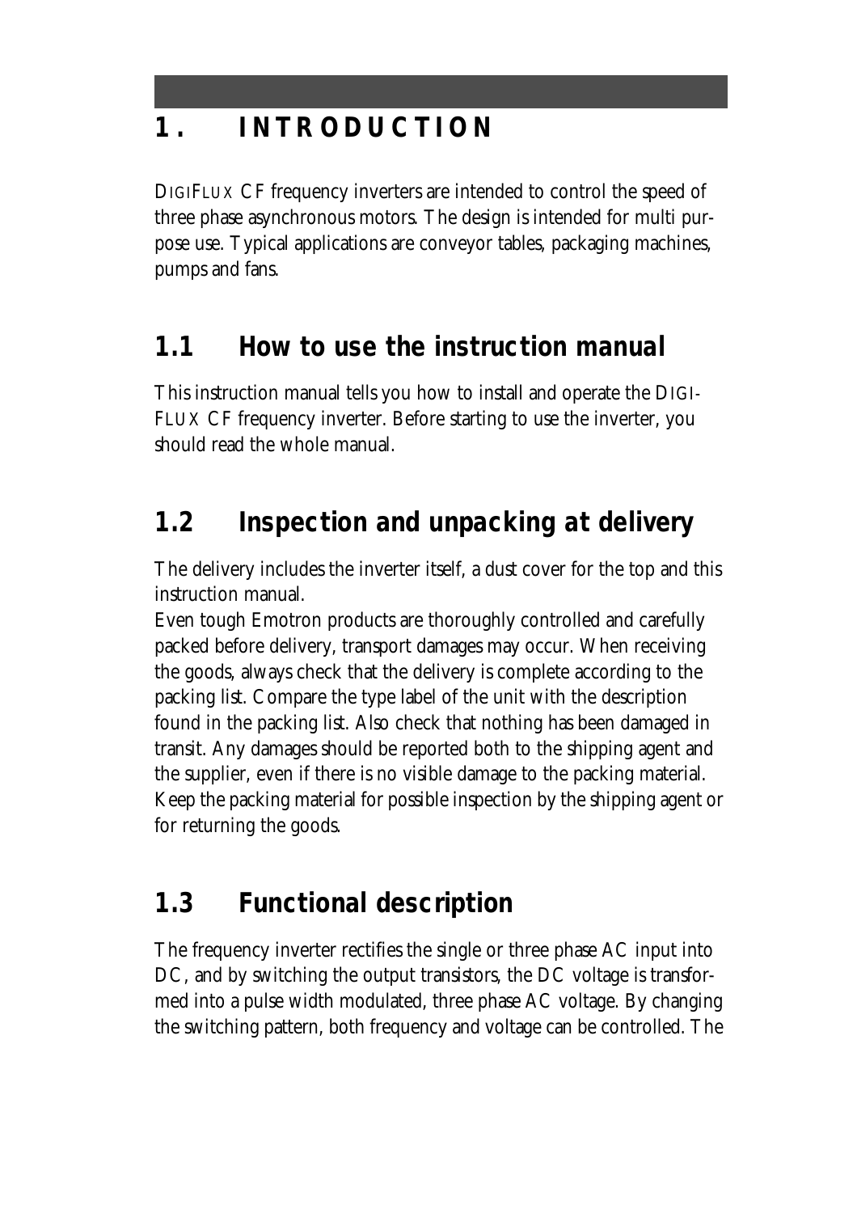# 1. INTRODUCTION

DIGIFLUX CF frequency inverters are intended to control the speed of three phase asynchronous motors. The design is intended for multi purpose use. Typical applications are conveyor tables, packaging machines, pumps and fans.

## 1.1 How to use the instruction manual

This instruction manual tells you how to install and operate the DIGIFLUX CF frequency inverter. Before starting to use the inverter, you should read the whole manual.

## 1.2 Inspection and unpacking at delivery

The delivery includes the inverter itself, a dust cover for the top and this instruction manual.

Even tough Emotron products are thoroughly controlled and carefully packed before delivery, transport damages may occur. When receiving the goods, always check that the delivery is complete according to the packing list. Compare the type label of the unit with the description found in the packing list. Also check that nothing has been damaged in transit. Any damages should be reported both to the shipping agent and the supplier, even if there is no visible damage to the packing material. Keep the packing material for possible inspection by the shipping agent or for returning the goods.

## 1.3 Functional description

The frequency inverter rectifies the single or three phase AC input into DC, and by switching the output transistors, the DC voltage is transformed into a pulse width modulated, three phase AC voltage. By changing the switching pattern, both frequency and voltage can be controlled. The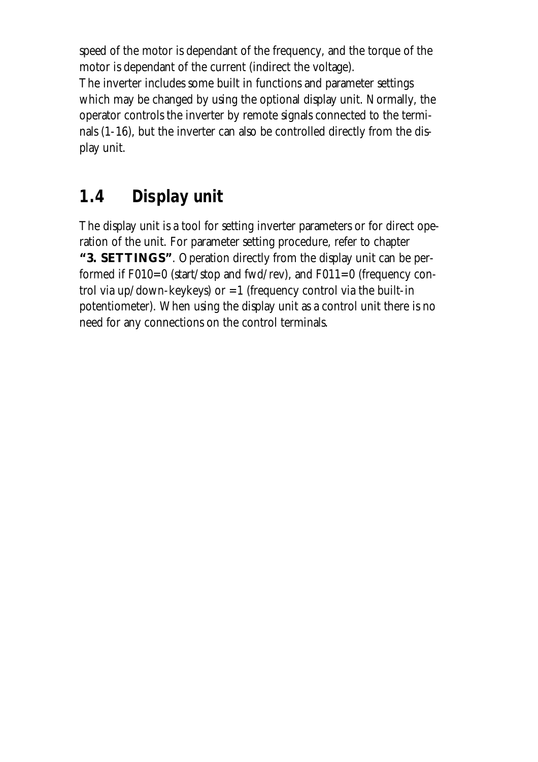speed of the motor is dependant of the frequency, and the torque of the motor is dependant of the current (indirect the voltage).
The inverter includes some built in functions and parameter settings which may be changed by using the optional display unit. Normally, the operator controls the inverter by remote signals connected to the terminals (1-16), but the inverter can also be controlled directly from the display unit.

## 1.4 Display unit

The display unit is a tool for setting inverter parameters or for direct operation of the unit. For parameter setting procedure, refer to chapter **"3. SETTINGS"**. Operation directly from the display unit can be performed if F010=0 (start/stop and fwd/rev), and F011=0 (frequency control via up/down-keykeys) or =1 (frequency control via the built-in potentiometer). When using the display unit as a control unit there is no need for any connections on the control terminals.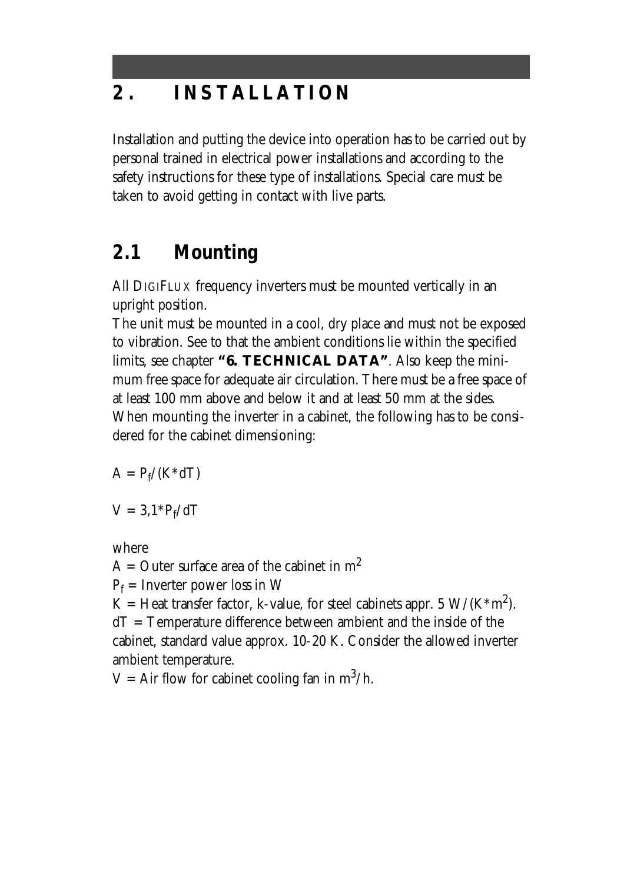# 2. INSTALLATION

Installation and putting the device into operation has to be carried out by personal trained in electrical power installations and according to the safety instructions for these type of installations. Special care must be taken to avoid getting in contact with live parts.

## 2.1 Mounting

All DIGIFLUX frequency inverters must be mounted vertically in an upright position.

The unit must be mounted in a cool, dry place and must not be exposed to vibration. See to that the ambient conditions lie within the specified limits, see chapter **"6. TECHNICAL DATA"**. Also keep the minimum free space for adequate air circulation. There must be a free space of at least 100 mm above and below it and at least 50 mm at the sides.

When mounting the inverter in a cabinet, the following has to be considered for the cabinet dimensioning:

$A = P_f/(K*dT)$

$V = 3{,}1*P_f/dT$

where

$A$ = Outer surface area of the cabinet in $m^2$

$P_f$ = Inverter power loss in W

$K$ = Heat transfer factor, k-value, for steel cabinets appr. 5 $W/(K*m^2)$.

$dT$ = Temperature difference between ambient and the inside of the cabinet, standard value approx. 10-20 K. Consider the allowed inverter ambient temperature.

$V$ = Air flow for cabinet cooling fan in $m^3/h$.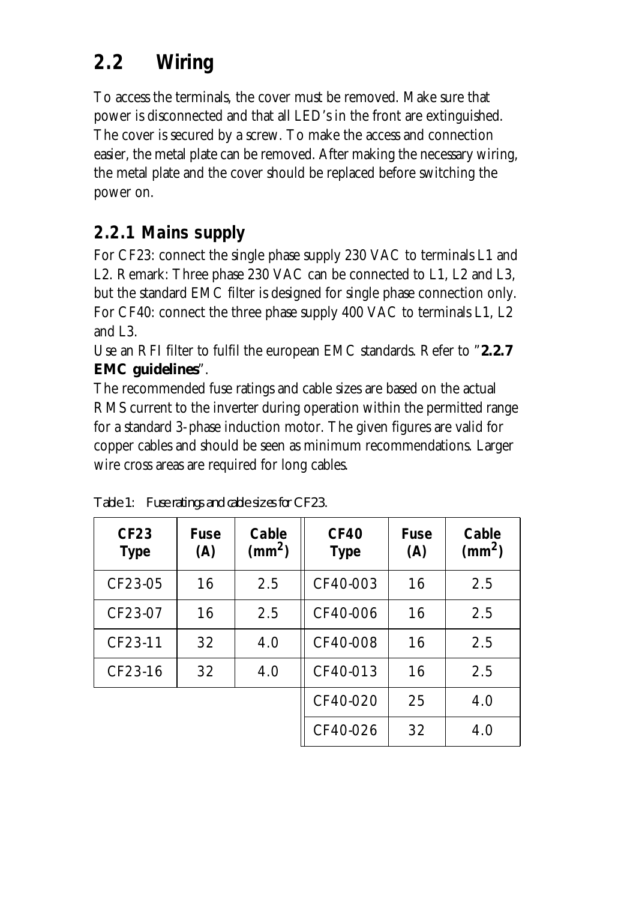## 2.2 Wiring

To access the terminals, the cover must be removed. Make sure that power is disconnected and that all LED's in the front are extinguished. The cover is secured by a screw. To make the access and connection easier, the metal plate can be removed. After making the necessary wiring, the metal plate and the cover should be replaced before switching the power on.

### 2.2.1 Mains supply

For CF23: connect the single phase supply 230 VAC to terminals L1 and L2. Remark: Three phase 230 VAC can be connected to L1, L2 and L3, but the standard EMC filter is designed for single phase connection only.
For CF40: connect the three phase supply 400 VAC to terminals L1, L2 and L3.
Use an RFI filter to fulfil the european EMC standards. Refer to "**2.2.7 EMC guidelines**".
The recommended fuse ratings and cable sizes are based on the actual RMS current to the inverter during operation within the permitted range for a standard 3-phase induction motor. The given figures are valid for copper cables and should be seen as minimum recommendations. Larger wire cross areas are required for long cables.

Table 1: Fuse ratings and cable sizes for CF23.

| CF23 Type | Fuse (A) | Cable ($mm^2$) | CF40 Type | Fuse (A) | Cable ($mm^2$) |
|---|---|---|---|---|---|
| CF23-05 | 16 | 2.5 | CF40-003 | 16 | 2.5 |
| CF23-07 | 16 | 2.5 | CF40-006 | 16 | 2.5 |
| CF23-11 | 32 | 4.0 | CF40-008 | 16 | 2.5 |
| CF23-16 | 32 | 4.0 | CF40-013 | 16 | 2.5 |
| | | | CF40-020 | 25 | 4.0 |
| | | | CF40-026 | 32 | 4.0 |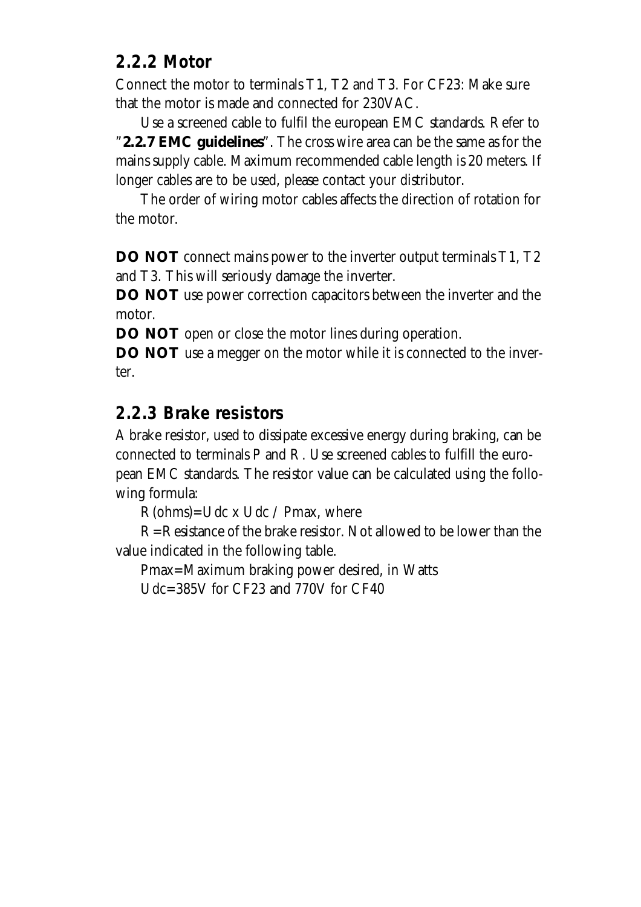### 2.2.2 Motor

Connect the motor to terminals T1, T2 and T3. For CF23: Make sure that the motor is made and connected for 230VAC.

Use a screened cable to fulfil the european EMC standards. Refer to "**2.2.7 EMC guidelines**". The cross wire area can be the same as for the mains supply cable. Maximum recommended cable length is 20 meters. If longer cables are to be used, please contact your distributor.

The order of wiring motor cables affects the direction of rotation for the motor.

**DO NOT** connect mains power to the inverter output terminals T1, T2 and T3. This will seriously damage the inverter.

**DO NOT** use power correction capacitors between the inverter and the motor.

**DO NOT** open or close the motor lines during operation.

**DO NOT** use a megger on the motor while it is connected to the inverter.

### 2.2.3 Brake resistors

A brake resistor, used to dissipate excessive energy during braking, can be connected to terminals P and R. Use screened cables to fulfill the european EMC standards. The resistor value can be calculated using the following formula:

R (ohms)= Udc x Udc / Pmax, where

R = Resistance of the brake resistor. Not allowed to be lower than the value indicated in the following table.

Pmax= Maximum braking power desired, in Watts

Udc=385V for CF23 and 770V for CF40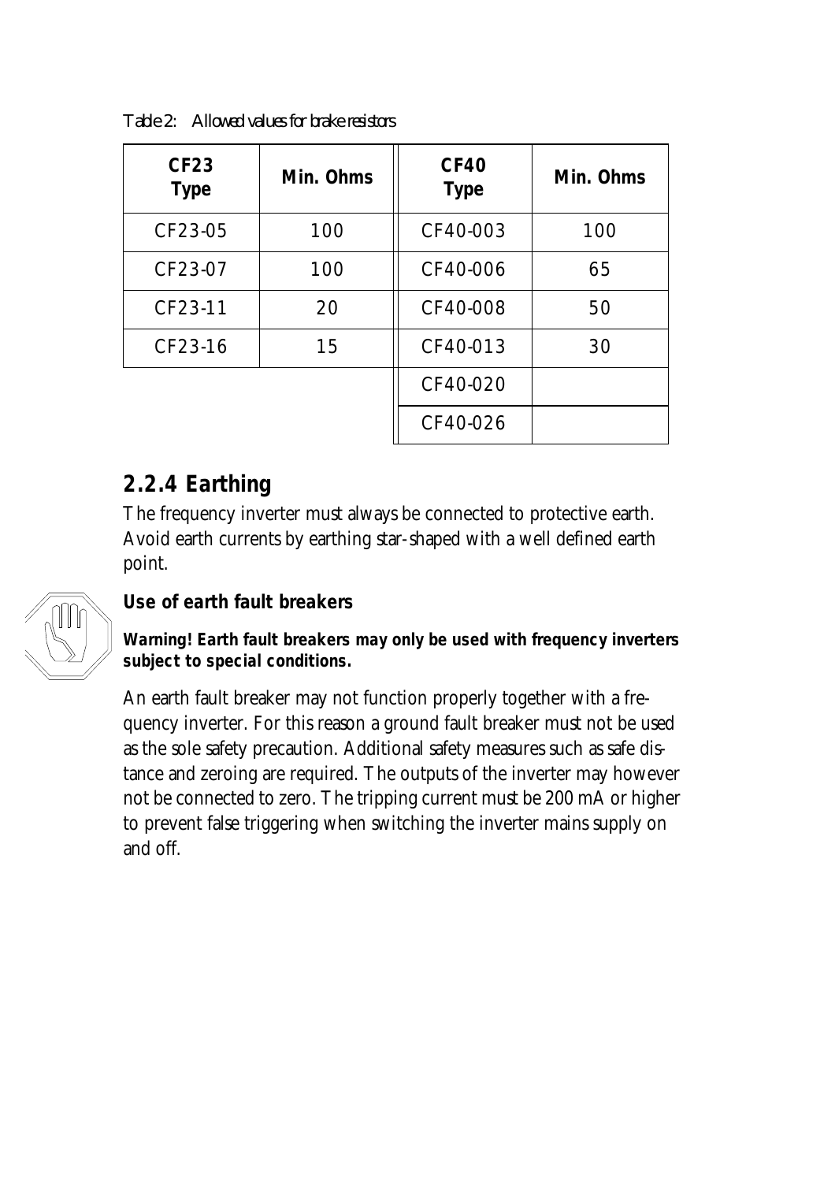Table 2: Allowed values for brake resistors

| CF23 Type | Min. Ohms | CF40 Type | Min. Ohms |
|---|---|---|---|
| CF23-05 | 100 | CF40-003 | 100 |
| CF23-07 | 100 | CF40-006 | 65 |
| CF23-11 | 20 | CF40-008 | 50 |
| CF23-16 | 15 | CF40-013 | 30 |
| | | CF40-020 | |
| | | CF40-026 | |

## 2.2.4 Earthing

The frequency inverter must always be connected to protective earth. Avoid earth currents by earthing star-shaped with a well defined earth point.

### Use of earth fault breakers

**Warning! Earth fault breakers may only be used with frequency inverters subject to special conditions.**

An earth fault breaker may not function properly together with a frequency inverter. For this reason a ground fault breaker must not be used as the sole safety precaution. Additional safety measures such as safe distance and zeroing are required. The outputs of the inverter may however not be connected to zero. The tripping current must be 200 mA or higher to prevent false triggering when switching the inverter mains supply on and off.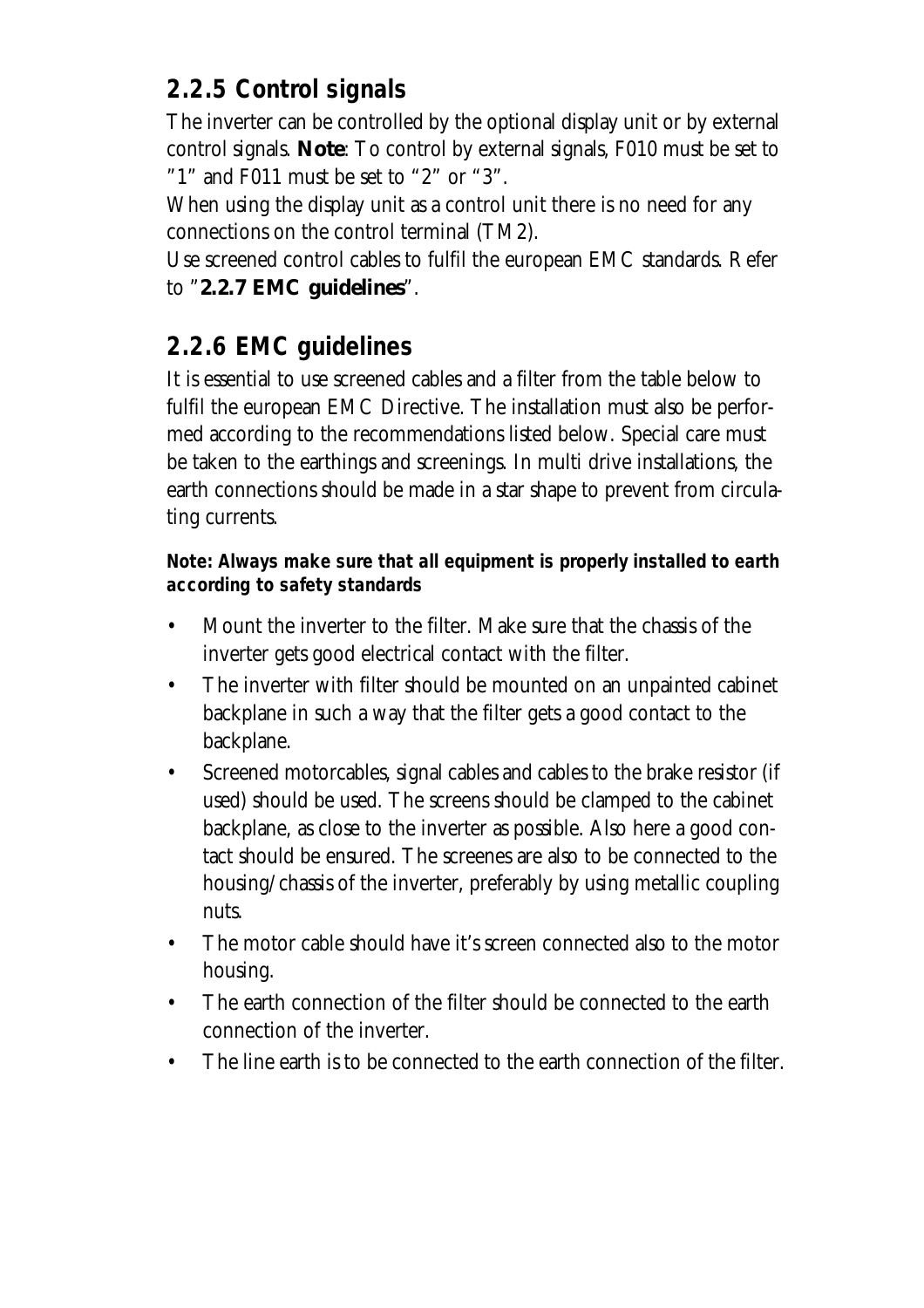## 2.2.5 Control signals

The inverter can be controlled by the optional display unit or by external control signals. **Note**: To control by external signals, F010 must be set to "1" and F011 must be set to "2" or "3".

When using the display unit as a control unit there is no need for any connections on the control terminal (TM2).

Use screened control cables to fulfil the european EMC standards. Refer to "**2.2.7 EMC guidelines**".

## 2.2.6 EMC guidelines

It is essential to use screened cables and a filter from the table below to fulfil the european EMC Directive. The installation must also be performed according to the recommendations listed below. Special care must be taken to the earthings and screenings. In multi drive installations, the earth connections should be made in a star shape to prevent from circulating currents.

**Note: Always make sure that all equipment is properly installed to earth according to safety standards**

- Mount the inverter to the filter. Make sure that the chassis of the inverter gets good electrical contact with the filter.
- The inverter with filter should be mounted on an unpainted cabinet backplane in such a way that the filter gets a good contact to the backplane.
- Screened motorcables, signal cables and cables to the brake resistor (if used) should be used. The screens should be clamped to the cabinet backplane, as close to the inverter as possible. Also here a good contact should be ensured. The screenes are also to be connected to the housing/chassis of the inverter, preferably by using metallic coupling nuts.
- The motor cable should have it's screen connected also to the motor housing.
- The earth connection of the filter should be connected to the earth connection of the inverter.
- The line earth is to be connected to the earth connection of the filter.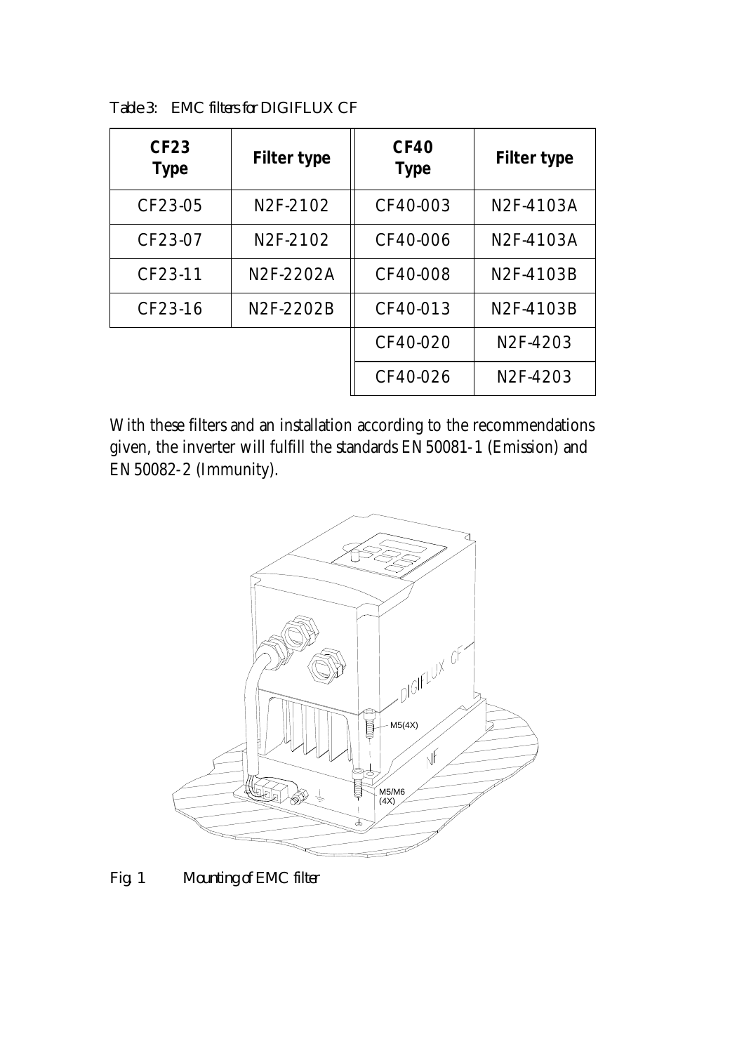*Table 3: EMC filters for DIGIFLUX CF*

| **CF23 Type** | **Filter type** | **CF40 Type** | **Filter type** |
|---|---|---|---|
| CF23-05 | N2F-2102 | CF40-003 | N2F-4103A |
| CF23-07 | N2F-2102 | CF40-006 | N2F-4103A |
| CF23-11 | N2F-2202A | CF40-008 | N2F-4103B |
| CF23-16 | N2F-2202B | CF40-013 | N2F-4103B |
| | | CF40-020 | N2F-4203 |
| | | CF40-026 | N2F-4203 |

With these filters and an installation according to the recommendations given, the inverter will fulfill the standards EN 50081-1 (Emission) and EN 50082-2 (Immunity).

*Fig. 1 Mounting of EMC filter*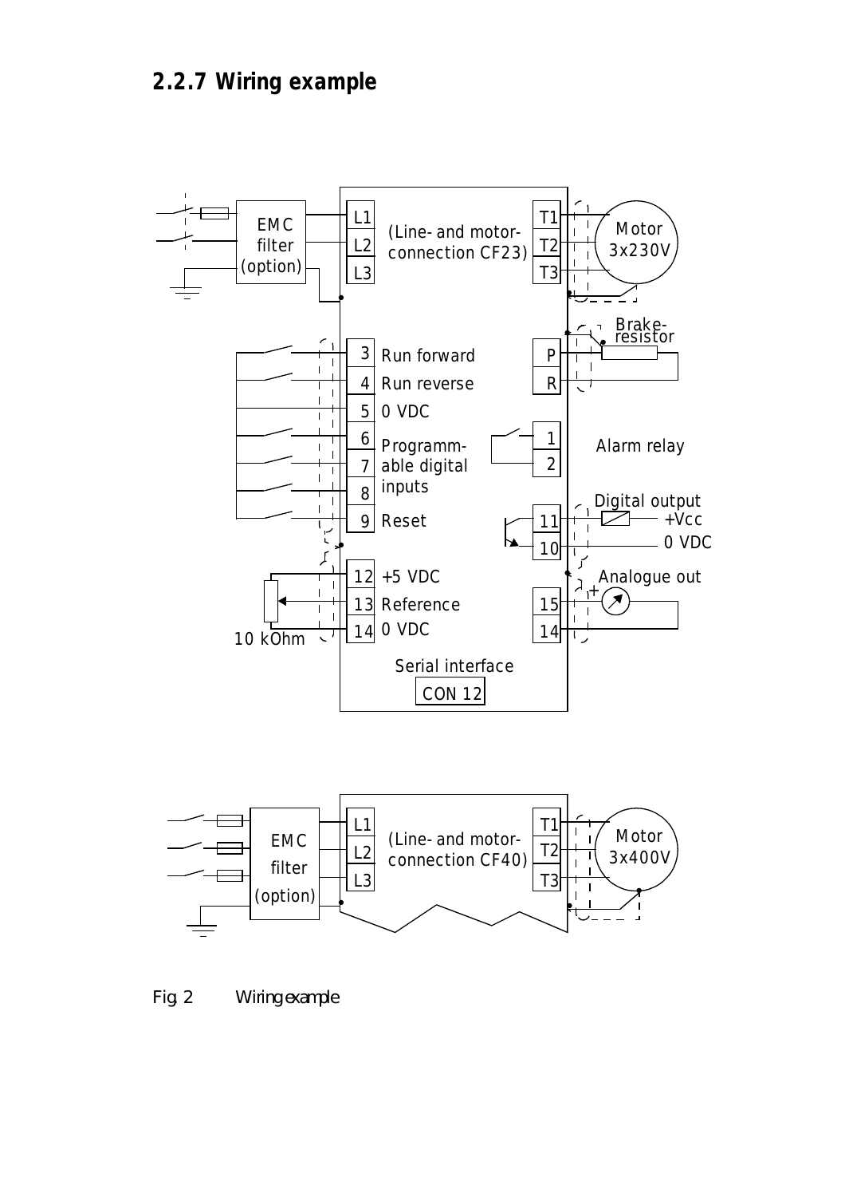### 2.2.7 Wiring example

Fig. 2 Wiring example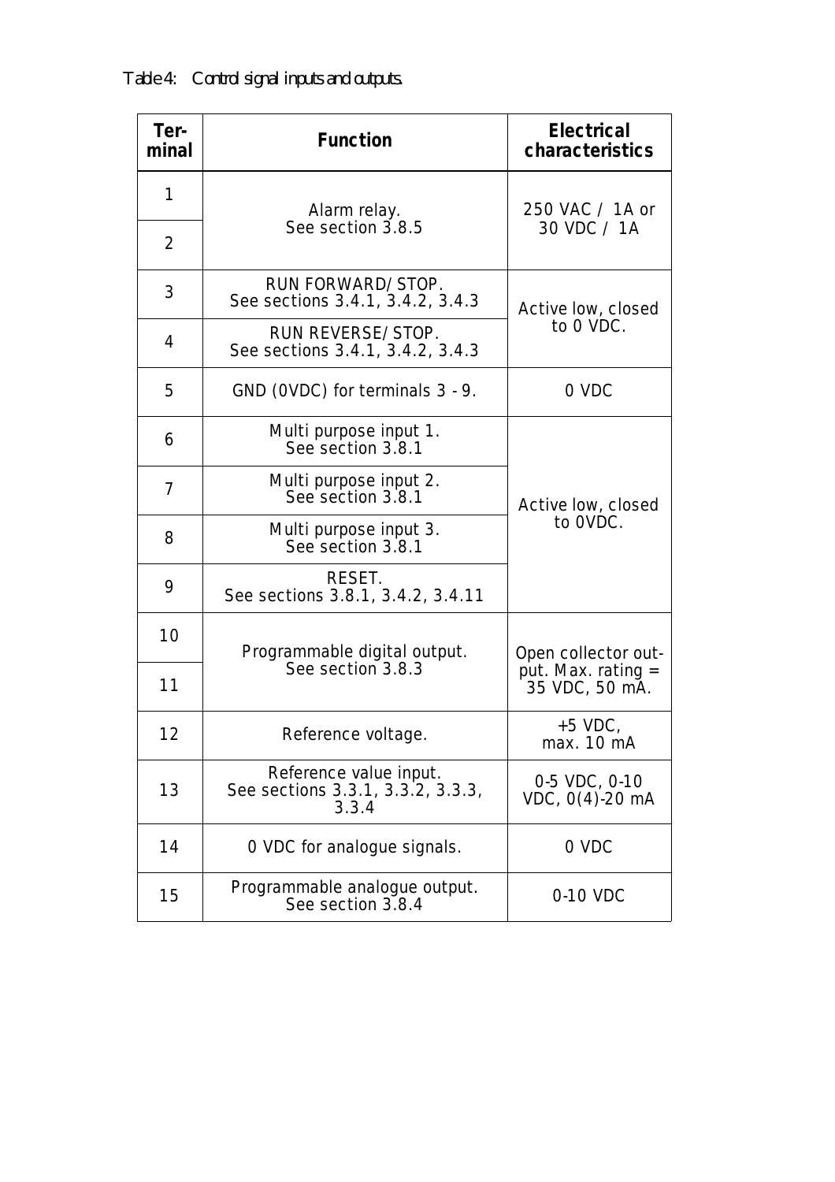Table 4: Control signal inputs and outputs.

| Terminal | Function | Electrical characteristics |
|---|---|---|
| 1 | Alarm relay. See section 3.8.5 | 250 VAC / 1A or 30 VDC / 1A |
| 2 | | |
| 3 | RUN FORWARD/STOP. See sections 3.4.1, 3.4.2, 3.4.3 | Active low, closed to 0 VDC. |
| 4 | RUN REVERSE/STOP. See sections 3.4.1, 3.4.2, 3.4.3 | |
| 5 | GND (0VDC) for terminals 3 - 9. | 0 VDC |
| 6 | Multi purpose input 1. See section 3.8.1 | Active low, closed to 0VDC. |
| 7 | Multi purpose input 2. See section 3.8.1 | |
| 8 | Multi purpose input 3. See section 3.8.1 | |
| 9 | RESET. See sections 3.8.1, 3.4.2, 3.4.11 | |
| 10 | Programmable digital output. See section 3.8.3 | Open collector output. Max. rating = 35 VDC, 50 mA. |
| 11 | | |
| 12 | Reference voltage. | +5 VDC, max. 10 mA |
| 13 | Reference value input. See sections 3.3.1, 3.3.2, 3.3.3, 3.3.4 | 0-5 VDC, 0-10 VDC, 0(4)-20 mA |
| 14 | 0 VDC for analogue signals. | 0 VDC |
| 15 | Programmable analogue output. See section 3.8.4 | 0-10 VDC |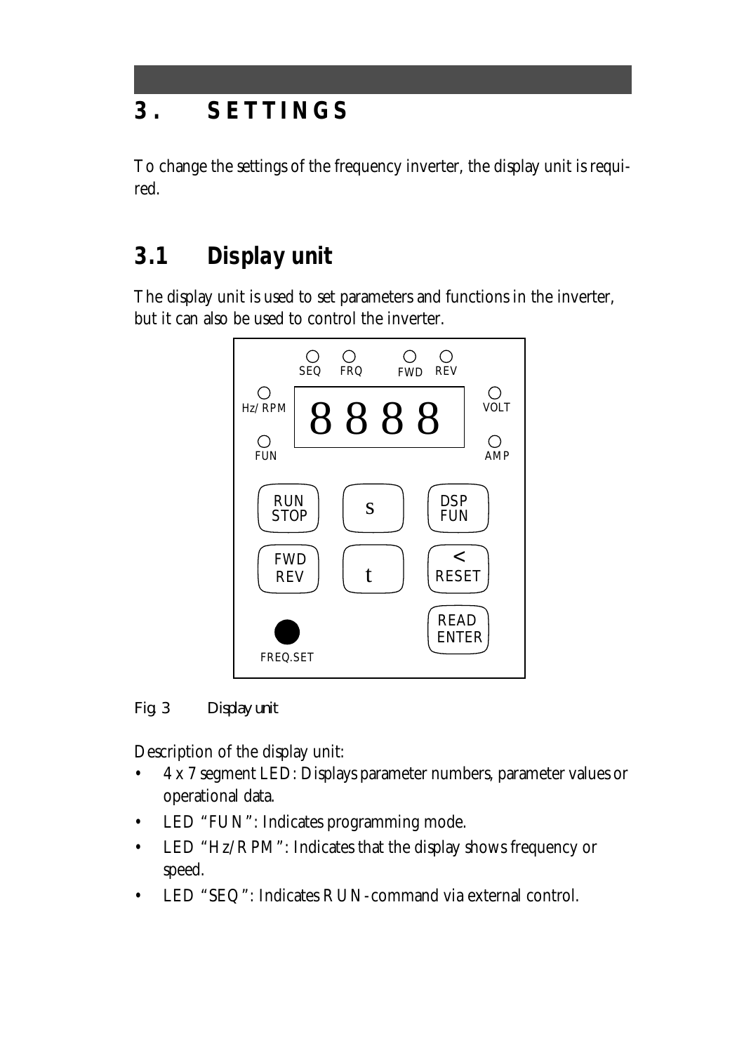# 3. SETTINGS

To change the settings of the frequency inverter, the display unit is required.

## 3.1 Display unit

The display unit is used to set parameters and functions in the inverter, but it can also be used to control the inverter.

*Fig. 3 Display unit*

Description of the display unit:

- 4 x 7 segment LED: Displays parameter numbers, parameter values or operational data.
- LED "FUN": Indicates programming mode.
- LED "Hz/RPM": Indicates that the display shows frequency or speed.
- LED "SEQ": Indicates RUN-command via external control.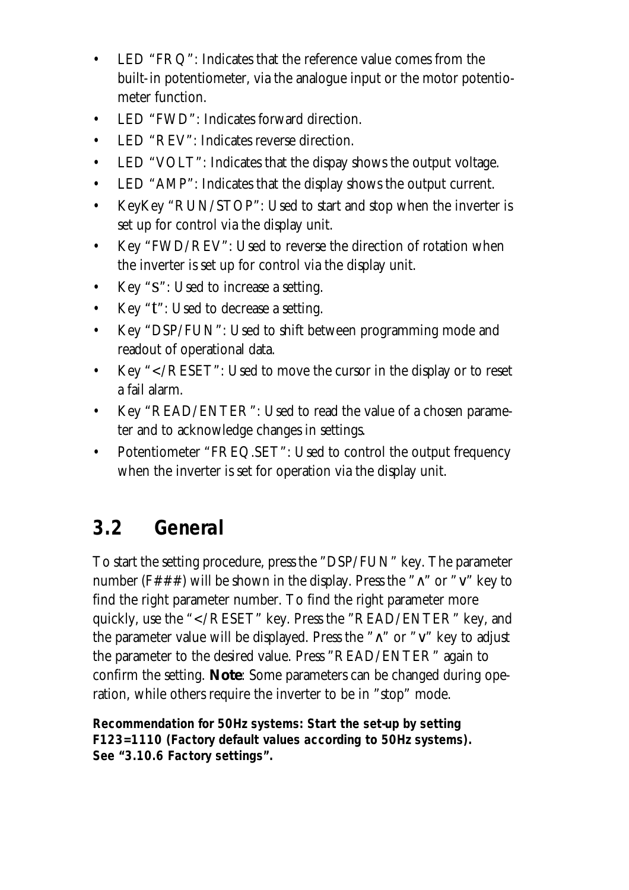- LED "FRQ": Indicates that the reference value comes from the built-in potentiometer, via the analogue input or the motor potentiometer function.
- LED "FWD": Indicates forward direction.
- LED "REV": Indicates reverse direction.
- LED "VOLT": Indicates that the dispay shows the output voltage.
- LED "AMP": Indicates that the display shows the output current.
- KeyKey "RUN/STOP": Used to start and stop when the inverter is set up for control via the display unit.
- Key "FWD/REV": Used to reverse the direction of rotation when the inverter is set up for control via the display unit.
- Key "s": Used to increase a setting.
- Key "t": Used to decrease a setting.
- Key "DSP/FUN": Used to shift between programming mode and readout of operational data.
- Key "</RESET": Used to move the cursor in the display or to reset a fail alarm.
- Key "READ/ENTER": Used to read the value of a chosen parameter and to acknowledge changes in settings.
- Potentiometer "FREQ.SET": Used to control the output frequency when the inverter is set for operation via the display unit.

## 3.2 General

To start the setting procedure, press the "DSP/FUN" key. The parameter number (F###) will be shown in the display. Press the "∧" or "∨" key to find the right parameter number. To find the right parameter more quickly, use the "</RESET" key. Press the "READ/ENTER" key, and the parameter value will be displayed. Press the "∧" or "∨" key to adjust the parameter to the desired value. Press "READ/ENTER" again to confirm the setting. **Note**: Some parameters can be changed during operation, while others require the inverter to be in "stop" mode.

**Recommendation for 50Hz systems: Start the set-up by setting F123=1110 (Factory default values according to 50Hz systems). See "3.10.6 Factory settings".**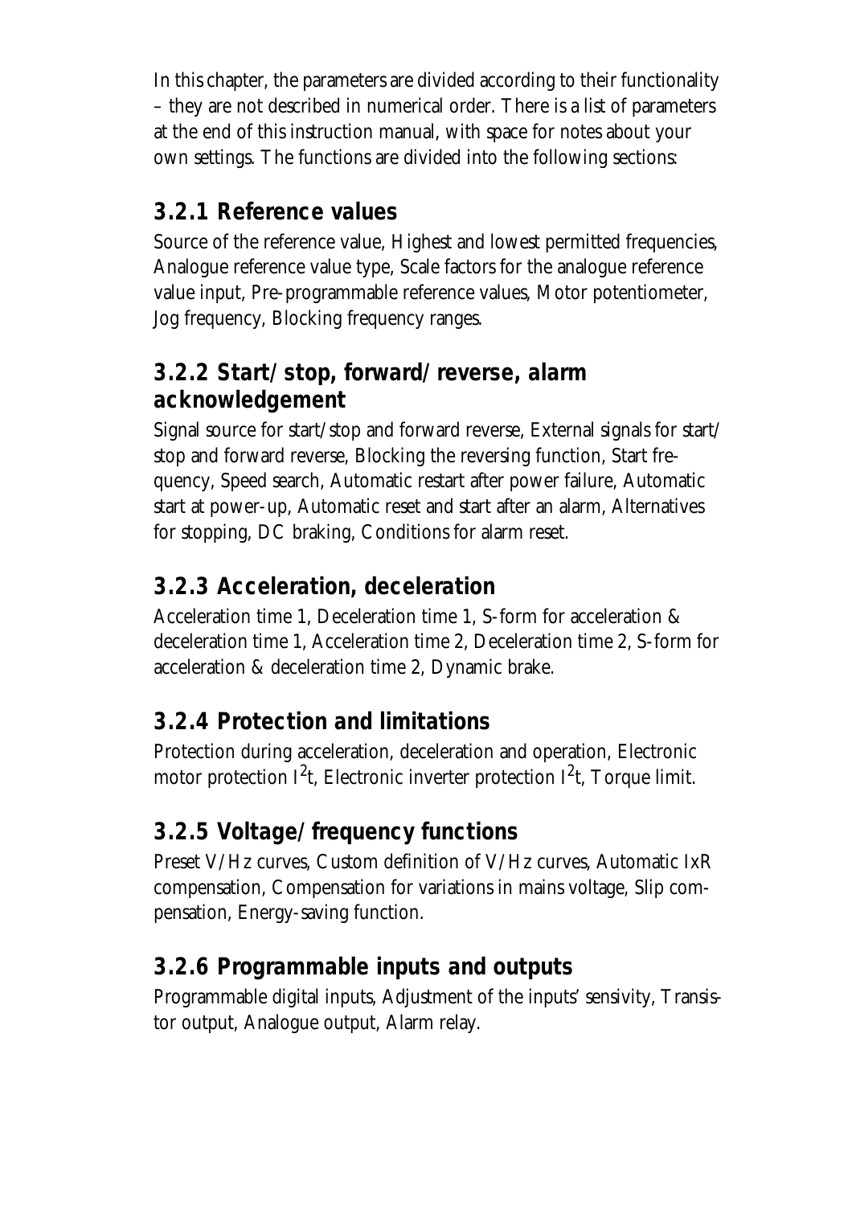In this chapter, the parameters are divided according to their functionality – they are not described in numerical order. There is a list of parameters at the end of this instruction manual, with space for notes about your own settings. The functions are divided into the following sections:

### 3.2.1 Reference values

Source of the reference value, Highest and lowest permitted frequencies, Analogue reference value type, Scale factors for the analogue reference value input, Pre-programmable reference values, Motor potentiometer, Jog frequency, Blocking frequency ranges.

### 3.2.2 Start/stop, forward/reverse, alarm acknowledgement

Signal source for start/stop and forward reverse, External signals for start/stop and forward reverse, Blocking the reversing function, Start frequency, Speed search, Automatic restart after power failure, Automatic start at power-up, Automatic reset and start after an alarm, Alternatives for stopping, DC braking, Conditions for alarm reset.

### 3.2.3 Acceleration, deceleration

Acceleration time 1, Deceleration time 1, S-form for acceleration & deceleration time 1, Acceleration time 2, Deceleration time 2, S-form for acceleration & deceleration time 2, Dynamic brake.

### 3.2.4 Protection and limitations

Protection during acceleration, deceleration and operation, Electronic motor protection $I^2t$, Electronic inverter protection $I^2t$, Torque limit.

### 3.2.5 Voltage/frequency functions

Preset V/Hz curves, Custom definition of V/Hz curves, Automatic IxR compensation, Compensation for variations in mains voltage, Slip compensation, Energy-saving function.

### 3.2.6 Programmable inputs and outputs

Programmable digital inputs, Adjustment of the inputs' sensivity, Transistor output, Analogue output, Alarm relay.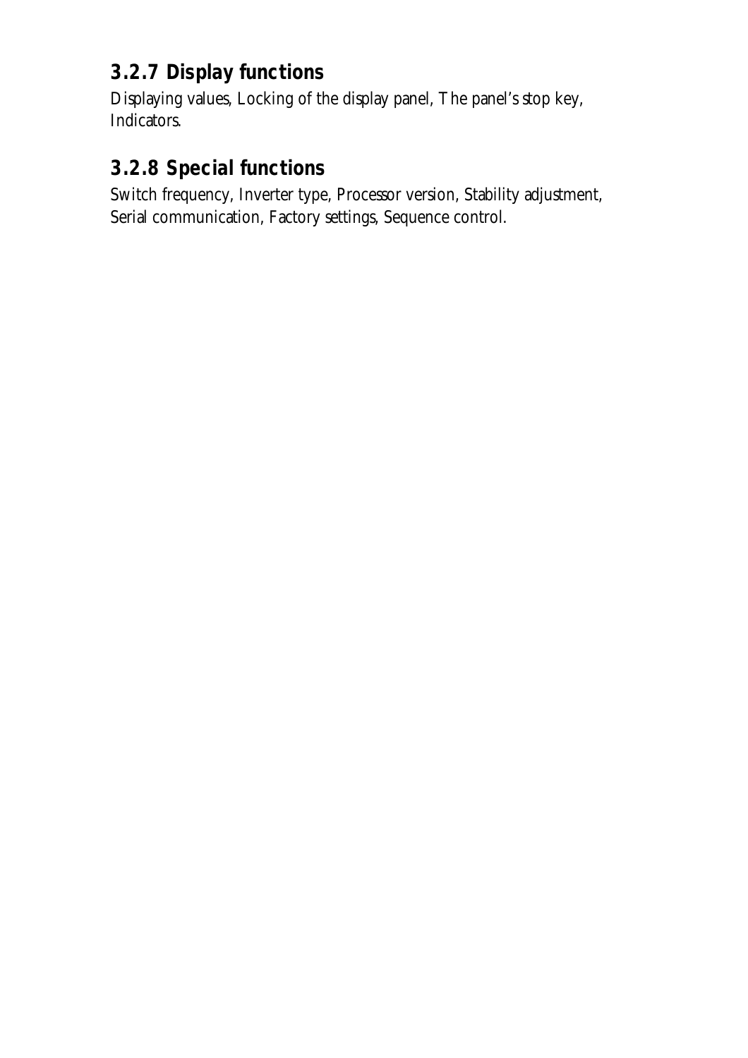### 3.2.7 Display functions

Displaying values, Locking of the display panel, The panel's stop key, Indicators.

### 3.2.8 Special functions

Switch frequency, Inverter type, Processor version, Stability adjustment, Serial communication, Factory settings, Sequence control.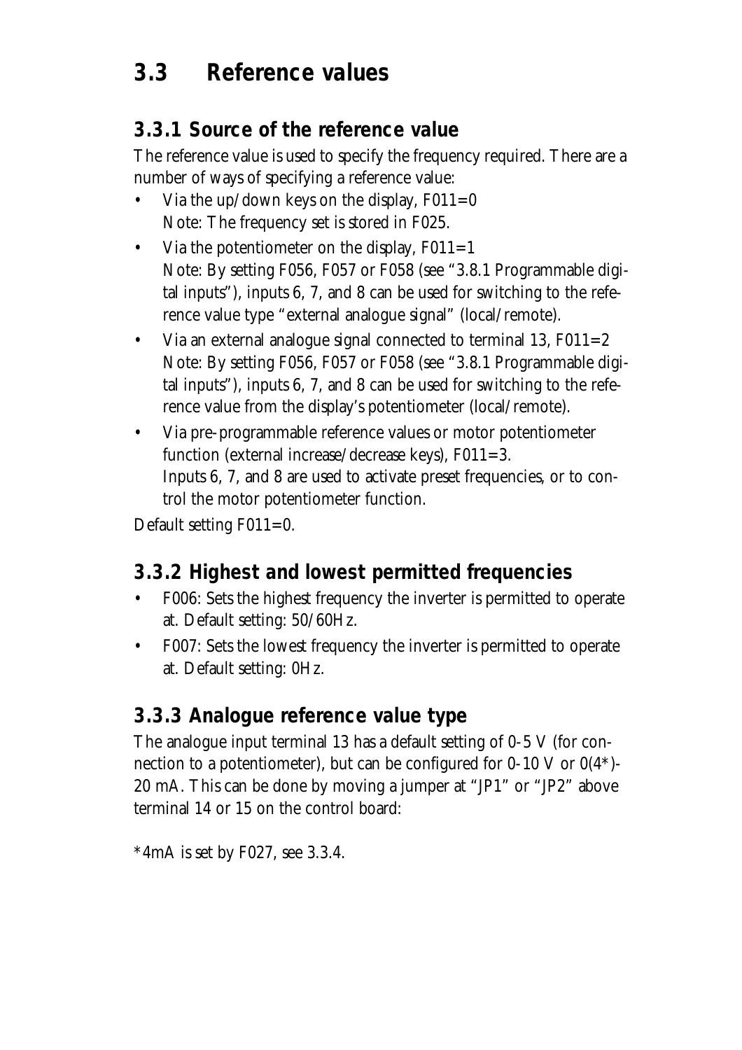## 3.3 Reference values

### 3.3.1 Source of the reference value

The reference value is used to specify the frequency required. There are a number of ways of specifying a reference value:

- Via the up/down keys on the display, F011=0
  Note: The frequency set is stored in F025.
- Via the potentiometer on the display, F011=1
  Note: By setting F056, F057 or F058 (see "3.8.1 Programmable digital inputs"), inputs 6, 7, and 8 can be used for switching to the reference value type "external analogue signal" (local/remote).
- Via an external analogue signal connected to terminal 13, F011=2
  Note: By setting F056, F057 or F058 (see "3.8.1 Programmable digital inputs"), inputs 6, 7, and 8 can be used for switching to the reference value from the display's potentiometer (local/remote).
- Via pre-programmable reference values or motor potentiometer function (external increase/decrease keys), F011=3.
  Inputs 6, 7, and 8 are used to activate preset frequencies, or to control the motor potentiometer function.

Default setting F011=0.

### 3.3.2 Highest and lowest permitted frequencies

- F006: Sets the highest frequency the inverter is permitted to operate at. Default setting: 50/60Hz.
- F007: Sets the lowest frequency the inverter is permitted to operate at. Default setting: 0Hz.

### 3.3.3 Analogue reference value type

The analogue input terminal 13 has a default setting of 0-5 V (for connection to a potentiometer), but can be configured for 0-10 V or 0(4*)-20 mA. This can be done by moving a jumper at "JP1" or "JP2" above terminal 14 or 15 on the control board:

*4mA is set by F027, see 3.3.4.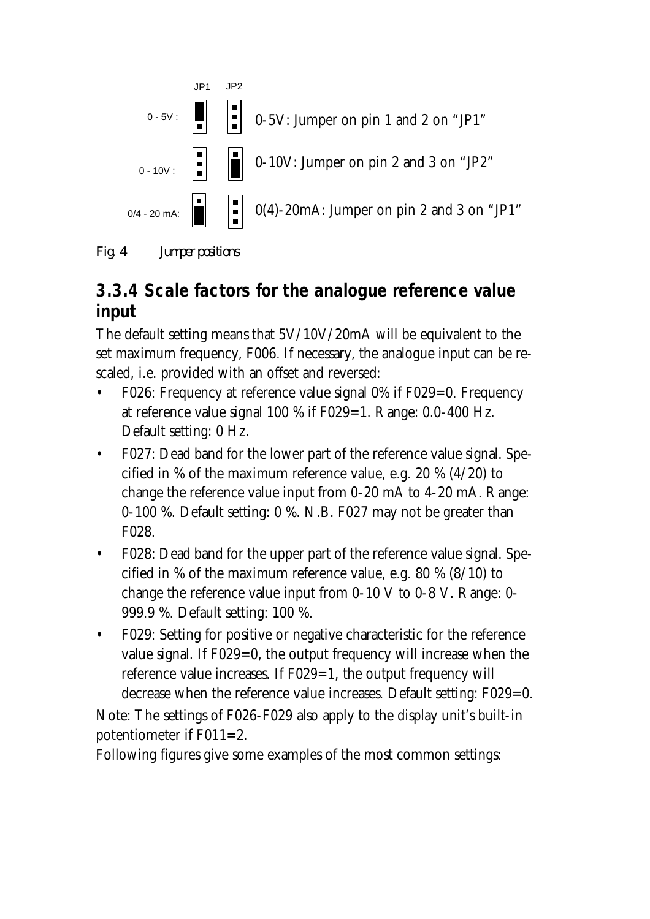| | JP1 | JP2 | |
|---|---|---|---|
| 0 - 5V : | | | 0-5V: Jumper on pin 1 and 2 on "JP1" |
| 0 - 10V : | | | 0-10V: Jumper on pin 2 and 3 on "JP2" |
| 0/4 - 20 mA: | | | 0(4)-20mA: Jumper on pin 2 and 3 on "JP1" |

Fig. 4 *Jumper positions*

### 3.3.4 Scale factors for the analogue reference value input

The default setting means that 5V/10V/20mA will be equivalent to the set maximum frequency, F006. If necessary, the analogue input can be re-scaled, i.e. provided with an offset and reversed:

- F026: Frequency at reference value signal 0% if F029=0. Frequency at reference value signal 100 % if F029=1. Range: 0.0-400 Hz. Default setting: 0 Hz.
- F027: Dead band for the lower part of the reference value signal. Specified in % of the maximum reference value, e.g. 20 % (4/20) to change the reference value input from 0-20 mA to 4-20 mA. Range: 0-100 %. Default setting: 0 %. N.B. F027 may not be greater than F028.
- F028: Dead band for the upper part of the reference value signal. Specified in % of the maximum reference value, e.g. 80 % (8/10) to change the reference value input from 0-10 V to 0-8 V. Range: 0-999.9 %. Default setting: 100 %.
- F029: Setting for positive or negative characteristic for the reference value signal. If F029=0, the output frequency will increase when the reference value increases. If F029=1, the output frequency will decrease when the reference value increases. Default setting: F029=0.

Note: The settings of F026-F029 also apply to the display unit's built-in potentiometer if F011=2.

Following figures give some examples of the most common settings: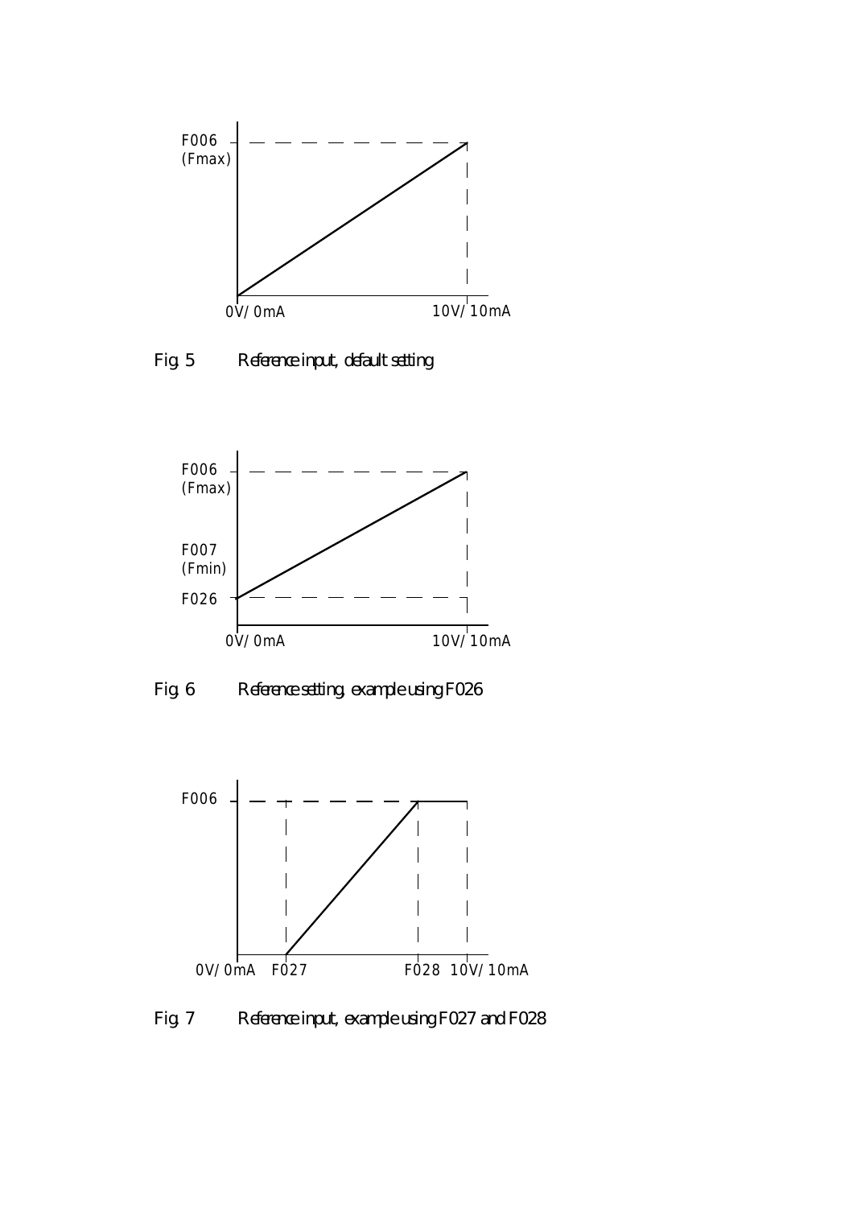F006
(Fmax)

0V/0mA 10V/10mA

Fig. 5 Reference input, default setting

F006
(Fmax)

F007
(Fmin)

F026

0V/0mA 10V/10mA

Fig. 6 Reference setting, example using F026

F006

0V/0mA F027 F028 10V/10mA

Fig. 7 Reference input, example using F027 and F028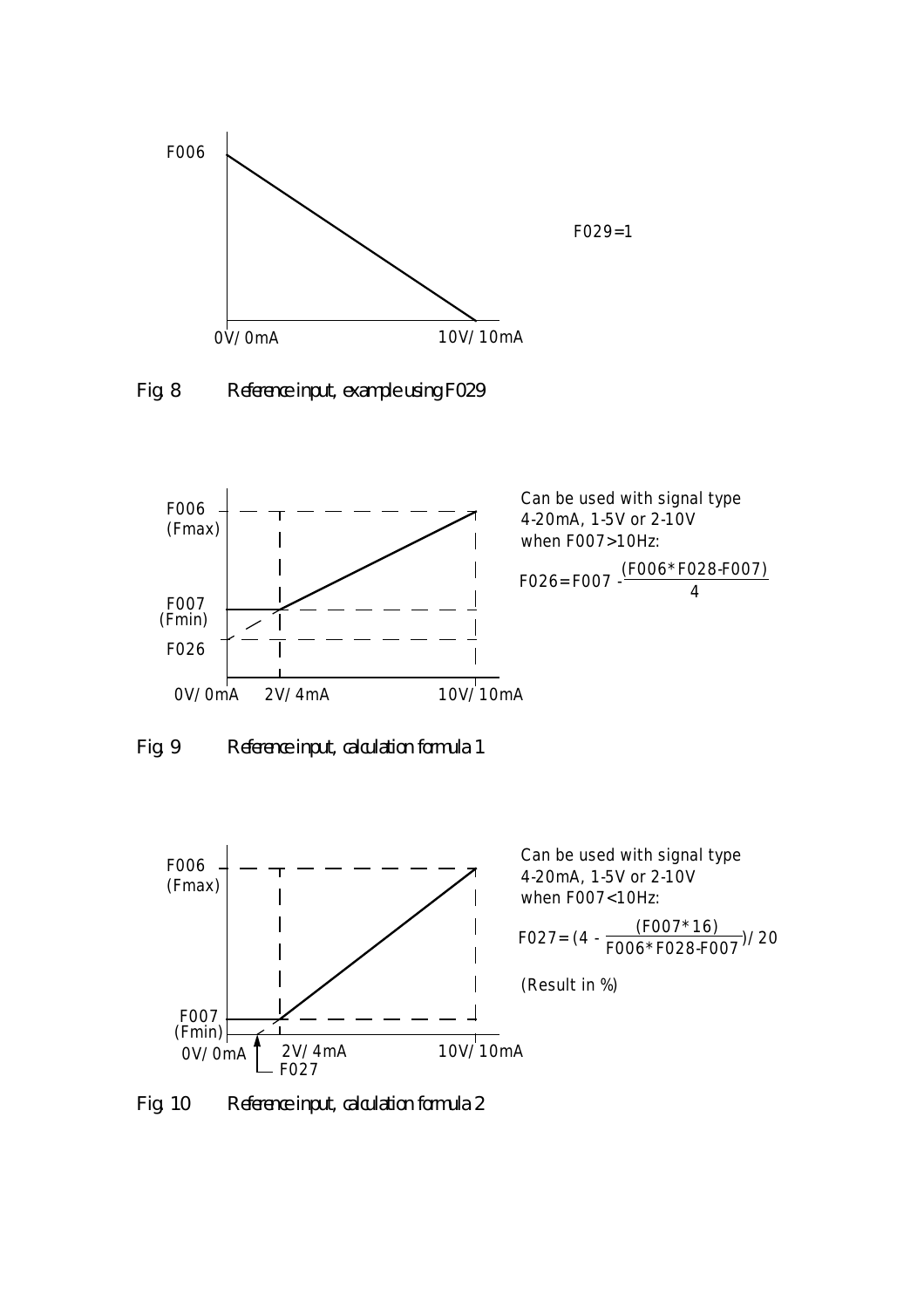F006

F029=1

0V/0mA　　10V/10mA

Fig. 8　　Reference input, example using F029

F006 (Fmax)

F007 (Fmin)

F026

0V/0mA　2V/4mA　　10V/10mA

Can be used with signal type 4-20mA, 1-5V or 2-10V when F007>10Hz:

$$F026 = F007 - \frac{(F006*F028-F007)}{4}$$

Fig. 9　　Reference input, calculation formula 1

F006 (Fmax)

F007 (Fmin)

0V/0mA　2V/4mA　　10V/10mA

F027

Can be used with signal type 4-20mA, 1-5V or 2-10V when F007<10Hz:

$$F027 = (4 - \frac{(F007*16)}{F006*F028-F007})/20$$

(Result in %)

Fig. 10　　Reference input, calculation formula 2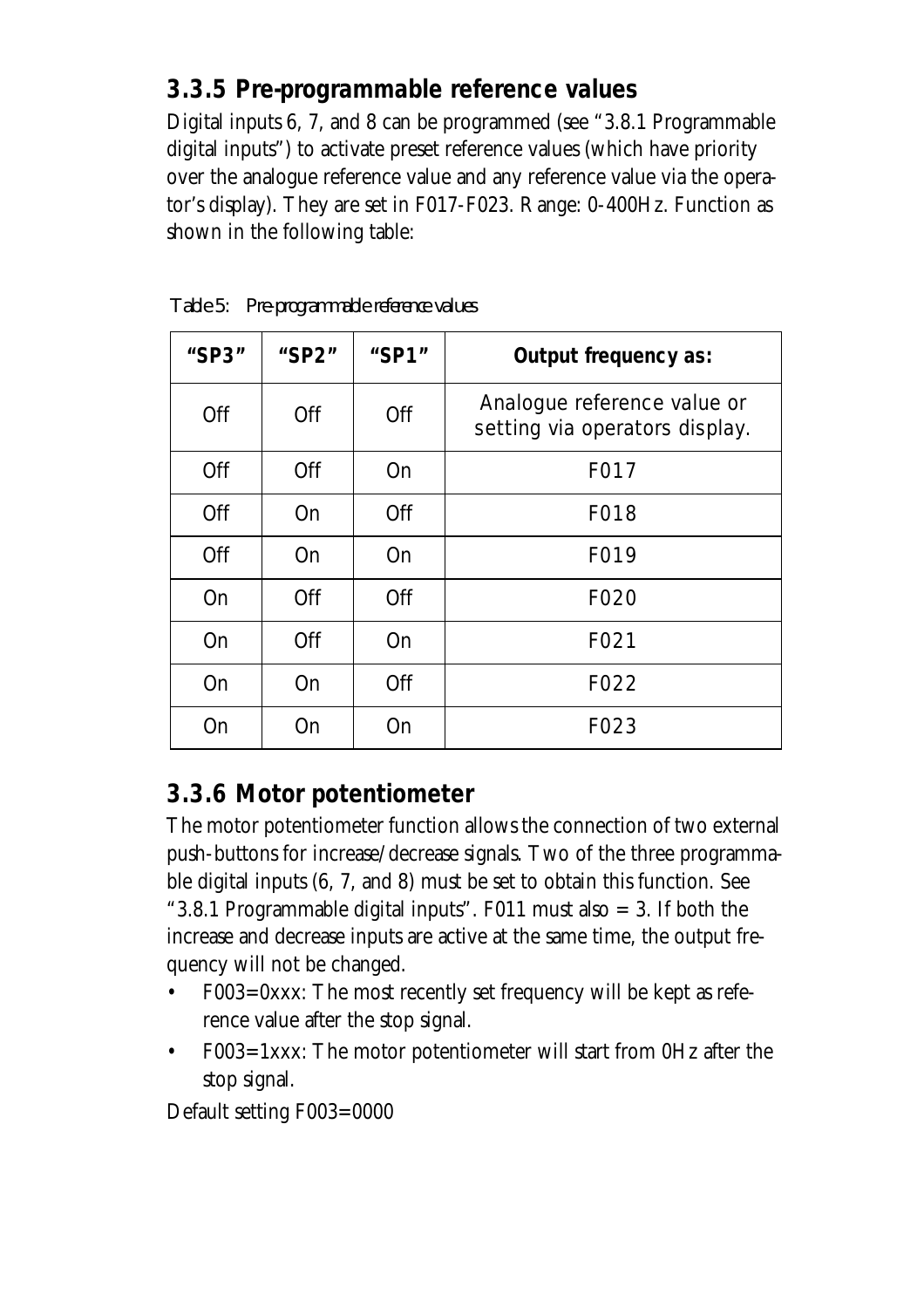### 3.3.5 Pre-programmable reference values

Digital inputs 6, 7, and 8 can be programmed (see "3.8.1 Programmable digital inputs") to activate preset reference values (which have priority over the analogue reference value and any reference value via the operator's display). They are set in F017-F023. Range: 0-400Hz. Function as shown in the following table:

Table 5: Pre-programmable reference values

| "SP3" | "SP2" | "SP1" | Output frequency as: |
|---|---|---|---|
| Off | Off | Off | Analogue reference value or setting via operators display. |
| Off | Off | On | F017 |
| Off | On | Off | F018 |
| Off | On | On | F019 |
| On | Off | Off | F020 |
| On | Off | On | F021 |
| On | On | Off | F022 |
| On | On | On | F023 |

### 3.3.6 Motor potentiometer

The motor potentiometer function allows the connection of two external push-buttons for increase/decrease signals. Two of the three programmable digital inputs (6, 7, and 8) must be set to obtain this function. See "3.8.1 Programmable digital inputs". F011 must also = 3. If both the increase and decrease inputs are active at the same time, the output frequency will not be changed.

- F003=0xxx: The most recently set frequency will be kept as reference value after the stop signal.
- F003=1xxx: The motor potentiometer will start from 0Hz after the stop signal.

Default setting F003=0000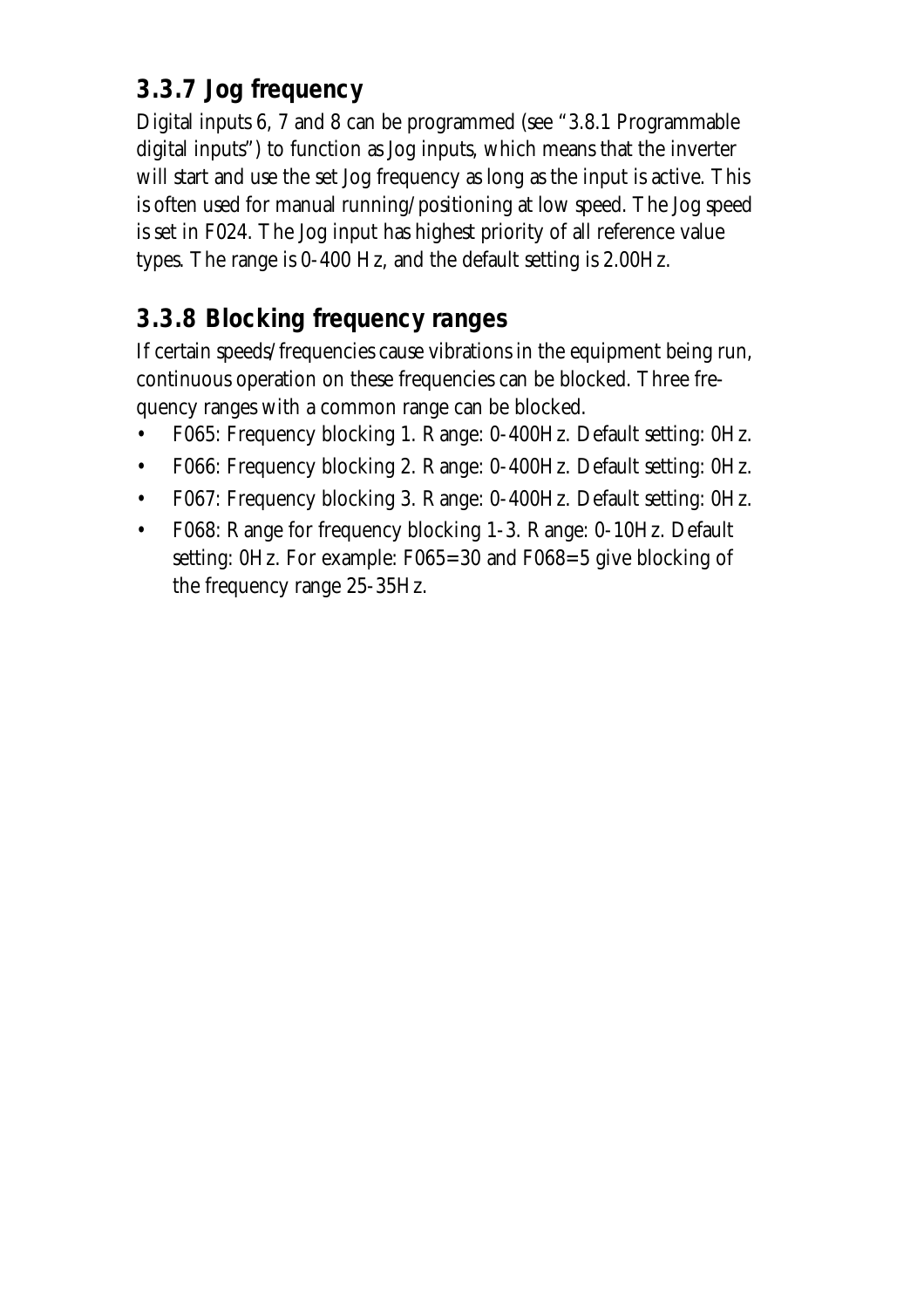### 3.3.7 Jog frequency

Digital inputs 6, 7 and 8 can be programmed (see "3.8.1 Programmable digital inputs") to function as Jog inputs, which means that the inverter will start and use the set Jog frequency as long as the input is active. This is often used for manual running/positioning at low speed. The Jog speed is set in F024. The Jog input has highest priority of all reference value types. The range is 0-400 Hz, and the default setting is 2.00Hz.

### 3.3.8 Blocking frequency ranges

If certain speeds/frequencies cause vibrations in the equipment being run, continuous operation on these frequencies can be blocked. Three frequency ranges with a common range can be blocked.

- F065: Frequency blocking 1. Range: 0-400Hz. Default setting: 0Hz.
- F066: Frequency blocking 2. Range: 0-400Hz. Default setting: 0Hz.
- F067: Frequency blocking 3. Range: 0-400Hz. Default setting: 0Hz.
- F068: Range for frequency blocking 1-3. Range: 0-10Hz. Default setting: 0Hz. For example: F065=30 and F068=5 give blocking of the frequency range 25-35Hz.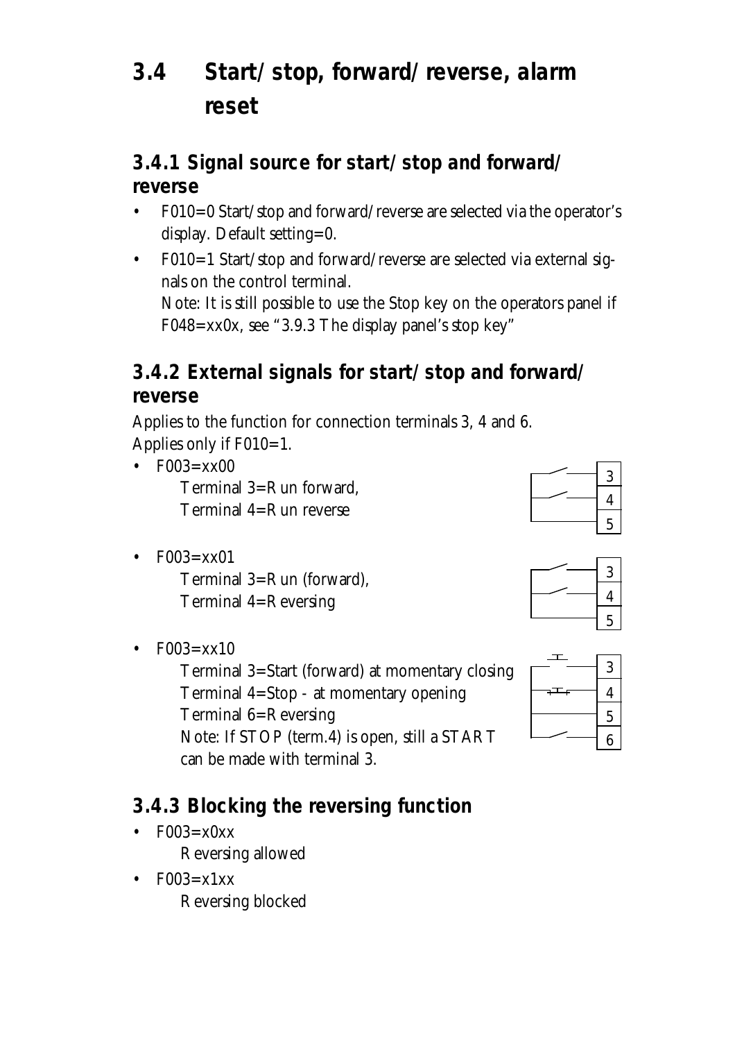# 3.4 Start/stop, forward/reverse, alarm reset

## 3.4.1 Signal source for start/stop and forward/reverse

- F010=0 Start/stop and forward/reverse are selected via the operator's display. Default setting=0.
- F010=1 Start/stop and forward/reverse are selected via external signals on the control terminal.
  Note: It is still possible to use the Stop key on the operators panel if F048=xx0x, see "3.9.3 The display panel's stop key"

## 3.4.2 External signals for start/stop and forward/reverse

Applies to the function for connection terminals 3, 4 and 6.
Applies only if F010=1.

- F003=xx00
  Terminal 3=Run forward,
  Terminal 4=Run reverse
- F003=xx01
  Terminal 3=Run (forward),
  Terminal 4=Reversing
- F003=xx10
  Terminal 3=Start (forward) at momentary closing
  Terminal 4=Stop - at momentary opening
  Terminal 6=Reversing
  Note: If STOP (term.4) is open, still a START can be made with terminal 3.

## 3.4.3 Blocking the reversing function

- F003=x0xx
  Reversing allowed
- F003=x1xx
  Reversing blocked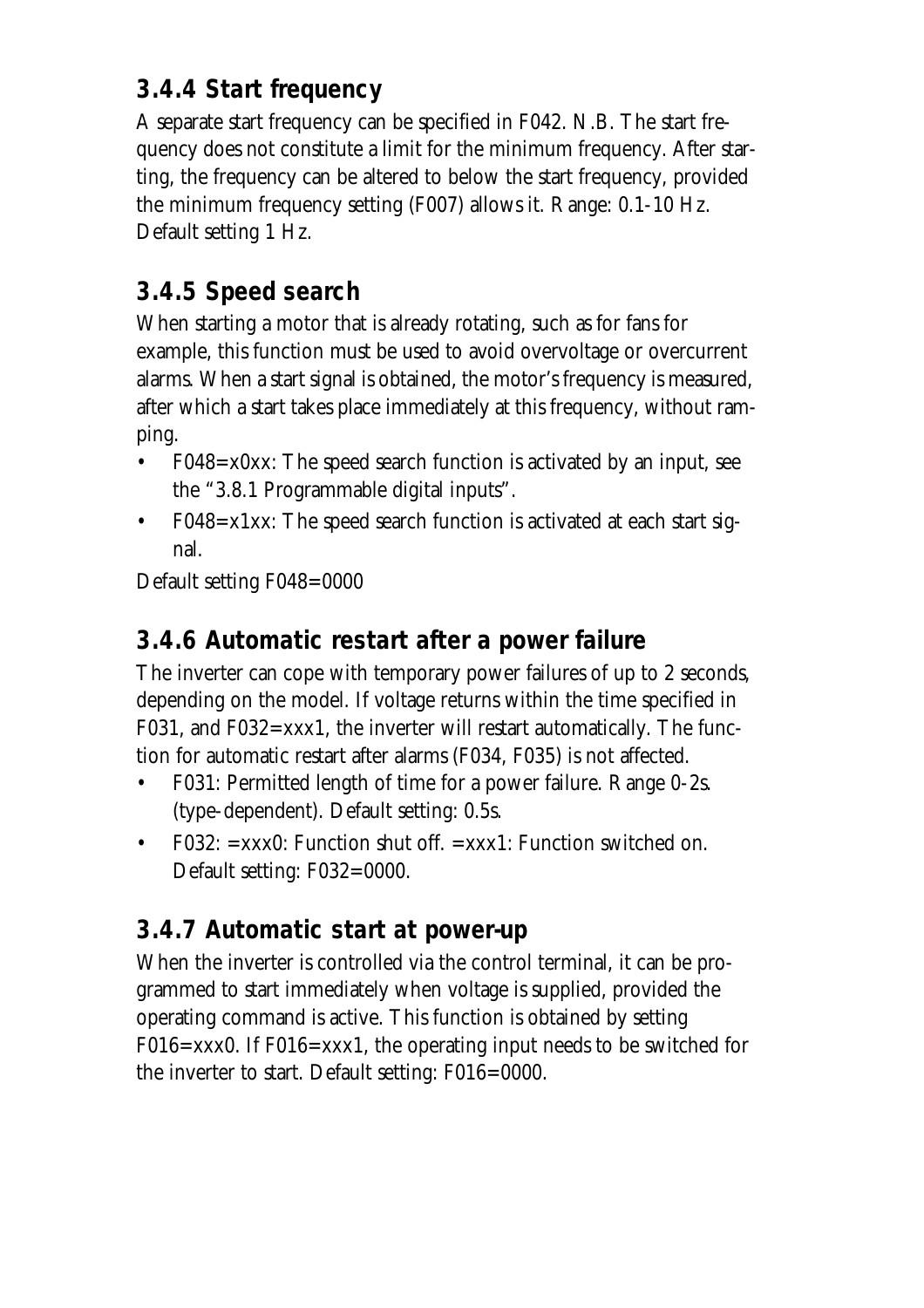### 3.4.4 Start frequency

A separate start frequency can be specified in F042. N.B. The start frequency does not constitute a limit for the minimum frequency. After starting, the frequency can be altered to below the start frequency, provided the minimum frequency setting (F007) allows it. Range: 0.1-10 Hz. Default setting 1 Hz.

### 3.4.5 Speed search

When starting a motor that is already rotating, such as for fans for example, this function must be used to avoid overvoltage or overcurrent alarms. When a start signal is obtained, the motor's frequency is measured, after which a start takes place immediately at this frequency, without ramping.

- F048=x0xx: The speed search function is activated by an input, see the "3.8.1 Programmable digital inputs".
- F048=x1xx: The speed search function is activated at each start signal.

Default setting F048=0000

### 3.4.6 Automatic restart after a power failure

The inverter can cope with temporary power failures of up to 2 seconds, depending on the model. If voltage returns within the time specified in F031, and F032=xxx1, the inverter will restart automatically. The function for automatic restart after alarms (F034, F035) is not affected.

- F031: Permitted length of time for a power failure. Range 0-2s. (type-dependent). Default setting: 0.5s.
- F032: =xxx0: Function shut off. =xxx1: Function switched on. Default setting: F032=0000.

### 3.4.7 Automatic start at power-up

When the inverter is controlled via the control terminal, it can be programmed to start immediately when voltage is supplied, provided the operating command is active. This function is obtained by setting F016=xxx0. If F016=xxx1, the operating input needs to be switched for the inverter to start. Default setting: F016=0000.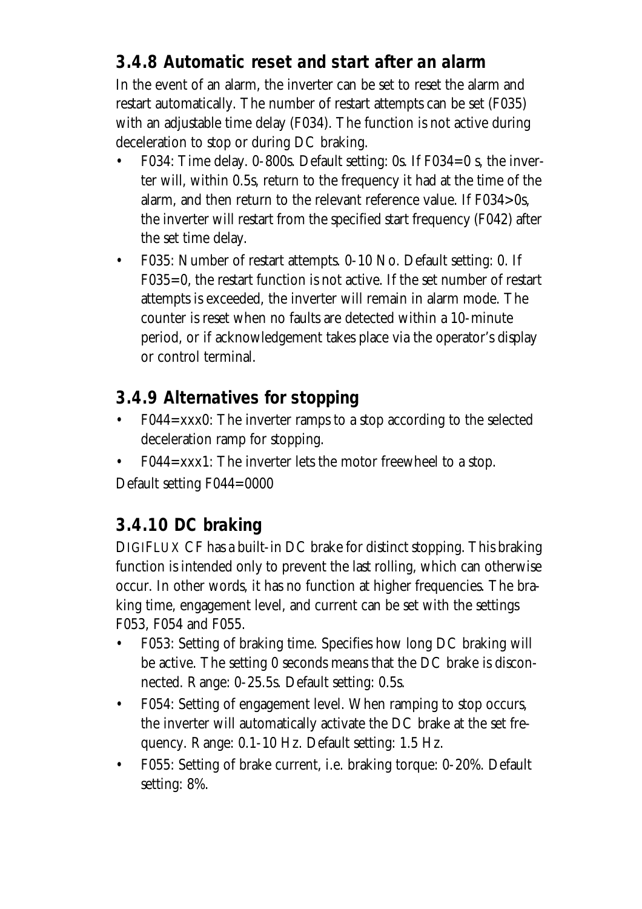### 3.4.8 Automatic reset and start after an alarm

In the event of an alarm, the inverter can be set to reset the alarm and restart automatically. The number of restart attempts can be set (F035) with an adjustable time delay (F034). The function is not active during deceleration to stop or during DC braking.

- F034: Time delay. 0-800s. Default setting: 0s. If F034=0 s, the inverter will, within 0.5s, return to the frequency it had at the time of the alarm, and then return to the relevant reference value. If F034>0s, the inverter will restart from the specified start frequency (F042) after the set time delay.
- F035: Number of restart attempts. 0-10 No. Default setting: 0. If F035=0, the restart function is not active. If the set number of restart attempts is exceeded, the inverter will remain in alarm mode. The counter is reset when no faults are detected within a 10-minute period, or if acknowledgement takes place via the operator's display or control terminal.

### 3.4.9 Alternatives for stopping

- F044=xxx0: The inverter ramps to a stop according to the selected deceleration ramp for stopping.
- F044=xxx1: The inverter lets the motor freewheel to a stop.

Default setting F044=0000

### 3.4.10 DC braking

DIGIFLUX CF has a built-in DC brake for distinct stopping. This braking function is intended only to prevent the last rolling, which can otherwise occur. In other words, it has no function at higher frequencies. The braking time, engagement level, and current can be set with the settings F053, F054 and F055.

- F053: Setting of braking time. Specifies how long DC braking will be active. The setting 0 seconds means that the DC brake is disconnected. Range: 0-25.5s. Default setting: 0.5s.
- F054: Setting of engagement level. When ramping to stop occurs, the inverter will automatically activate the DC brake at the set frequency. Range: 0.1-10 Hz. Default setting: 1.5 Hz.
- F055: Setting of brake current, i.e. braking torque: 0-20%. Default setting: 8%.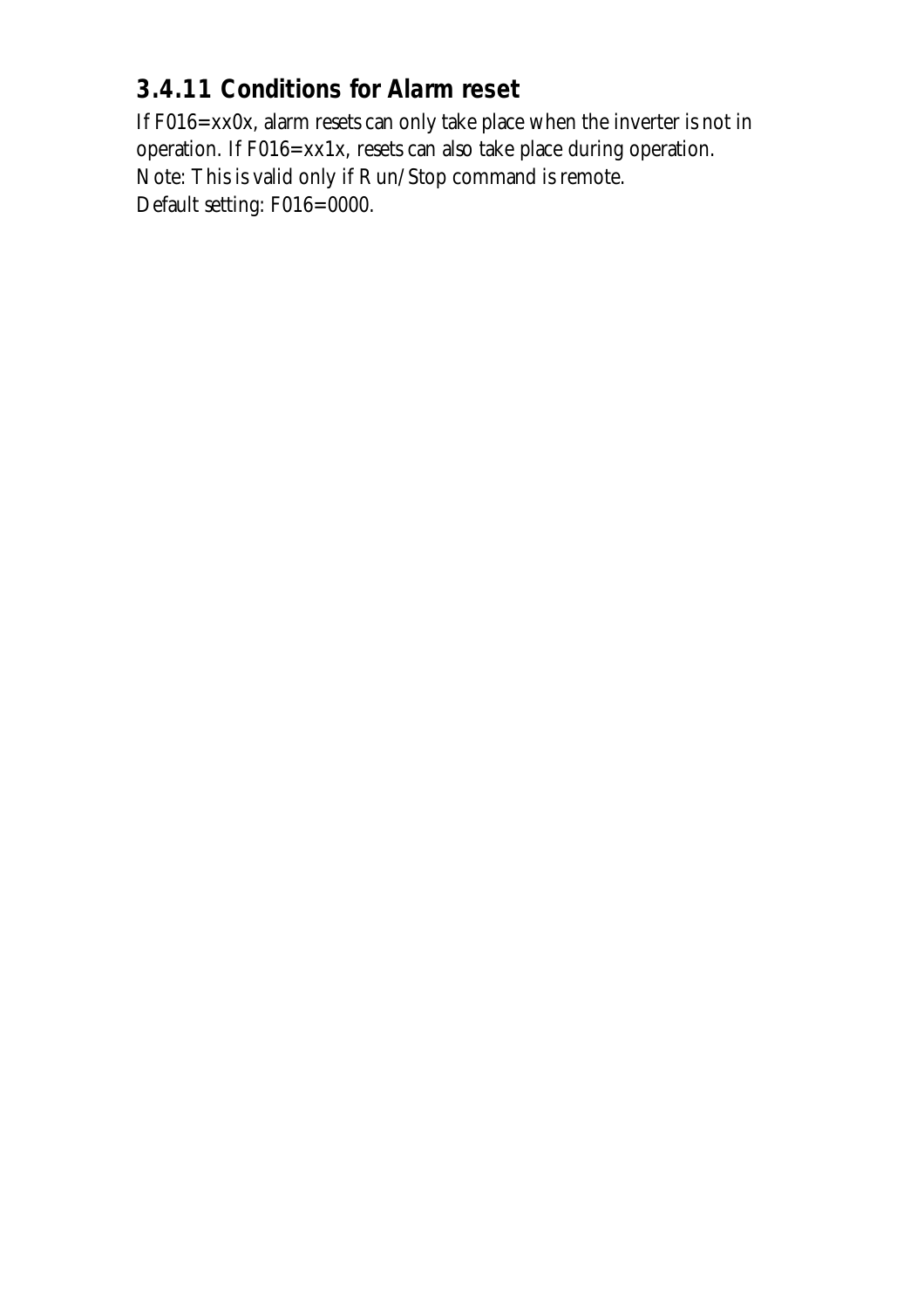### 3.4.11 Conditions for Alarm reset

If F016=xx0x, alarm resets can only take place when the inverter is not in operation. If F016=xx1x, resets can also take place during operation.
Note: This is valid only if Run/Stop command is remote.
Default setting: F016=0000.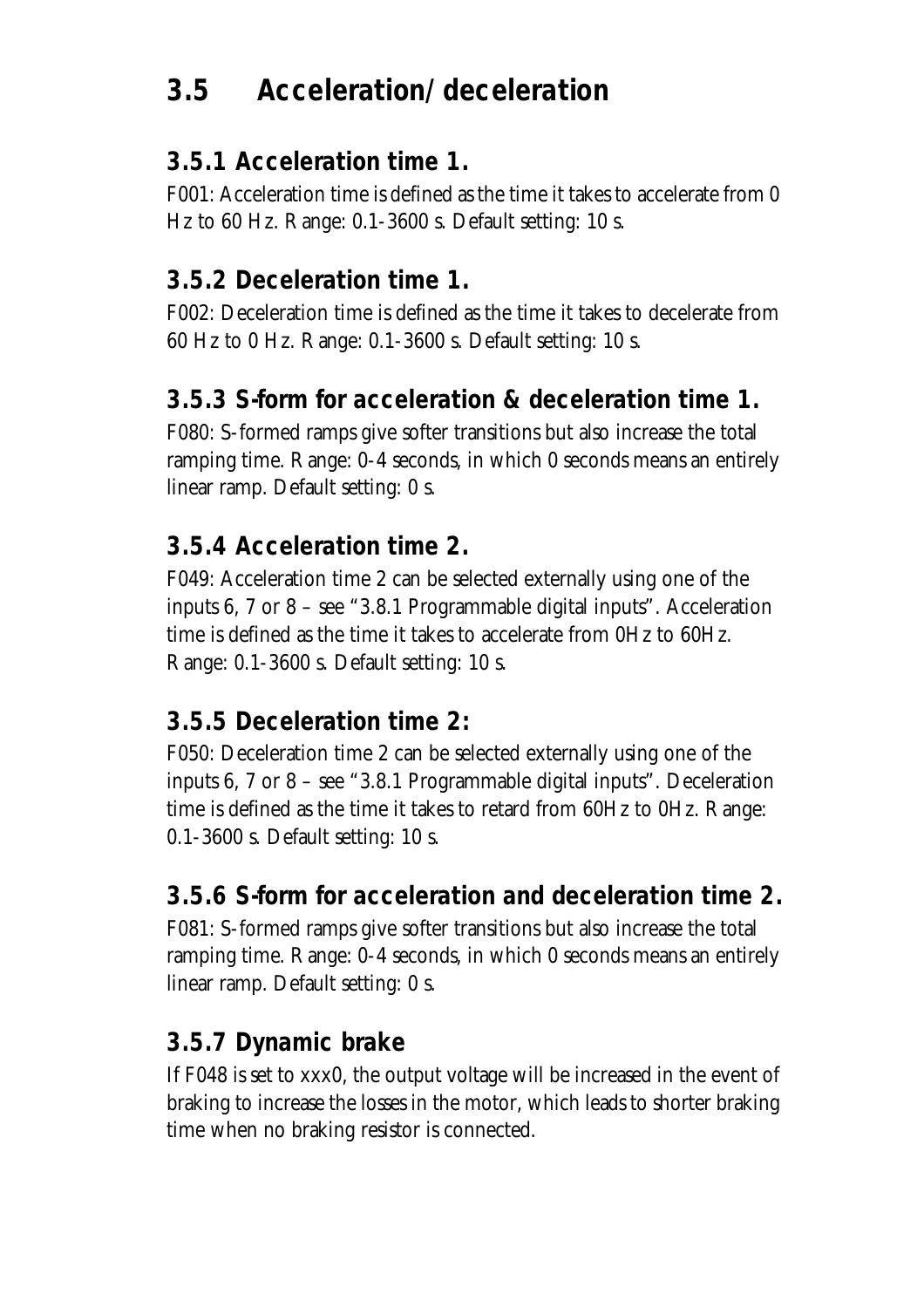# 3.5 Acceleration/deceleration

## 3.5.1 Acceleration time 1.

F001: Acceleration time is defined as the time it takes to accelerate from 0 Hz to 60 Hz. Range: 0.1-3600 s. Default setting: 10 s.

## 3.5.2 Deceleration time 1.

F002: Deceleration time is defined as the time it takes to decelerate from 60 Hz to 0 Hz. Range: 0.1-3600 s. Default setting: 10 s.

## 3.5.3 S-form for acceleration & deceleration time 1.

F080: S-formed ramps give softer transitions but also increase the total ramping time. Range: 0-4 seconds, in which 0 seconds means an entirely linear ramp. Default setting: 0 s.

## 3.5.4 Acceleration time 2.

F049: Acceleration time 2 can be selected externally using one of the inputs 6, 7 or 8 – see "3.8.1 Programmable digital inputs". Acceleration time is defined as the time it takes to accelerate from 0Hz to 60Hz. Range: 0.1-3600 s. Default setting: 10 s.

## 3.5.5 Deceleration time 2:

F050: Deceleration time 2 can be selected externally using one of the inputs 6, 7 or 8 – see "3.8.1 Programmable digital inputs". Deceleration time is defined as the time it takes to retard from 60Hz to 0Hz. Range: 0.1-3600 s. Default setting: 10 s.

## 3.5.6 S-form for acceleration and deceleration time 2.

F081: S-formed ramps give softer transitions but also increase the total ramping time. Range: 0-4 seconds, in which 0 seconds means an entirely linear ramp. Default setting: 0 s.

## 3.5.7 Dynamic brake

If F048 is set to xxx0, the output voltage will be increased in the event of braking to increase the losses in the motor, which leads to shorter braking time when no braking resistor is connected.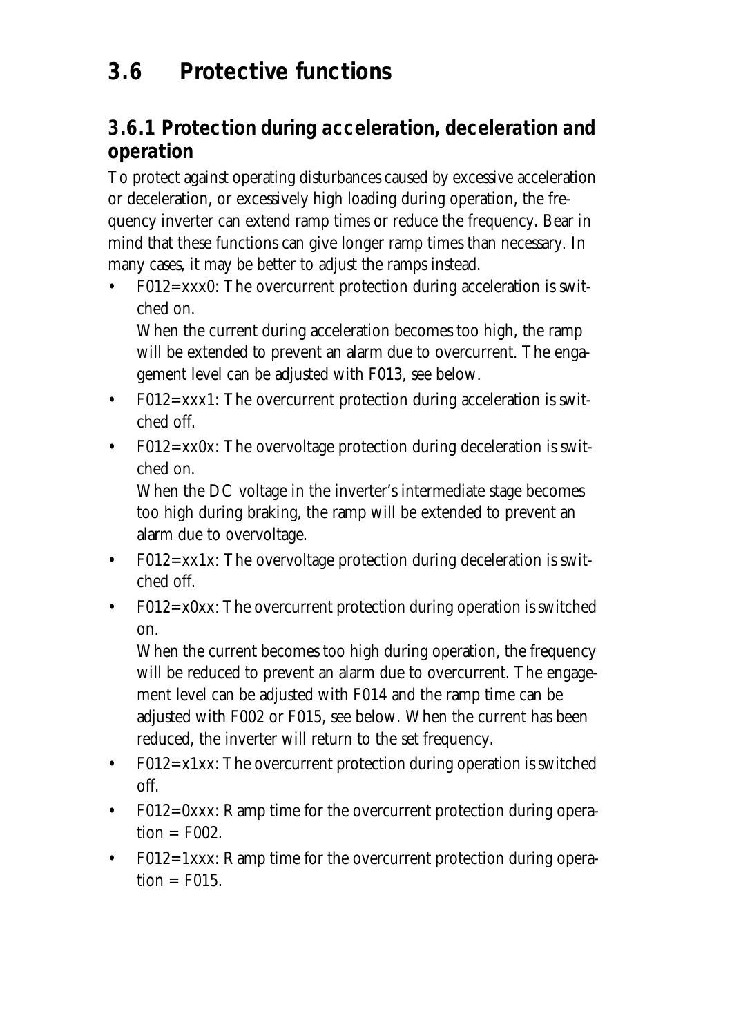## 3.6 Protective functions

### 3.6.1 Protection during acceleration, deceleration and operation

To protect against operating disturbances caused by excessive acceleration or deceleration, or excessively high loading during operation, the frequency inverter can extend ramp times or reduce the frequency. Bear in mind that these functions can give longer ramp times than necessary. In many cases, it may be better to adjust the ramps instead.

- F012=xxx0: The overcurrent protection during acceleration is switched on.
  When the current during acceleration becomes too high, the ramp will be extended to prevent an alarm due to overcurrent. The engagement level can be adjusted with F013, see below.
- F012=xxx1: The overcurrent protection during acceleration is switched off.
- F012=xx0x: The overvoltage protection during deceleration is switched on.
  When the DC voltage in the inverter's intermediate stage becomes too high during braking, the ramp will be extended to prevent an alarm due to overvoltage.
- F012=xx1x: The overvoltage protection during deceleration is switched off.
- F012=x0xx: The overcurrent protection during operation is switched on.
  When the current becomes too high during operation, the frequency will be reduced to prevent an alarm due to overcurrent. The engagement level can be adjusted with F014 and the ramp time can be adjusted with F002 or F015, see below. When the current has been reduced, the inverter will return to the set frequency.
- F012=x1xx: The overcurrent protection during operation is switched off.
- F012=0xxx: Ramp time for the overcurrent protection during operation = F002.
- F012=1xxx: Ramp time for the overcurrent protection during operation = F015.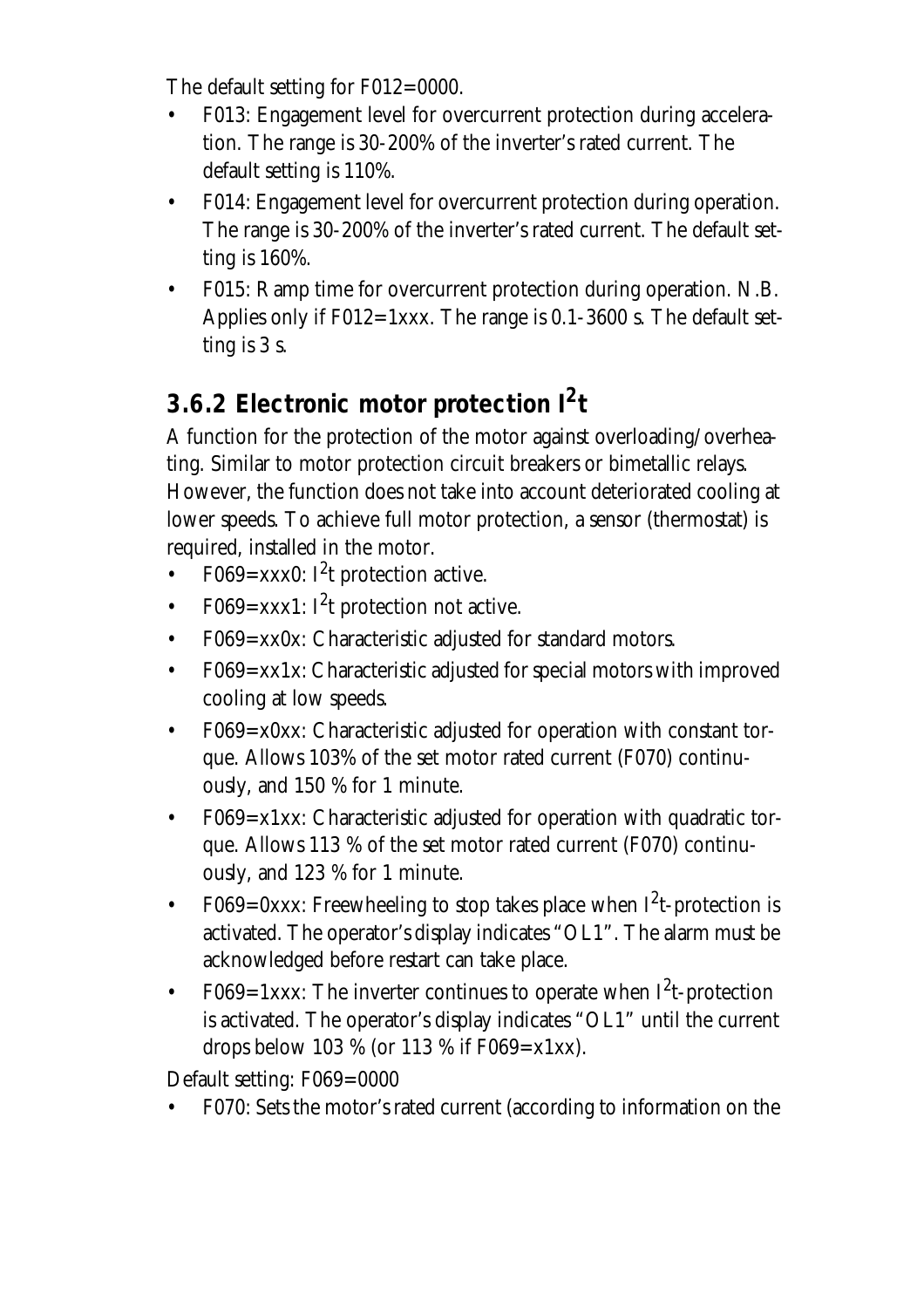The default setting for F012=0000.

- F013: Engagement level for overcurrent protection during acceleration. The range is 30-200% of the inverter's rated current. The default setting is 110%.
- F014: Engagement level for overcurrent protection during operation. The range is 30-200% of the inverter's rated current. The default setting is 160%.
- F015: Ramp time for overcurrent protection during operation. N.B. Applies only if F012=1xxx. The range is 0.1-3600 s. The default setting is 3 s.

## 3.6.2 Electronic motor protection $I^2t$

A function for the protection of the motor against overloading/overheating. Similar to motor protection circuit breakers or bimetallic relays. However, the function does not take into account deteriorated cooling at lower speeds. To achieve full motor protection, a sensor (thermostat) is required, installed in the motor.

- F069=xxx0: $I^2t$ protection active.
- F069=xxx1: $I^2t$ protection not active.
- F069=xx0x: Characteristic adjusted for standard motors.
- F069=xx1x: Characteristic adjusted for special motors with improved cooling at low speeds.
- F069=x0xx: Characteristic adjusted for operation with constant torque. Allows 103% of the set motor rated current (F070) continuously, and 150 % for 1 minute.
- F069=x1xx: Characteristic adjusted for operation with quadratic torque. Allows 113 % of the set motor rated current (F070) continuously, and 123 % for 1 minute.
- F069=0xxx: Freewheeling to stop takes place when $I^2t$-protection is activated. The operator's display indicates "OL1". The alarm must be acknowledged before restart can take place.
- F069=1xxx: The inverter continues to operate when $I^2t$-protection is activated. The operator's display indicates "OL1" until the current drops below 103 % (or 113 % if F069=x1xx).

Default setting: F069=0000

- F070: Sets the motor's rated current (according to information on the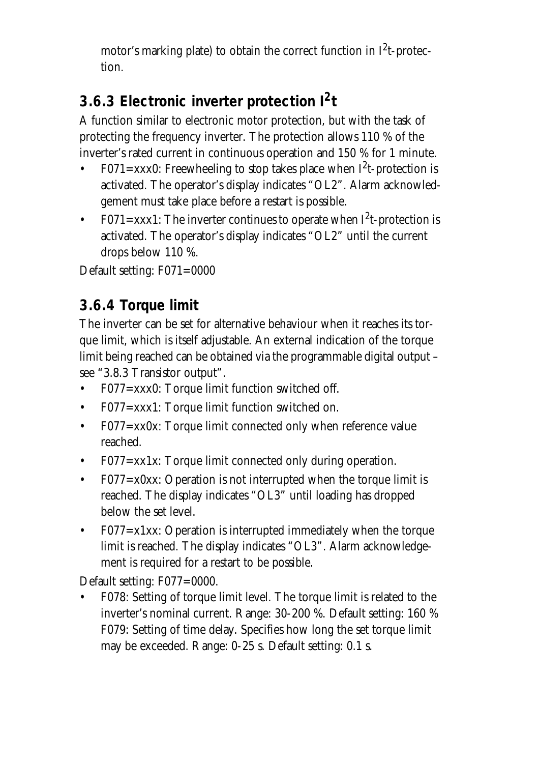motor's marking plate) to obtain the correct function in $I^2t$-protection.

### 3.6.3 Electronic inverter protection $I^2t$

A function similar to electronic motor protection, but with the task of protecting the frequency inverter. The protection allows 110 % of the inverter's rated current in continuous operation and 150 % for 1 minute.

- F071=xxx0: Freewheeling to stop takes place when $I^2t$-protection is activated. The operator's display indicates "OL2". Alarm acknowledgement must take place before a restart is possible.
- F071=xxx1: The inverter continues to operate when $I^2t$-protection is activated. The operator's display indicates "OL2" until the current drops below 110 %.

Default setting: F071=0000

### 3.6.4 Torque limit

The inverter can be set for alternative behaviour when it reaches its torque limit, which is itself adjustable. An external indication of the torque limit being reached can be obtained via the programmable digital output – see "3.8.3 Transistor output".

- F077=xxx0: Torque limit function switched off.
- F077=xxx1: Torque limit function switched on.
- F077=xx0x: Torque limit connected only when reference value reached.
- F077=xx1x: Torque limit connected only during operation.
- F077=x0xx: Operation is not interrupted when the torque limit is reached. The display indicates "OL3" until loading has dropped below the set level.
- F077=x1xx: Operation is interrupted immediately when the torque limit is reached. The display indicates "OL3". Alarm acknowledgement is required for a restart to be possible.

Default setting: F077=0000.

- F078: Setting of torque limit level. The torque limit is related to the inverter's nominal current. Range: 30-200 %. Default setting: 160 %
  F079: Setting of time delay. Specifies how long the set torque limit may be exceeded. Range: 0-25 s. Default setting: 0.1 s.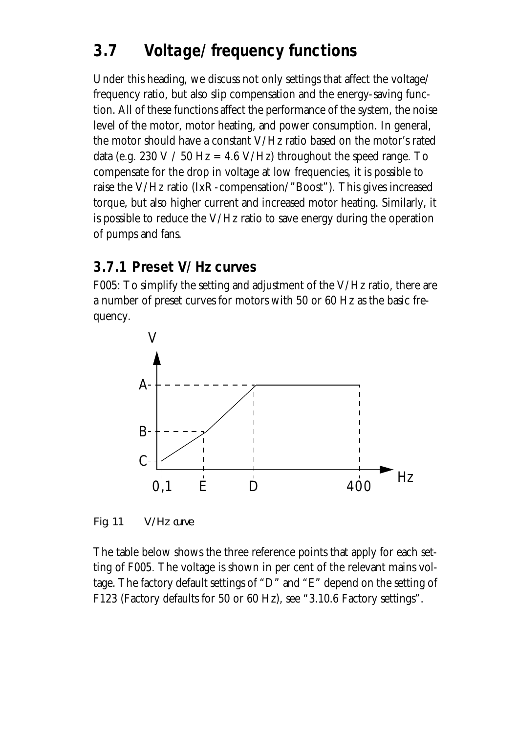## 3.7 Voltage/frequency functions

Under this heading, we discuss not only settings that affect the voltage/frequency ratio, but also slip compensation and the energy-saving function. All of these functions affect the performance of the system, the noise level of the motor, motor heating, and power consumption. In general, the motor should have a constant V/Hz ratio based on the motor's rated data (e.g. 230 V / 50 Hz = 4.6 V/Hz) throughout the speed range. To compensate for the drop in voltage at low frequencies, it is possible to raise the V/Hz ratio (IxR-compensation/"Boost"). This gives increased torque, but also higher current and increased motor heating. Similarly, it is possible to reduce the V/Hz ratio to save energy during the operation of pumps and fans.

### 3.7.1 Preset V/Hz curves

F005: To simplify the setting and adjustment of the V/Hz ratio, there are a number of preset curves for motors with 50 or 60 Hz as the basic frequency.

Fig. 11 V/Hz curve

The table below shows the three reference points that apply for each setting of F005. The voltage is shown in per cent of the relevant mains voltage. The factory default settings of "D" and "E" depend on the setting of F123 (Factory defaults for 50 or 60 Hz), see "3.10.6 Factory settings".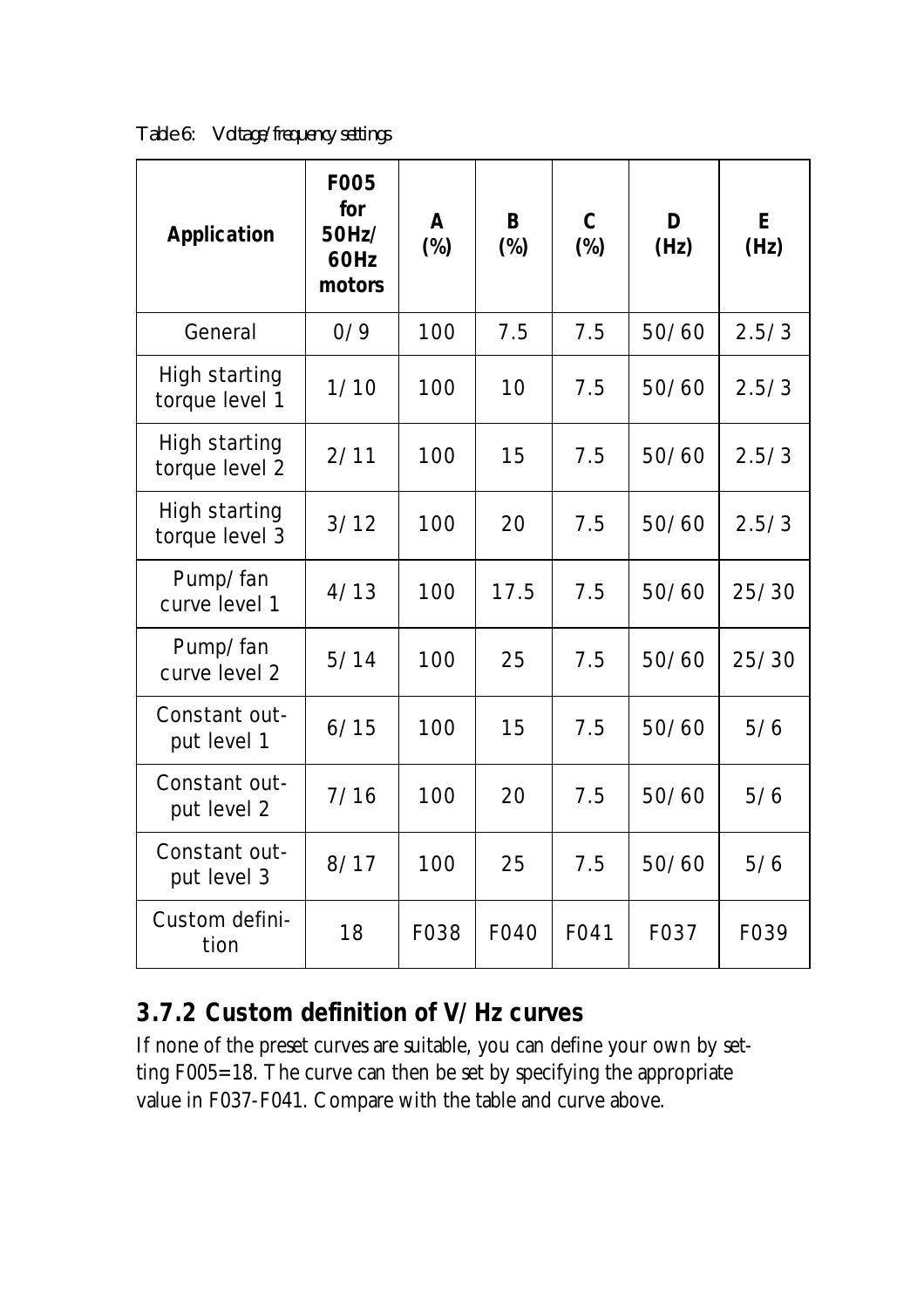Table 6: Voltage/frequency settings

| Application | F005 for 50Hz/ 60Hz motors | A (%) | B (%) | C (%) | D (Hz) | E (Hz) |
|---|---|---|---|---|---|---|
| General | 0/9 | 100 | 7.5 | 7.5 | 50/60 | 2.5/3 |
| High starting torque level 1 | 1/10 | 100 | 10 | 7.5 | 50/60 | 2.5/3 |
| High starting torque level 2 | 2/11 | 100 | 15 | 7.5 | 50/60 | 2.5/3 |
| High starting torque level 3 | 3/12 | 100 | 20 | 7.5 | 50/60 | 2.5/3 |
| Pump/fan curve level 1 | 4/13 | 100 | 17.5 | 7.5 | 50/60 | 25/30 |
| Pump/fan curve level 2 | 5/14 | 100 | 25 | 7.5 | 50/60 | 25/30 |
| Constant output level 1 | 6/15 | 100 | 15 | 7.5 | 50/60 | 5/6 |
| Constant output level 2 | 7/16 | 100 | 20 | 7.5 | 50/60 | 5/6 |
| Constant output level 3 | 8/17 | 100 | 25 | 7.5 | 50/60 | 5/6 |
| Custom definition | 18 | F038 | F040 | F041 | F037 | F039 |

### 3.7.2 Custom definition of V/Hz curves

If none of the preset curves are suitable, you can define your own by setting F005=18. The curve can then be set by specifying the appropriate value in F037-F041. Compare with the table and curve above.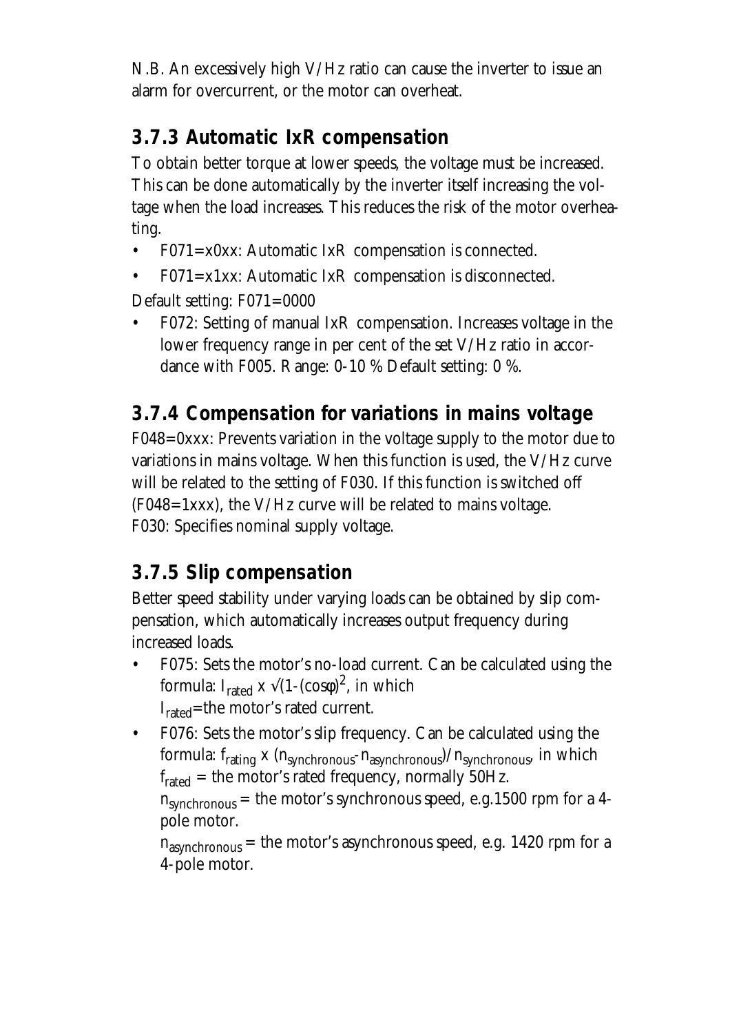N.B. An excessively high V/Hz ratio can cause the inverter to issue an alarm for overcurrent, or the motor can overheat.

### 3.7.3 Automatic IxR compensation

To obtain better torque at lower speeds, the voltage must be increased. This can be done automatically by the inverter itself increasing the voltage when the load increases. This reduces the risk of the motor overheating.

- F071=x0xx: Automatic IxR compensation is connected.
- F071=x1xx: Automatic IxR compensation is disconnected.

Default setting: F071=0000

- F072: Setting of manual IxR compensation. Increases voltage in the lower frequency range in per cent of the set V/Hz ratio in accordance with F005. Range: 0-10 % Default setting: 0 %.

### 3.7.4 Compensation for variations in mains voltage

F048=0xxx: Prevents variation in the voltage supply to the motor due to variations in mains voltage. When this function is used, the V/Hz curve will be related to the setting of F030. If this function is switched off (F048=1xxx), the V/Hz curve will be related to mains voltage.
F030: Specifies nominal supply voltage.

### 3.7.5 Slip compensation

Better speed stability under varying loads can be obtained by slip compensation, which automatically increases output frequency during increased loads.

- F075: Sets the motor's no-load current. Can be calculated using the formula: $I_{rated} \times \sqrt{(1-(\cos\varphi)^2}$, in which
  $I_{rated}$=the motor's rated current.
- F076: Sets the motor's slip frequency. Can be calculated using the formula: $f_{rating} \times (n_{synchronous}-n_{asynchronous})/n_{synchronous}$, in which
  $f_{rated}$ = the motor's rated frequency, normally 50Hz.
  $n_{synchronous}$ = the motor's synchronous speed, e.g.1500 rpm for a 4-pole motor.
  $n_{asynchronous}$ = the motor's asynchronous speed, e.g. 1420 rpm for a 4-pole motor.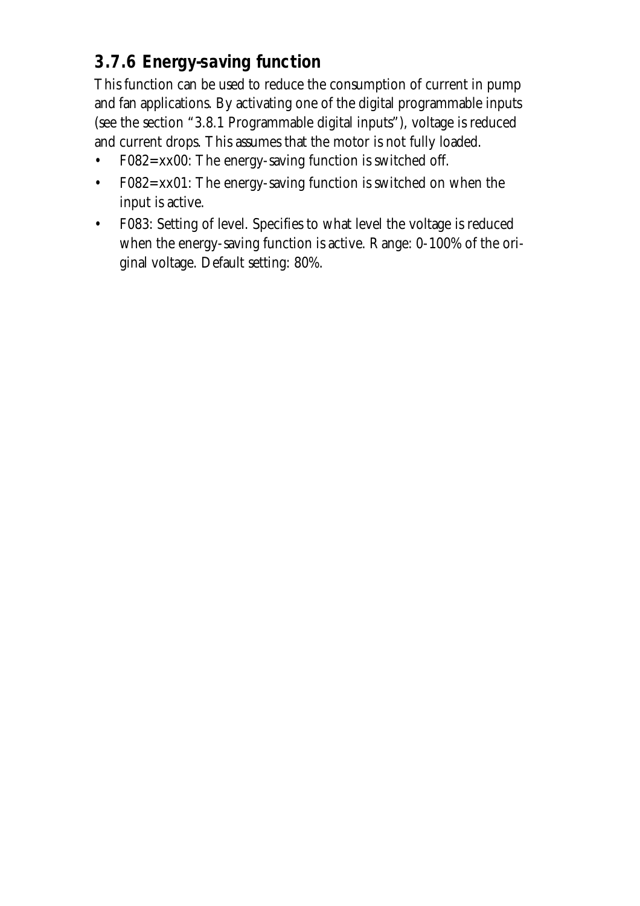### 3.7.6 Energy-saving function

This function can be used to reduce the consumption of current in pump and fan applications. By activating one of the digital programmable inputs (see the section "3.8.1 Programmable digital inputs"), voltage is reduced and current drops. This assumes that the motor is not fully loaded.

- F082=xx00: The energy-saving function is switched off.
- F082=xx01: The energy-saving function is switched on when the input is active.
- F083: Setting of level. Specifies to what level the voltage is reduced when the energy-saving function is active. Range: 0-100% of the original voltage. Default setting: 80%.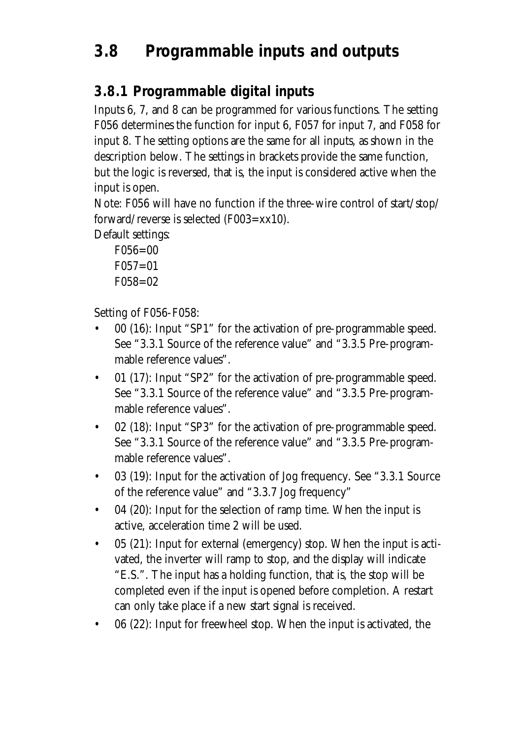## 3.8 Programmable inputs and outputs

### 3.8.1 Programmable digital inputs

Inputs 6, 7, and 8 can be programmed for various functions. The setting F056 determines the function for input 6, F057 for input 7, and F058 for input 8. The setting options are the same for all inputs, as shown in the description below. The settings in brackets provide the same function, but the logic is reversed, that is, the input is considered active when the input is open.

Note: F056 will have no function if the three-wire control of start/stop/forward/reverse is selected (F003=xx10).

Default settings:

F056=00
F057=01
F058=02

Setting of F056-F058:

- 00 (16): Input "SP1" for the activation of pre-programmable speed. See "3.3.1 Source of the reference value" and "3.3.5 Pre-programmable reference values".
- 01 (17): Input "SP2" for the activation of pre-programmable speed. See "3.3.1 Source of the reference value" and "3.3.5 Pre-programmable reference values".
- 02 (18): Input "SP3" for the activation of pre-programmable speed. See "3.3.1 Source of the reference value" and "3.3.5 Pre-programmable reference values".
- 03 (19): Input for the activation of Jog frequency. See "3.3.1 Source of the reference value" and "3.3.7 Jog frequency"
- 04 (20): Input for the selection of ramp time. When the input is active, acceleration time 2 will be used.
- 05 (21): Input for external (emergency) stop. When the input is activated, the inverter will ramp to stop, and the display will indicate "E.S.". The input has a holding function, that is, the stop will be completed even if the input is opened before completion. A restart can only take place if a new start signal is received.
- 06 (22): Input for freewheel stop. When the input is activated, the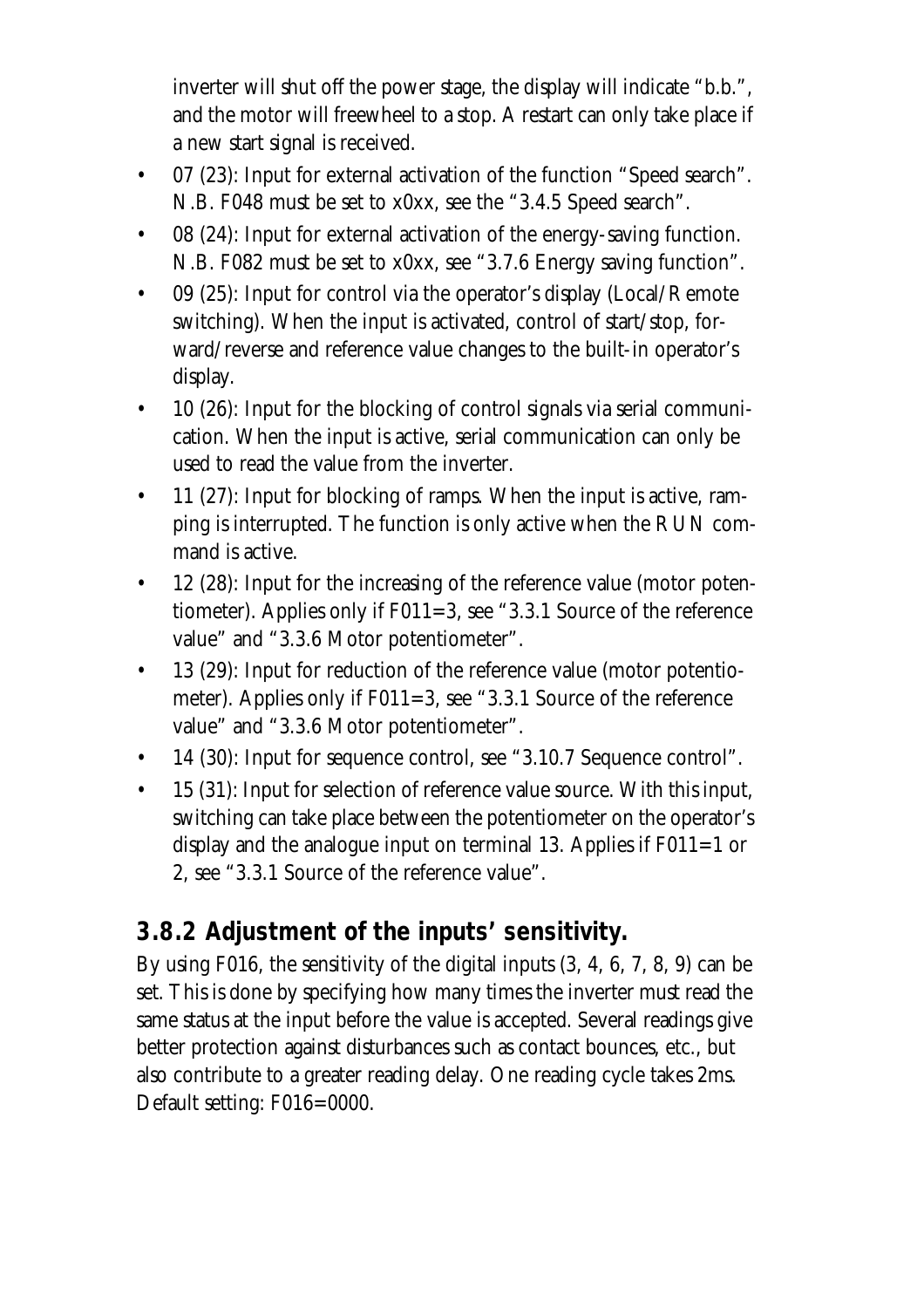inverter will shut off the power stage, the display will indicate "b.b.", and the motor will freewheel to a stop. A restart can only take place if a new start signal is received.

- 07 (23): Input for external activation of the function "Speed search". N.B. F048 must be set to x0xx, see the "3.4.5 Speed search".
- 08 (24): Input for external activation of the energy-saving function. N.B. F082 must be set to x0xx, see "3.7.6 Energy saving function".
- 09 (25): Input for control via the operator's display (Local/Remote switching). When the input is activated, control of start/stop, forward/reverse and reference value changes to the built-in operator's display.
- 10 (26): Input for the blocking of control signals via serial communication. When the input is active, serial communication can only be used to read the value from the inverter.
- 11 (27): Input for blocking of ramps. When the input is active, ramping is interrupted. The function is only active when the RUN command is active.
- 12 (28): Input for the increasing of the reference value (motor potentiometer). Applies only if F011=3, see "3.3.1 Source of the reference value" and "3.3.6 Motor potentiometer".
- 13 (29): Input for reduction of the reference value (motor potentiometer). Applies only if F011=3, see "3.3.1 Source of the reference value" and "3.3.6 Motor potentiometer".
- 14 (30): Input for sequence control, see "3.10.7 Sequence control".
- 15 (31): Input for selection of reference value source. With this input, switching can take place between the potentiometer on the operator's display and the analogue input on terminal 13. Applies if F011=1 or 2, see "3.3.1 Source of the reference value".

## 3.8.2 Adjustment of the inputs' sensitivity.

By using F016, the sensitivity of the digital inputs (3, 4, 6, 7, 8, 9) can be set. This is done by specifying how many times the inverter must read the same status at the input before the value is accepted. Several readings give better protection against disturbances such as contact bounces, etc., but also contribute to a greater reading delay. One reading cycle takes 2ms. Default setting: F016=0000.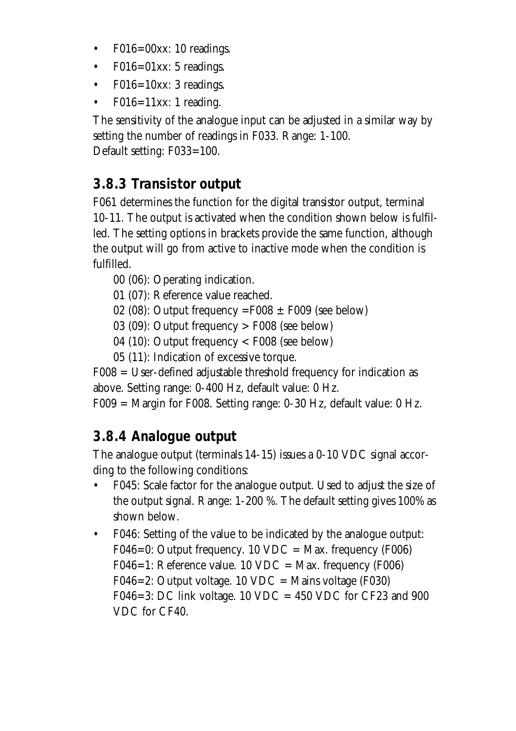- F016=00xx: 10 readings.
- F016=01xx: 5 readings.
- F016=10xx: 3 readings.
- F016=11xx: 1 reading.

The sensitivity of the analogue input can be adjusted in a similar way by setting the number of readings in F033. Range: 1-100.
Default setting: F033=100.

### 3.8.3 Transistor output

F061 determines the function for the digital transistor output, terminal 10-11. The output is activated when the condition shown below is fulfilled. The setting options in brackets provide the same function, although the output will go from active to inactive mode when the condition is fulfilled.

00 (06): Operating indication.
01 (07): Reference value reached.
02 (08): Output frequency =F008 ± F009 (see below)
03 (09): Output frequency > F008 (see below)
04 (10): Output frequency < F008 (see below)
05 (11): Indication of excessive torque.

F008 = User-defined adjustable threshold frequency for indication as above. Setting range: 0-400 Hz, default value: 0 Hz.
F009 = Margin for F008. Setting range: 0-30 Hz, default value: 0 Hz.

### 3.8.4 Analogue output

The analogue output (terminals 14-15) issues a 0-10 VDC signal according to the following conditions:

- F045: Scale factor for the analogue output. Used to adjust the size of the output signal. Range: 1-200 %. The default setting gives 100% as shown below.
- F046: Setting of the value to be indicated by the analogue output:
  F046=0: Output frequency. 10 VDC = Max. frequency (F006)
  F046=1: Reference value. 10 VDC = Max. frequency (F006)
  F046=2: Output voltage. 10 VDC = Mains voltage (F030)
  F046=3: DC link voltage. 10 VDC = 450 VDC for CF23 and 900 VDC for CF40.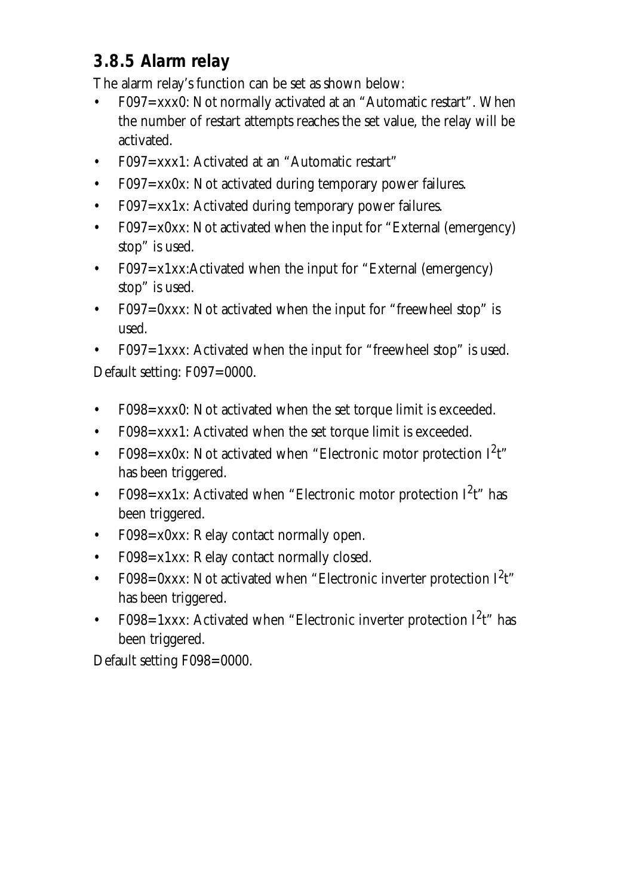### 3.8.5 Alarm relay

The alarm relay's function can be set as shown below:

- F097=xxx0: Not normally activated at an "Automatic restart". When the number of restart attempts reaches the set value, the relay will be activated.
- F097=xxx1: Activated at an "Automatic restart"
- F097=xx0x: Not activated during temporary power failures.
- F097=xx1x: Activated during temporary power failures.
- F097=x0xx: Not activated when the input for "External (emergency) stop" is used.
- F097=x1xx:Activated when the input for "External (emergency) stop" is used.
- F097=0xxx: Not activated when the input for "freewheel stop" is used.
- F097=1xxx: Activated when the input for "freewheel stop" is used.

Default setting: F097=0000.

- F098=xxx0: Not activated when the set torque limit is exceeded.
- F098=xxx1: Activated when the set torque limit is exceeded.
- F098=xx0x: Not activated when "Electronic motor protection $I^2t$" has been triggered.
- F098=xx1x: Activated when "Electronic motor protection $I^2t$" has been triggered.
- F098=x0xx: Relay contact normally open.
- F098=x1xx: Relay contact normally closed.
- F098=0xxx: Not activated when "Electronic inverter protection $I^2t$" has been triggered.
- F098=1xxx: Activated when "Electronic inverter protection $I^2t$" has been triggered.

Default setting F098=0000.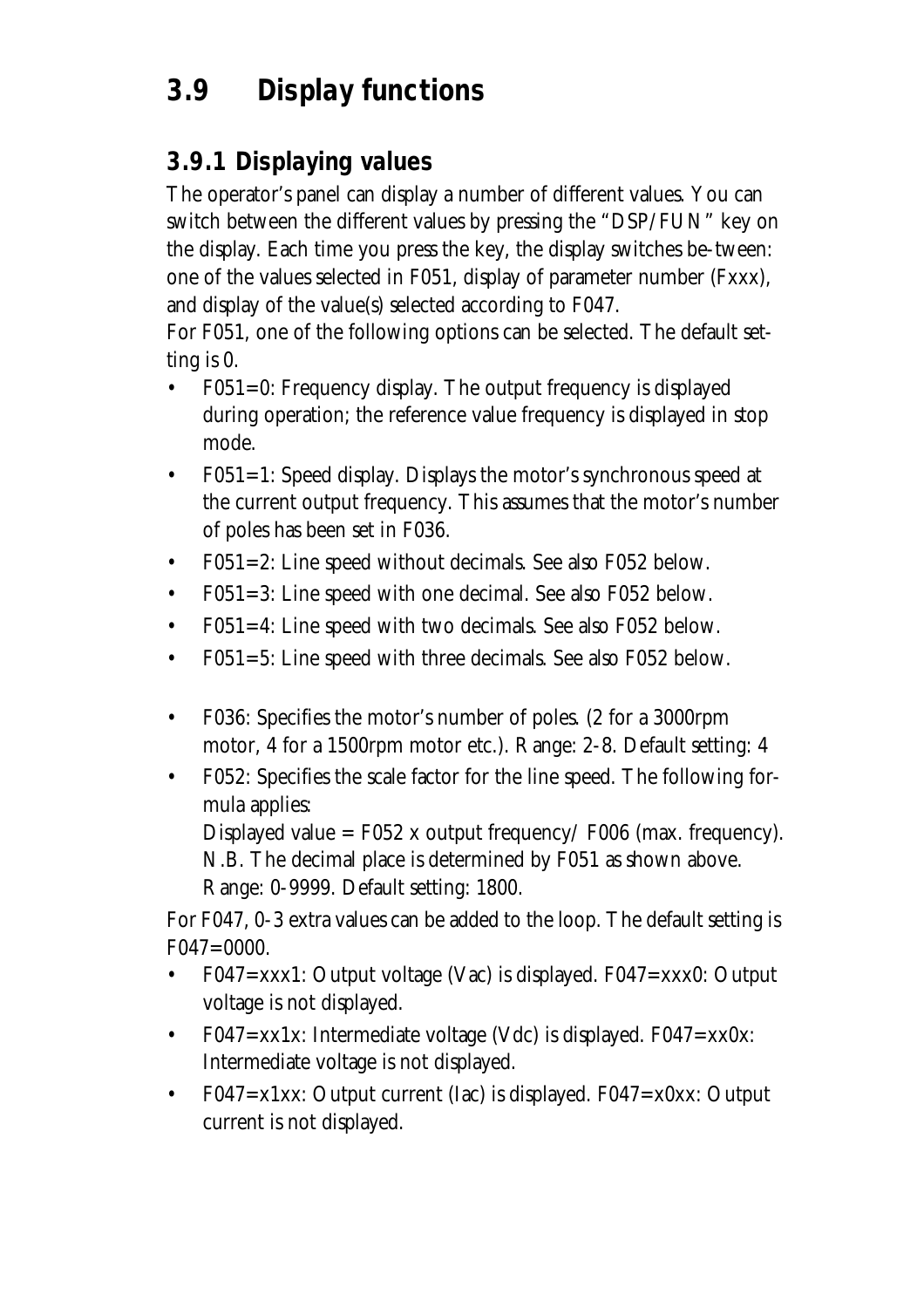# 3.9 Display functions

## 3.9.1 Displaying values

The operator's panel can display a number of different values. You can switch between the different values by pressing the "DSP/FUN" key on the display. Each time you press the key, the display switches be-tween: one of the values selected in F051, display of parameter number (Fxxx), and display of the value(s) selected according to F047.

For F051, one of the following options can be selected. The default setting is 0.

- F051=0: Frequency display. The output frequency is displayed during operation; the reference value frequency is displayed in stop mode.
- F051=1: Speed display. Displays the motor's synchronous speed at the current output frequency. This assumes that the motor's number of poles has been set in F036.
- F051=2: Line speed without decimals. See also F052 below.
- F051=3: Line speed with one decimal. See also F052 below.
- F051=4: Line speed with two decimals. See also F052 below.
- F051=5: Line speed with three decimals. See also F052 below.

- F036: Specifies the motor's number of poles. (2 for a 3000rpm motor, 4 for a 1500rpm motor etc.). Range: 2-8. Default setting: 4
- F052: Specifies the scale factor for the line speed. The following formula applies:
  Displayed value = F052 x output frequency/ F006 (max. frequency).
  N.B. The decimal place is determined by F051 as shown above.
  Range: 0-9999. Default setting: 1800.

For F047, 0-3 extra values can be added to the loop. The default setting is F047=0000.

- F047=xxx1: Output voltage (Vac) is displayed. F047=xxx0: Output voltage is not displayed.
- F047=xx1x: Intermediate voltage (Vdc) is displayed. F047=xx0x: Intermediate voltage is not displayed.
- F047=x1xx: Output current (Iac) is displayed. F047=x0xx: Output current is not displayed.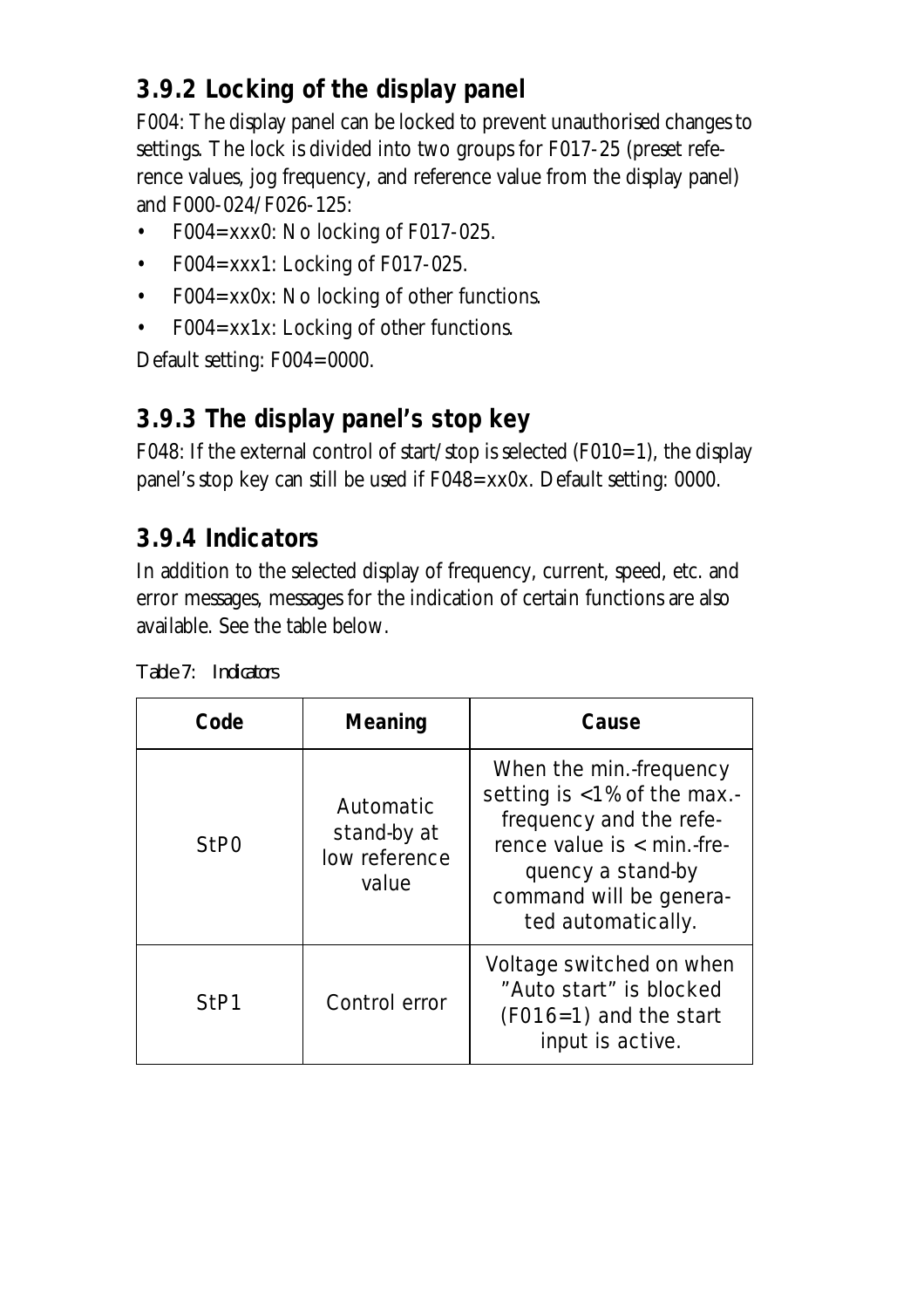### 3.9.2 Locking of the display panel

F004: The display panel can be locked to prevent unauthorised changes to settings. The lock is divided into two groups for F017-25 (preset reference values, jog frequency, and reference value from the display panel) and F000-024/F026-125:

- F004=xxx0: No locking of F017-025.
- F004=xxx1: Locking of F017-025.
- F004=xx0x: No locking of other functions.
- F004=xx1x: Locking of other functions.

Default setting: F004=0000.

### 3.9.3 The display panel's stop key

F048: If the external control of start/stop is selected (F010=1), the display panel's stop key can still be used if F048=xx0x. Default setting: 0000.

### 3.9.4 Indicators

In addition to the selected display of frequency, current, speed, etc. and error messages, messages for the indication of certain functions are also available. See the table below.

*Table 7: Indicators*

| Code | Meaning | Cause |
|---|---|---|
| StP0 | Automatic stand-by at low reference value | When the min.-frequency setting is <1% of the max.-frequency and the reference value is < min.-frequency a stand-by command will be generated automatically. |
| StP1 | Control error | Voltage switched on when "Auto start" is blocked (F016=1) and the start input is active. |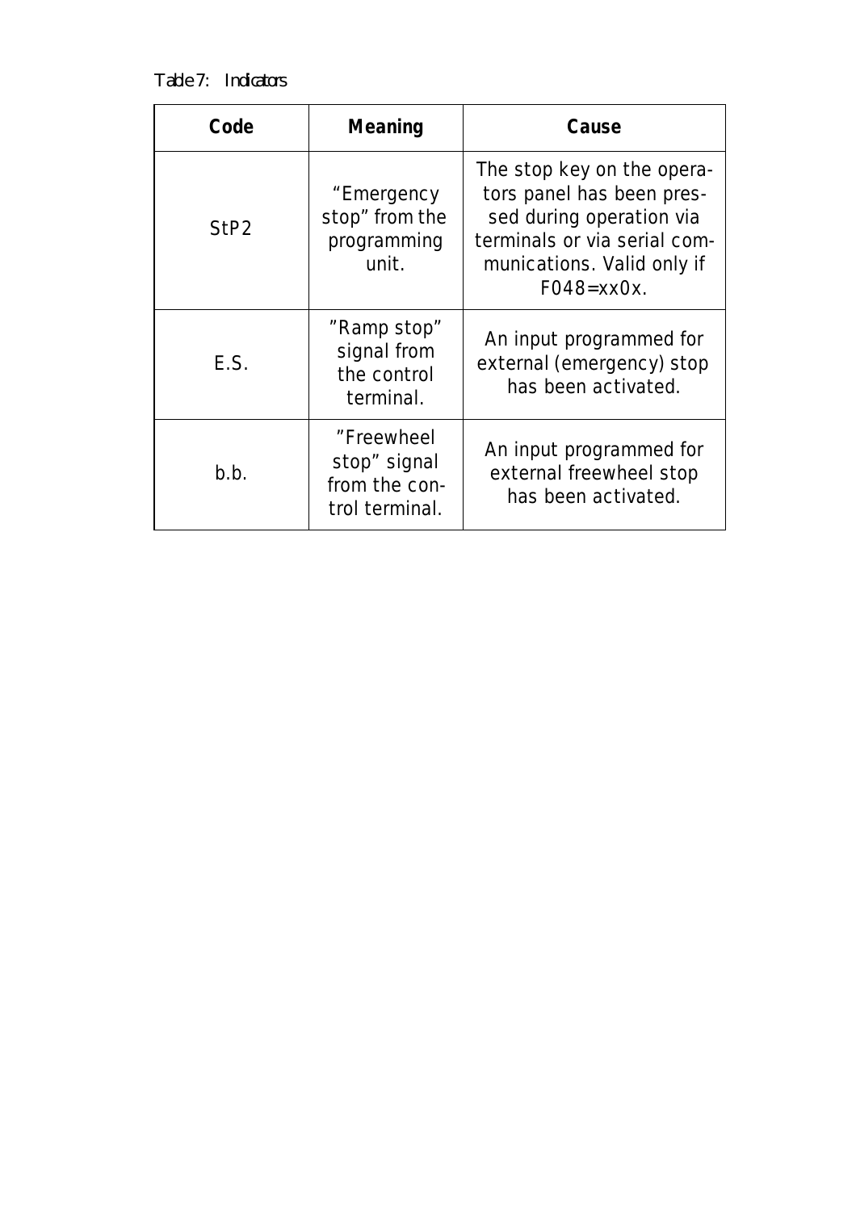Table 7: Indicators

| Code | Meaning | Cause |
| --- | --- | --- |
| StP2 | “Emergency stop” from the programming unit. | The stop key on the operators panel has been pressed during operation via terminals or via serial communications. Valid only if F048=xx0x. |
| E.S. | ”Ramp stop” signal from the control terminal. | An input programmed for external (emergency) stop has been activated. |
| b.b. | ”Freewheel stop” signal from the control terminal. | An input programmed for external freewheel stop has been activated. |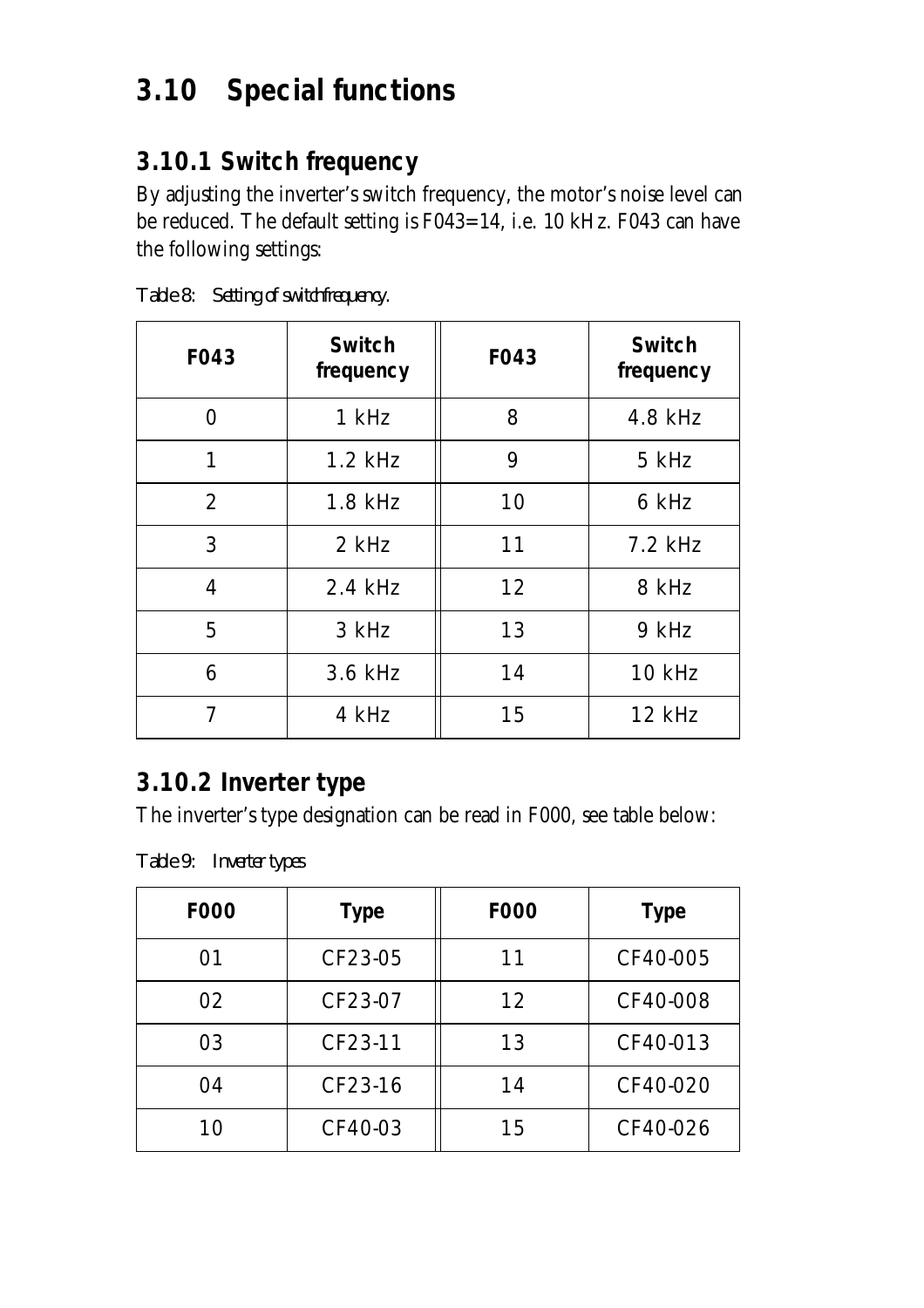# 3.10 Special functions

## 3.10.1 Switch frequency

By adjusting the inverter's switch frequency, the motor's noise level can be reduced. The default setting is F043=14, i.e. 10 kHz. F043 can have the following settings:

Table 8: Setting of switch frequency.

| F043 | Switch frequency | F043 | Switch frequency |
|---|---|---|---|
| 0 | 1 kHz | 8 | 4.8 kHz |
| 1 | 1.2 kHz | 9 | 5 kHz |
| 2 | 1.8 kHz | 10 | 6 kHz |
| 3 | 2 kHz | 11 | 7.2 kHz |
| 4 | 2.4 kHz | 12 | 8 kHz |
| 5 | 3 kHz | 13 | 9 kHz |
| 6 | 3.6 kHz | 14 | 10 kHz |
| 7 | 4 kHz | 15 | 12 kHz |

## 3.10.2 Inverter type

The inverter's type designation can be read in F000, see table below:

Table 9: Inverter types

| F000 | Type | F000 | Type |
|---|---|---|---|
| 01 | CF23-05 | 11 | CF40-005 |
| 02 | CF23-07 | 12 | CF40-008 |
| 03 | CF23-11 | 13 | CF40-013 |
| 04 | CF23-16 | 14 | CF40-020 |
| 10 | CF40-03 | 15 | CF40-026 |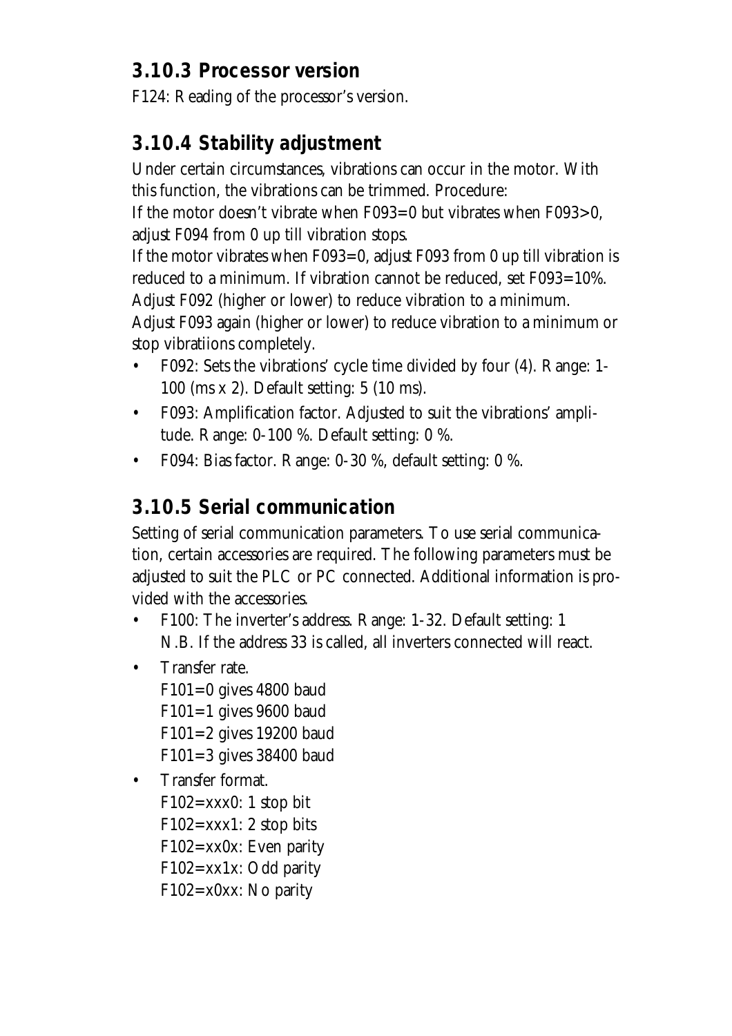### 3.10.3 Processor version

F124: Reading of the processor's version.

### 3.10.4 Stability adjustment

Under certain circumstances, vibrations can occur in the motor. With this function, the vibrations can be trimmed. Procedure:
If the motor doesn't vibrate when F093=0 but vibrates when F093>0, adjust F094 from 0 up till vibration stops.
If the motor vibrates when F093=0, adjust F093 from 0 up till vibration is reduced to a minimum. If vibration cannot be reduced, set F093=10%.
Adjust F092 (higher or lower) to reduce vibration to a minimum.
Adjust F093 again (higher or lower) to reduce vibration to a minimum or stop vibratiions completely.

- F092: Sets the vibrations' cycle time divided by four (4). Range: 1-100 (ms x 2). Default setting: 5 (10 ms).
- F093: Amplification factor. Adjusted to suit the vibrations' amplitude. Range: 0-100 %. Default setting: 0 %.
- F094: Bias factor. Range: 0-30 %, default setting: 0 %.

### 3.10.5 Serial communication

Setting of serial communication parameters. To use serial communication, certain accessories are required. The following parameters must be adjusted to suit the PLC or PC connected. Additional information is provided with the accessories.

- F100: The inverter's address. Range: 1-32. Default setting: 1
  N.B. If the address 33 is called, all inverters connected will react.
- Transfer rate.
  F101=0 gives 4800 baud
  F101=1 gives 9600 baud
  F101=2 gives 19200 baud
  F101=3 gives 38400 baud
- Transfer format.
  F102=xxx0: 1 stop bit
  F102=xxx1: 2 stop bits
  F102=xx0x: Even parity
  F102=xx1x: Odd parity
  F102=x0xx: No parity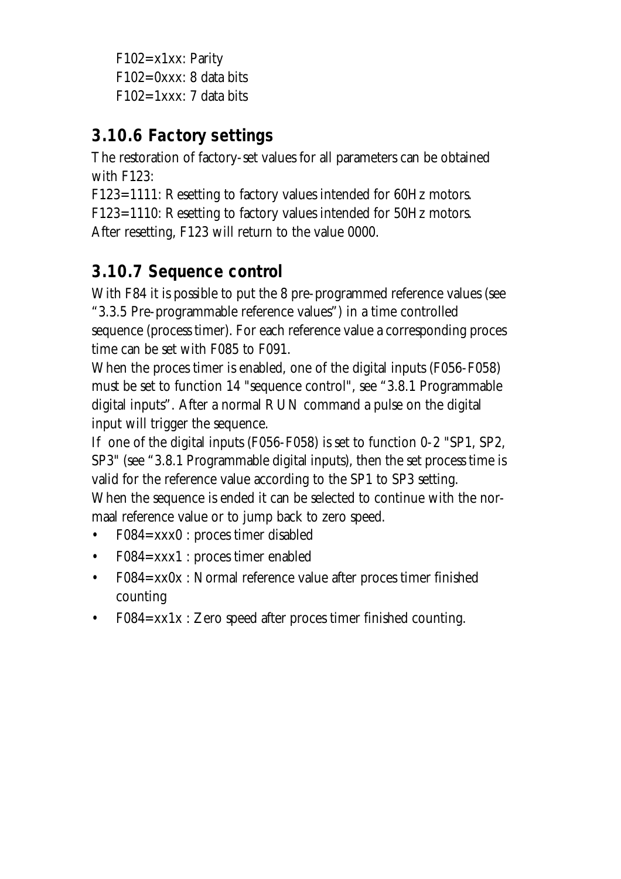F102=x1xx: Parity
F102=0xxx: 8 data bits
F102=1xxx: 7 data bits

### 3.10.6 Factory settings

The restoration of factory-set values for all parameters can be obtained with F123:
F123=1111: Resetting to factory values intended for 60Hz motors.
F123=1110: Resetting to factory values intended for 50Hz motors.
After resetting, F123 will return to the value 0000.

### 3.10.7 Sequence control

With F84 it is possible to put the 8 pre-programmed reference values (see "3.3.5 Pre-programmable reference values") in a time controlled sequence (process timer). For each reference value a corresponding proces time can be set with F085 to F091.
When the proces timer is enabled, one of the digital inputs (F056-F058) must be set to function 14 "sequence control", see "3.8.1 Programmable digital inputs". After a normal RUN command a pulse on the digital input will trigger the sequence.
If one of the digital inputs (F056-F058) is set to function 0-2 "SP1, SP2, SP3" (see "3.8.1 Programmable digital inputs), then the set process time is valid for the reference value according to the SP1 to SP3 setting.
When the sequence is ended it can be selected to continue with the normaal reference value or to jump back to zero speed.

- F084=xxx0 : proces timer disabled
- F084=xxx1 : proces timer enabled
- F084=xx0x : Normal reference value after proces timer finished counting
- F084=xx1x : Zero speed after proces timer finished counting.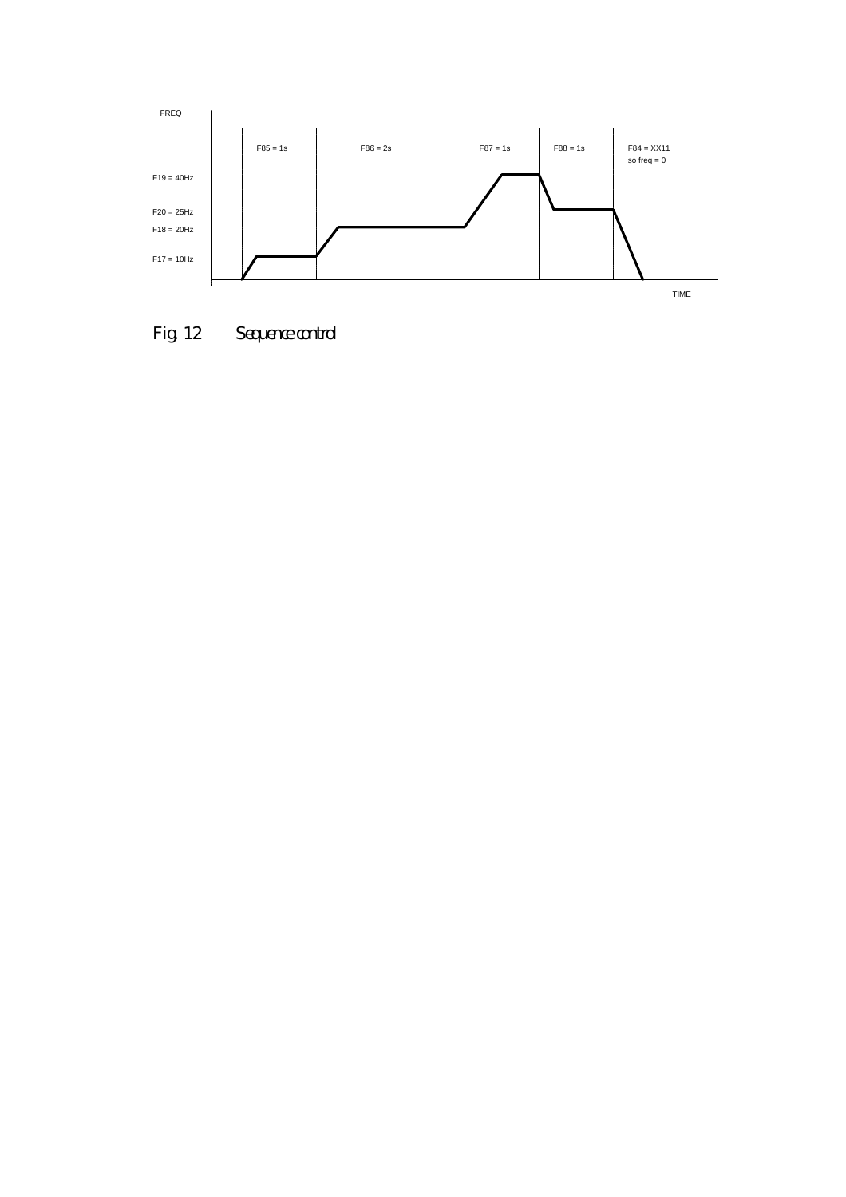FREQ

| | F85 = 1s | F86 = 2s | F87 = 1s | F88 = 1s | F84 = XX11 so freq = 0 |
|---|---|---|---|---|---|

F19 = 40Hz

F20 = 25Hz

F18 = 20Hz

F17 = 10Hz

TIME

Fig. 12 Sequence control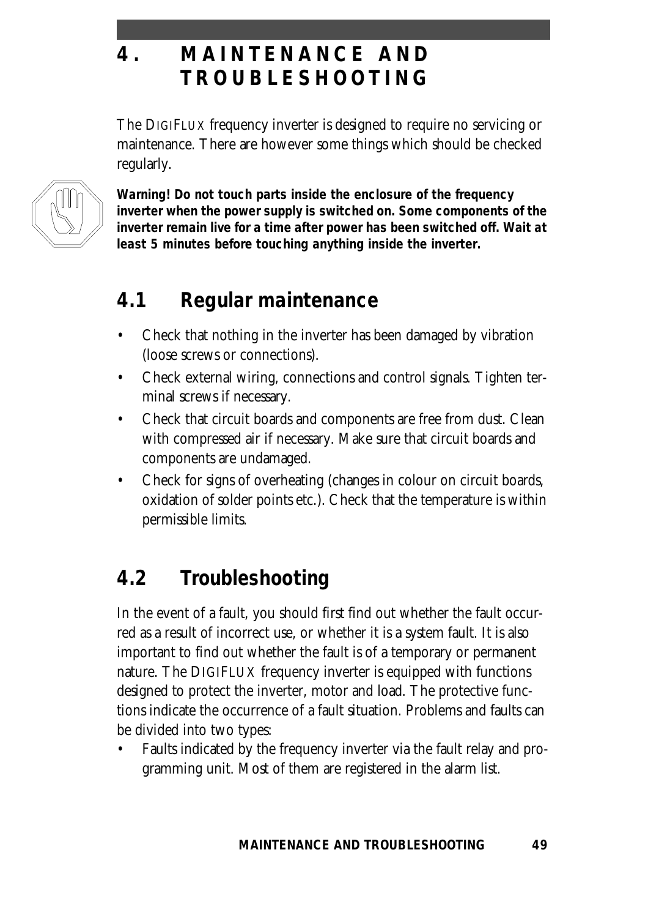# 4. MAINTENANCE AND TROUBLESHOOTING

The DIGIFLUX frequency inverter is designed to require no servicing or maintenance. There are however some things which should be checked regularly.

**Warning! Do not touch parts inside the enclosure of the frequency inverter when the power supply is switched on. Some components of the inverter remain live for a time after power has been switched off. Wait at least 5 minutes before touching anything inside the inverter.**

## 4.1 Regular maintenance

- Check that nothing in the inverter has been damaged by vibration (loose screws or connections).
- Check external wiring, connections and control signals. Tighten terminal screws if necessary.
- Check that circuit boards and components are free from dust. Clean with compressed air if necessary. Make sure that circuit boards and components are undamaged.
- Check for signs of overheating (changes in colour on circuit boards, oxidation of solder points etc.). Check that the temperature is within permissible limits.

## 4.2 Troubleshooting

In the event of a fault, you should first find out whether the fault occurred as a result of incorrect use, or whether it is a system fault. It is also important to find out whether the fault is of a temporary or permanent nature. The DIGIFLUX frequency inverter is equipped with functions designed to protect the inverter, motor and load. The protective functions indicate the occurrence of a fault situation. Problems and faults can be divided into two types:

- Faults indicated by the frequency inverter via the fault relay and programming unit. Most of them are registered in the alarm list.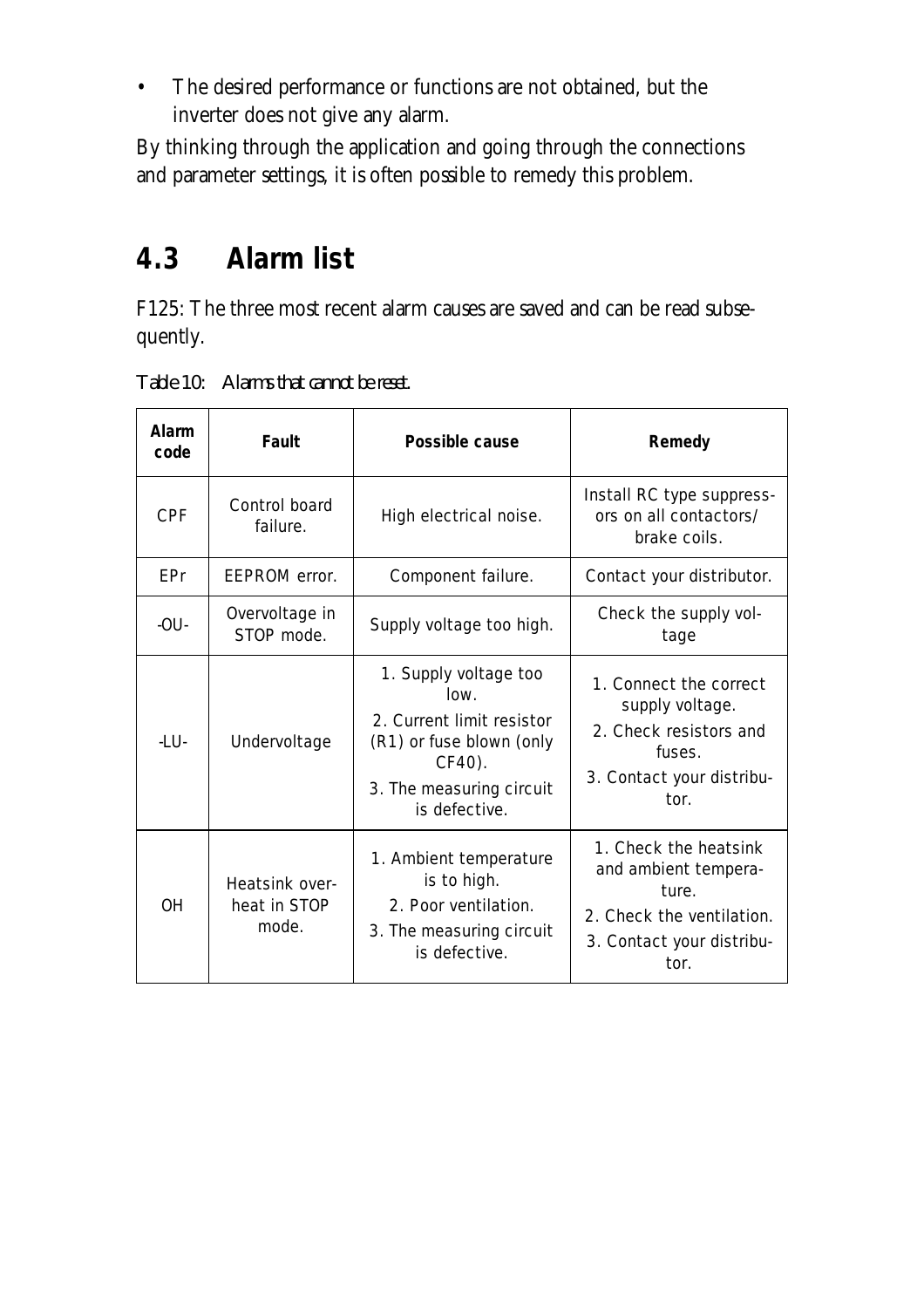- The desired performance or functions are not obtained, but the inverter does not give any alarm.

By thinking through the application and going through the connections and parameter settings, it is often possible to remedy this problem.

## 4.3 Alarm list

F125: The three most recent alarm causes are saved and can be read subsequently.

*Table 10: Alarms that cannot be reset.*

| Alarm code | Fault | Possible cause | Remedy |
|---|---|---|---|
| CPF | Control board failure. | High electrical noise. | Install RC type suppressors on all contactors/ brake coils. |
| EPr | EEPROM error. | Component failure. | Contact your distributor. |
| -OU- | Overvoltage in STOP mode. | Supply voltage too high. | Check the supply voltage |
| -LU- | Undervoltage | 1. Supply voltage too low.<br>2. Current limit resistor (R1) or fuse blown (only CF40).<br>3. The measuring circuit is defective. | 1. Connect the correct supply voltage.<br>2. Check resistors and fuses.<br>3. Contact your distributor. |
| OH | Heatsink overheat in STOP mode. | 1. Ambient temperature is to high.<br>2. Poor ventilation.<br>3. The measuring circuit is defective. | 1. Check the heatsink and ambient temperature.<br>2. Check the ventilation.<br>3. Contact your distributor. |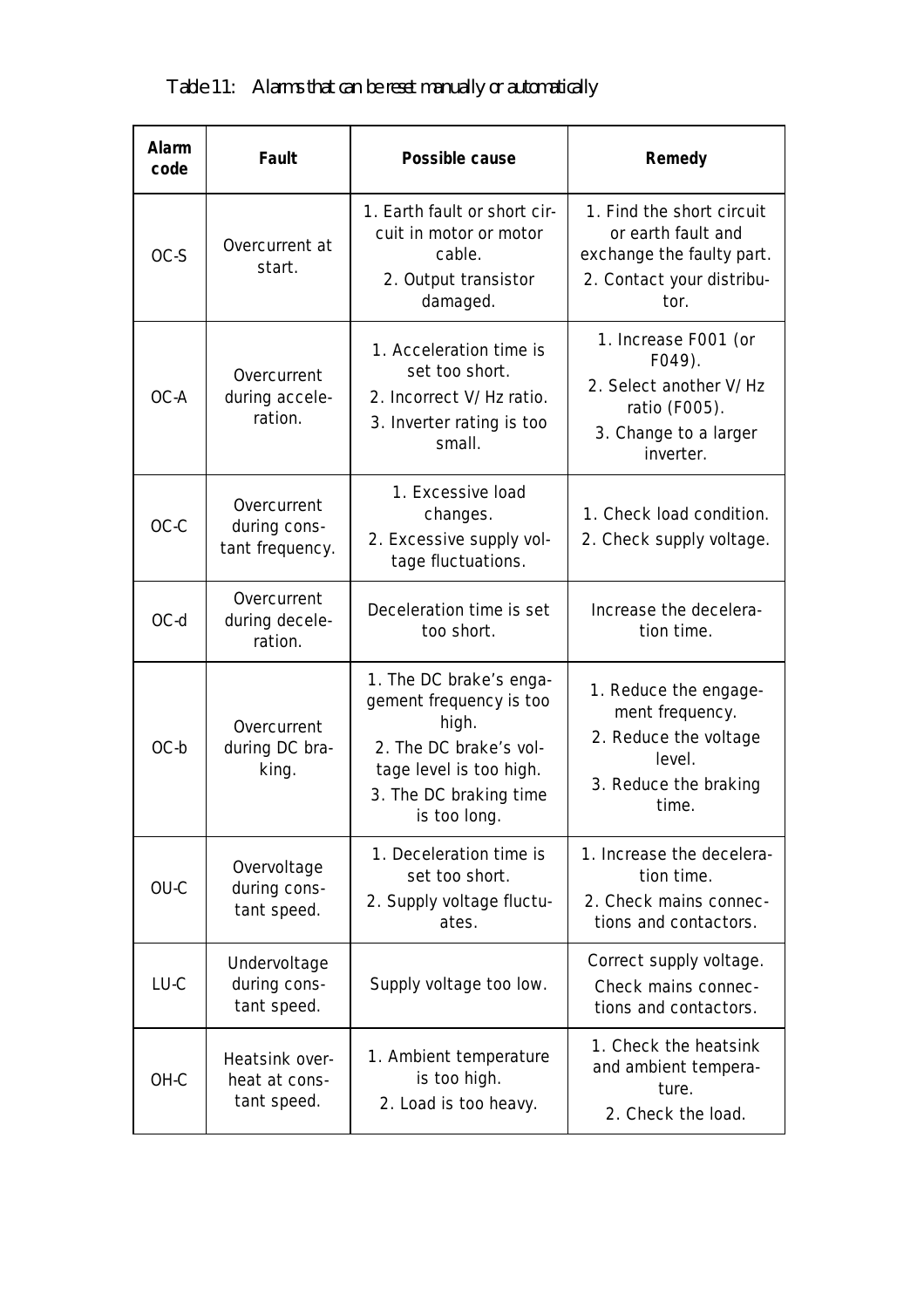Table 11: Alarms that can be reset manually or automatically

| Alarm code | Fault | Possible cause | Remedy |
|---|---|---|---|
| OC-S | Overcurrent at start. | 1. Earth fault or short circuit in motor or motor cable.<br>2. Output transistor damaged. | 1. Find the short circuit or earth fault and exchange the faulty part.<br>2. Contact your distributor. |
| OC-A | Overcurrent during acceleration. | 1. Acceleration time is set too short.<br>2. Incorrect V/Hz ratio.<br>3. Inverter rating is too small. | 1. Increase F001 (or F049).<br>2. Select another V/Hz ratio (F005).<br>3. Change to a larger inverter. |
| OC-C | Overcurrent during constant frequency. | 1. Excessive load changes.<br>2. Excessive supply voltage fluctuations. | 1. Check load condition.<br>2. Check supply voltage. |
| OC-d | Overcurrent during deceleration. | Deceleration time is set too short. | Increase the deceleration time. |
| OC-b | Overcurrent during DC braking. | 1. The DC brake's engagement frequency is too high.<br>2. The DC brake's voltage level is too high.<br>3. The DC braking time is too long. | 1. Reduce the engagement frequency.<br>2. Reduce the voltage level.<br>3. Reduce the braking time. |
| OU-C | Overvoltage during constant speed. | 1. Deceleration time is set too short.<br>2. Supply voltage fluctuates. | 1. Increase the deceleration time.<br>2. Check mains connections and contactors. |
| LU-C | Undervoltage during constant speed. | Supply voltage too low. | Correct supply voltage.<br>Check mains connections and contactors. |
| OH-C | Heatsink overheat at constant speed. | 1. Ambient temperature is too high.<br>2. Load is too heavy. | 1. Check the heatsink and ambient temperature.<br>2. Check the load. |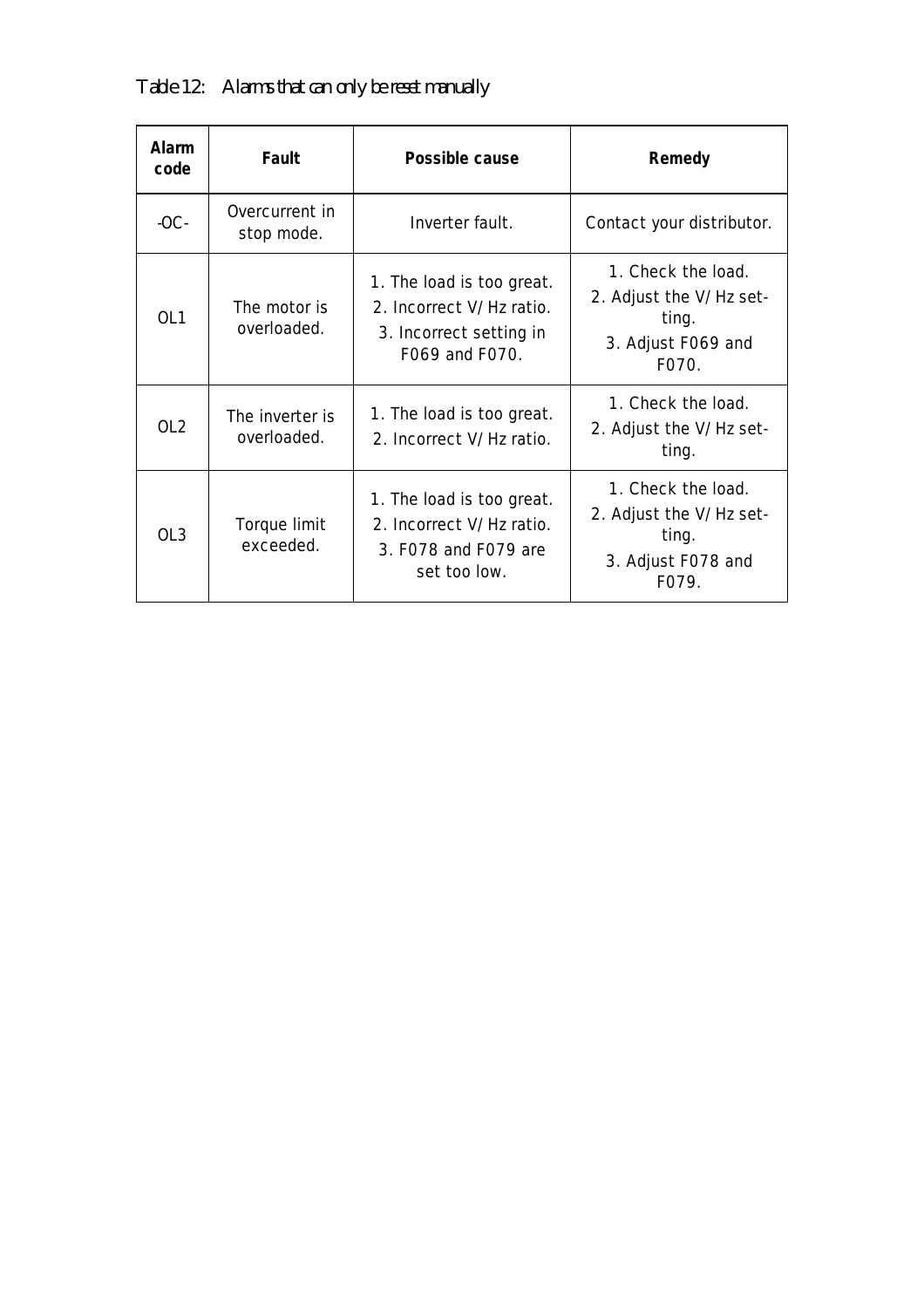Table 12: Alarms that can only be reset manually

| Alarm code | Fault | Possible cause | Remedy |
|---|---|---|---|
| -OC- | Overcurrent in stop mode. | Inverter fault. | Contact your distributor. |
| OL1 | The motor is overloaded. | 1. The load is too great.<br>2. Incorrect V/Hz ratio.<br>3. Incorrect setting in F069 and F070. | 1. Check the load.<br>2. Adjust the V/Hz setting.<br>3. Adjust F069 and F070. |
| OL2 | The inverter is overloaded. | 1. The load is too great.<br>2. Incorrect V/Hz ratio. | 1. Check the load.<br>2. Adjust the V/Hz setting. |
| OL3 | Torque limit exceeded. | 1. The load is too great.<br>2. Incorrect V/Hz ratio.<br>3. F078 and F079 are set too low. | 1. Check the load.<br>2. Adjust the V/Hz setting.<br>3. Adjust F078 and F079. |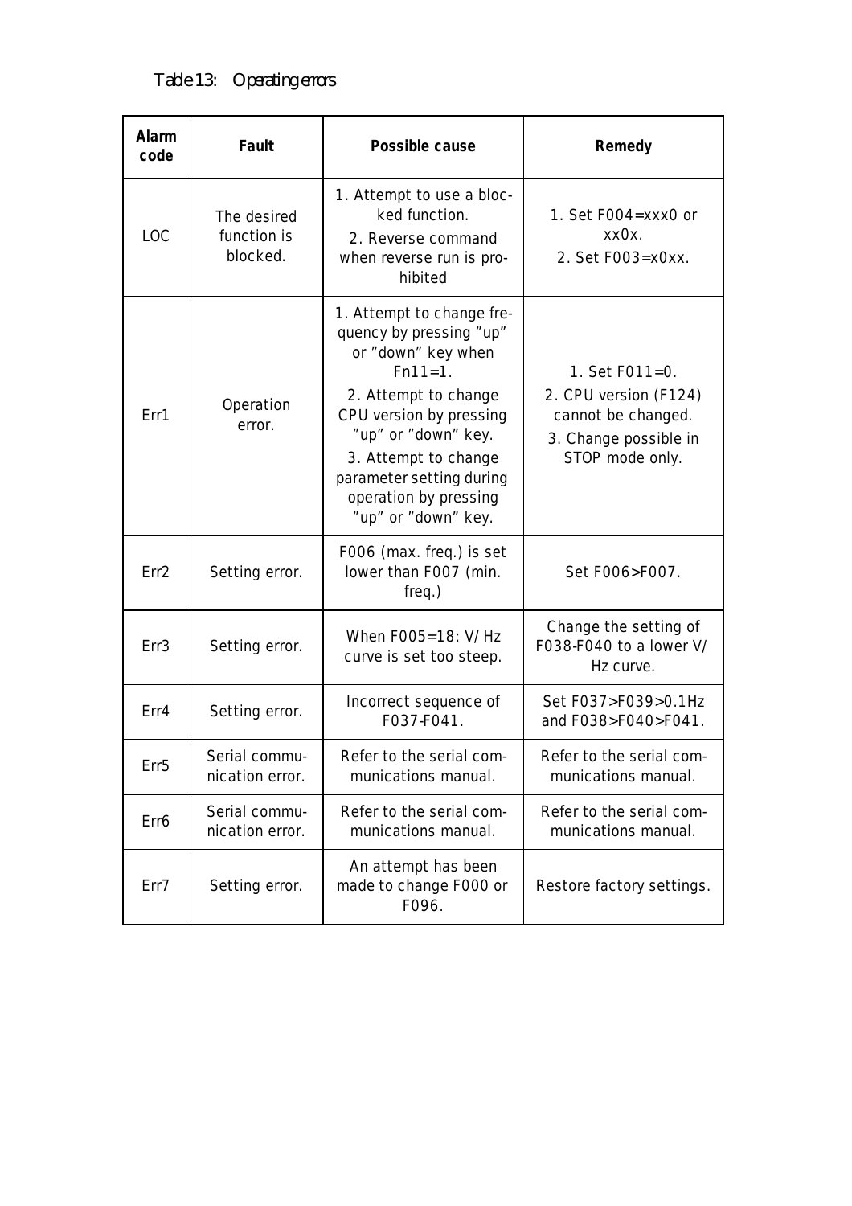Table 13: Operating errors

| Alarm code | Fault | Possible cause | Remedy |
|---|---|---|---|
| LOC | The desired function is blocked. | 1. Attempt to use a blocked function.<br>2. Reverse command when reverse run is prohibited | 1. Set F004=xxx0 or xx0x.<br>2. Set F003=x0xx. |
| Err1 | Operation error. | 1. Attempt to change frequency by pressing ”up” or ”down” key when Fn11=1.<br>2. Attempt to change CPU version by pressing ”up” or ”down” key.<br>3. Attempt to change parameter setting during operation by pressing ”up” or ”down” key. | 1. Set F011=0.<br>2. CPU version (F124) cannot be changed.<br>3. Change possible in STOP mode only. |
| Err2 | Setting error. | F006 (max. freq.) is set lower than F007 (min. freq.) | Set F006>F007. |
| Err3 | Setting error. | When F005=18: V/Hz curve is set too steep. | Change the setting of F038-F040 to a lower V/Hz curve. |
| Err4 | Setting error. | Incorrect sequence of F037-F041. | Set F037>F039>0.1Hz and F038>F040>F041. |
| Err5 | Serial communication error. | Refer to the serial communications manual. | Refer to the serial communications manual. |
| Err6 | Serial communication error. | Refer to the serial communications manual. | Refer to the serial communications manual. |
| Err7 | Setting error. | An attempt has been made to change F000 or F096. | Restore factory settings. |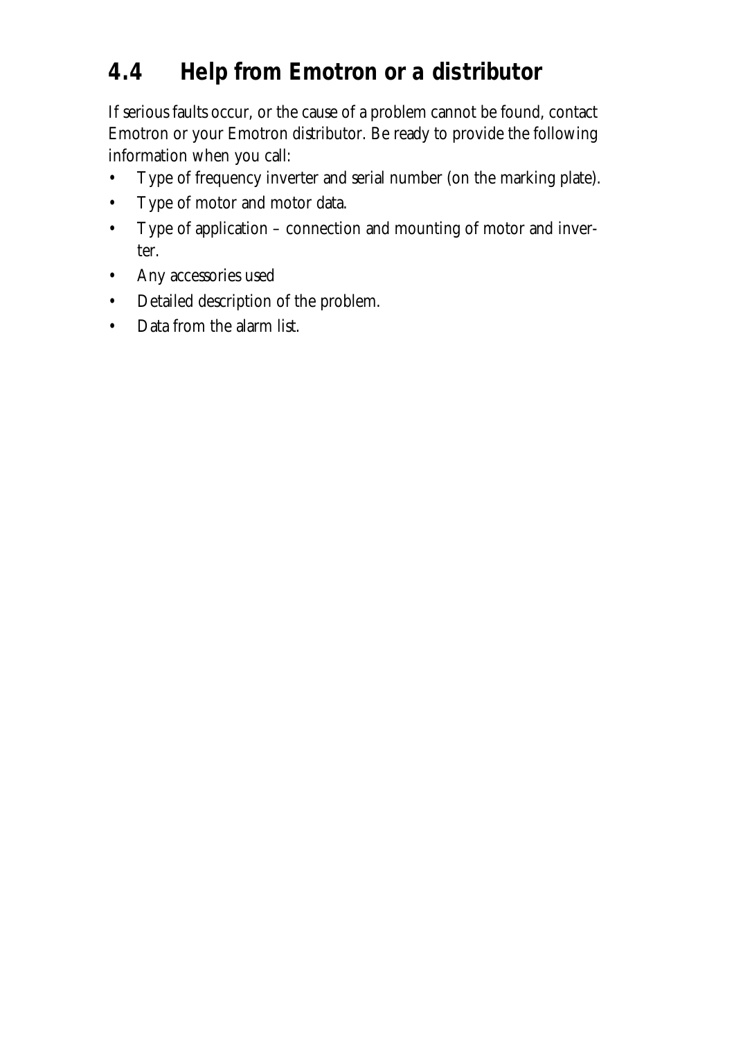## 4.4 Help from Emotron or a distributor

If serious faults occur, or the cause of a problem cannot be found, contact Emotron or your Emotron distributor. Be ready to provide the following information when you call:

- Type of frequency inverter and serial number (on the marking plate).
- Type of motor and motor data.
- Type of application – connection and mounting of motor and inverter.
- Any accessories used
- Detailed description of the problem.
- Data from the alarm list.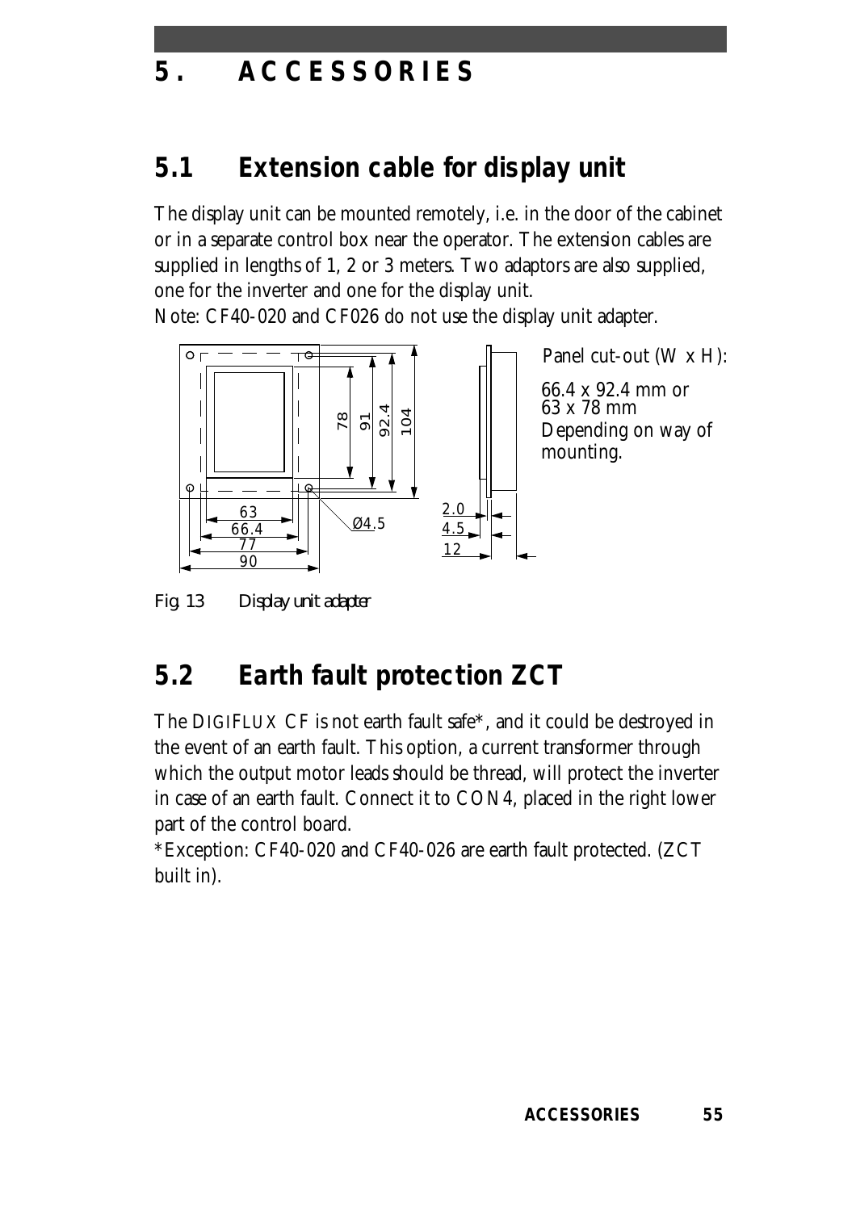# 5. ACCESSORIES

## 5.1 Extension cable for display unit

The display unit can be mounted remotely, i.e. in the door of the cabinet or in a separate control box near the operator. The extension cables are supplied in lengths of 1, 2 or 3 meters. Two adaptors are also supplied, one for the inverter and one for the display unit.
Note: CF40-020 and CF026 do not use the display unit adapter.

Panel cut-out (W x H):

66.4 x 92.4 mm or
63 x 78 mm
Depending on way of mounting.

*Fig. 13 Display unit adapter*

## 5.2 Earth fault protection ZCT

The DIGIFLUX CF is not earth fault safe*, and it could be destroyed in the event of an earth fault. This option, a current transformer through which the output motor leads should be thread, will protect the inverter in case of an earth fault. Connect it to CON4, placed in the right lower part of the control board.
*Exception: CF40-020 and CF40-026 are earth fault protected. (ZCT built in).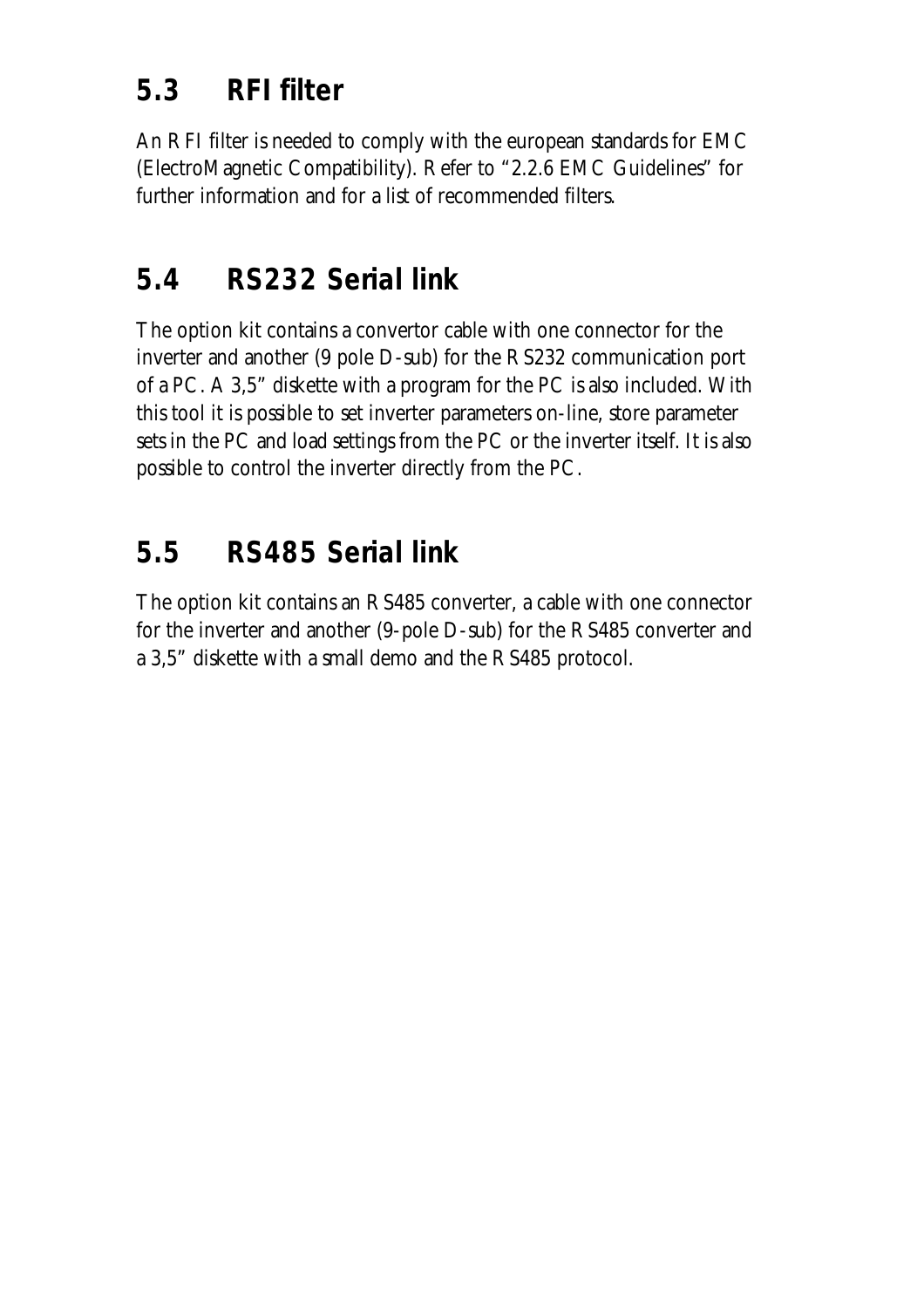## 5.3 RFI filter

An RFI filter is needed to comply with the european standards for EMC (ElectroMagnetic Compatibility). Refer to “2.2.6 EMC Guidelines” for further information and for a list of recommended filters.

## 5.4 RS232 Serial link

The option kit contains a convertor cable with one connector for the inverter and another (9 pole D-sub) for the RS232 communication port of a PC. A 3,5” diskette with a program for the PC is also included. With this tool it is possible to set inverter parameters on-line, store parameter sets in the PC and load settings from the PC or the inverter itself. It is also possible to control the inverter directly from the PC.

## 5.5 RS485 Serial link

The option kit contains an RS485 converter, a cable with one connector for the inverter and another (9-pole D-sub) for the RS485 converter and a 3,5” diskette with a small demo and the RS485 protocol.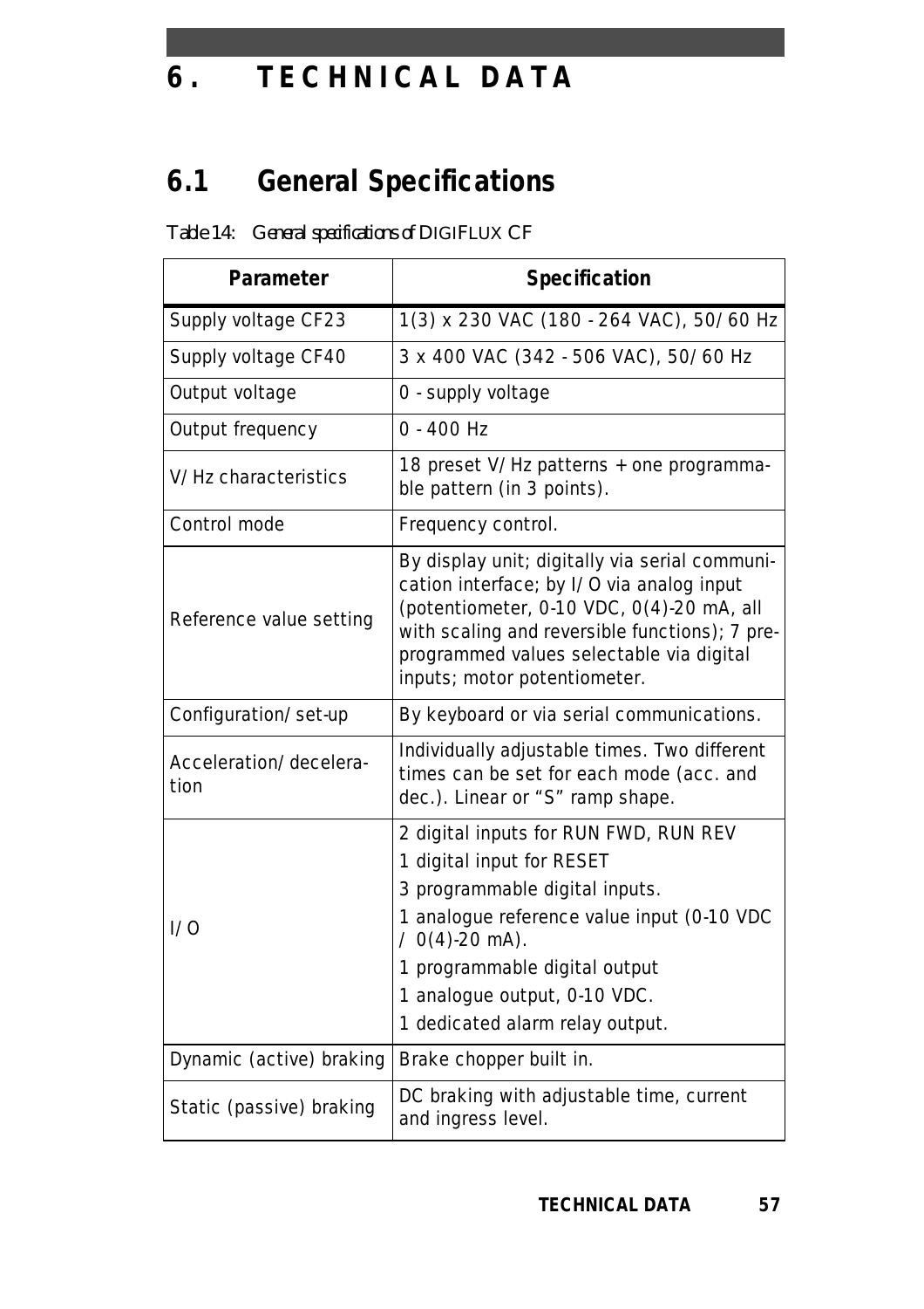# 6. TECHNICAL DATA

## 6.1 General Specifications

*Table 14: General specifications of DIGIFLUX CF*

| Parameter | Specification |
|---|---|
| Supply voltage CF23 | 1(3) x 230 VAC (180 - 264 VAC), 50/60 Hz |
| Supply voltage CF40 | 3 x 400 VAC (342 - 506 VAC), 50/60 Hz |
| Output voltage | 0 - supply voltage |
| Output frequency | 0 - 400 Hz |
| V/Hz characteristics | 18 preset V/Hz patterns + one programmable pattern (in 3 points). |
| Control mode | Frequency control. |
| Reference value setting | By display unit; digitally via serial communication interface; by I/O via analog input (potentiometer, 0-10 VDC, 0(4)-20 mA, all with scaling and reversible functions); 7 preprogrammed values selectable via digital inputs; motor potentiometer. |
| Configuration/set-up | By keyboard or via serial communications. |
| Acceleration/deceleration | Individually adjustable times. Two different times can be set for each mode (acc. and dec.). Linear or "S" ramp shape. |
| I/O | 2 digital inputs for RUN FWD, RUN REV<br>1 digital input for RESET<br>3 programmable digital inputs.<br>1 analogue reference value input (0-10 VDC / 0(4)-20 mA).<br>1 programmable digital output<br>1 analogue output, 0-10 VDC.<br>1 dedicated alarm relay output. |
| Dynamic (active) braking | Brake chopper built in. |
| Static (passive) braking | DC braking with adjustable time, current and ingress level. |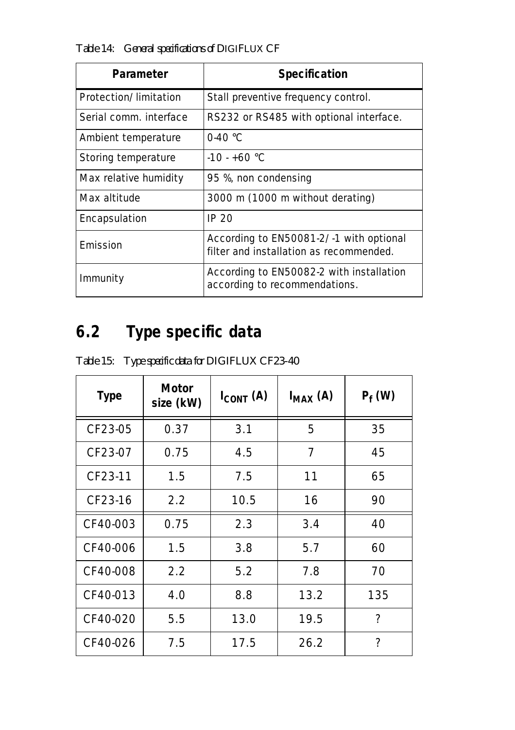Table 14: General specifications of DIGIFLUX CF

| Parameter | Specification |
|---|---|
| Protection/limitation | Stall preventive frequency control. |
| Serial comm. interface | RS232 or RS485 with optional interface. |
| Ambient temperature | 0-40 °C |
| Storing temperature | -10 - +60 °C |
| Max relative humidity | 95 %, non condensing |
| Max altitude | 3000 m (1000 m without derating) |
| Encapsulation | IP 20 |
| Emission | According to EN50081-2/-1 with optional filter and installation as recommended. |
| Immunity | According to EN50082-2 with installation according to recommendations. |

## 6.2 Type specific data

Table 15: Type specific data for DIGIFLUX CF23-40

| Type | Motor size (kW) | $I_{CONT}$ (A) | $I_{MAX}$ (A) | $P_f$ (W) |
|---|---|---|---|---|
| CF23-05 | 0.37 | 3.1 | 5 | 35 |
| CF23-07 | 0.75 | 4.5 | 7 | 45 |
| CF23-11 | 1.5 | 7.5 | 11 | 65 |
| CF23-16 | 2.2 | 10.5 | 16 | 90 |
| CF40-003 | 0.75 | 2.3 | 3.4 | 40 |
| CF40-006 | 1.5 | 3.8 | 5.7 | 60 |
| CF40-008 | 2.2 | 5.2 | 7.8 | 70 |
| CF40-013 | 4.0 | 8.8 | 13.2 | 135 |
| CF40-020 | 5.5 | 13.0 | 19.5 | ? |
| CF40-026 | 7.5 | 17.5 | 26.2 | ? |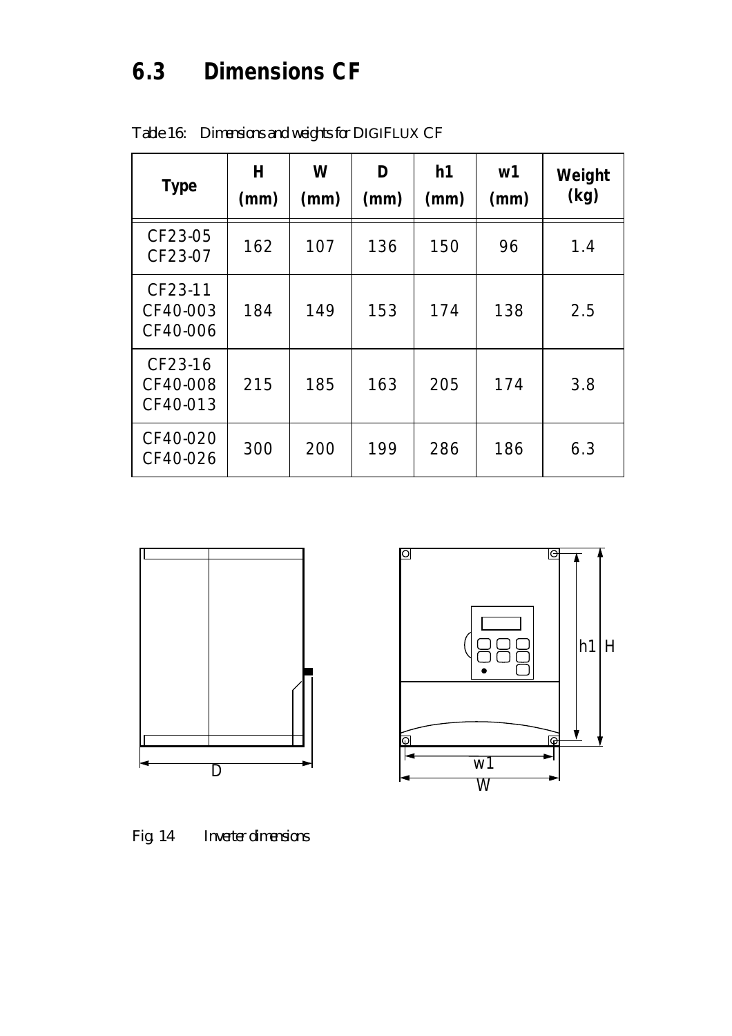## 6.3 Dimensions CF

Table 16: Dimensions and weights for DIGIFLUX CF

| Type | H (mm) | W (mm) | D (mm) | h1 (mm) | w1 (mm) | Weight (kg) |
|---|---|---|---|---|---|---|
| CF23-05<br>CF23-07 | 162 | 107 | 136 | 150 | 96 | 1.4 |
| CF23-11<br>CF40-003<br>CF40-006 | 184 | 149 | 153 | 174 | 138 | 2.5 |
| CF23-16<br>CF40-008<br>CF40-013 | 215 | 185 | 163 | 205 | 174 | 3.8 |
| CF40-020<br>CF40-026 | 300 | 200 | 199 | 286 | 186 | 6.3 |

Fig. 14 Inverter dimensions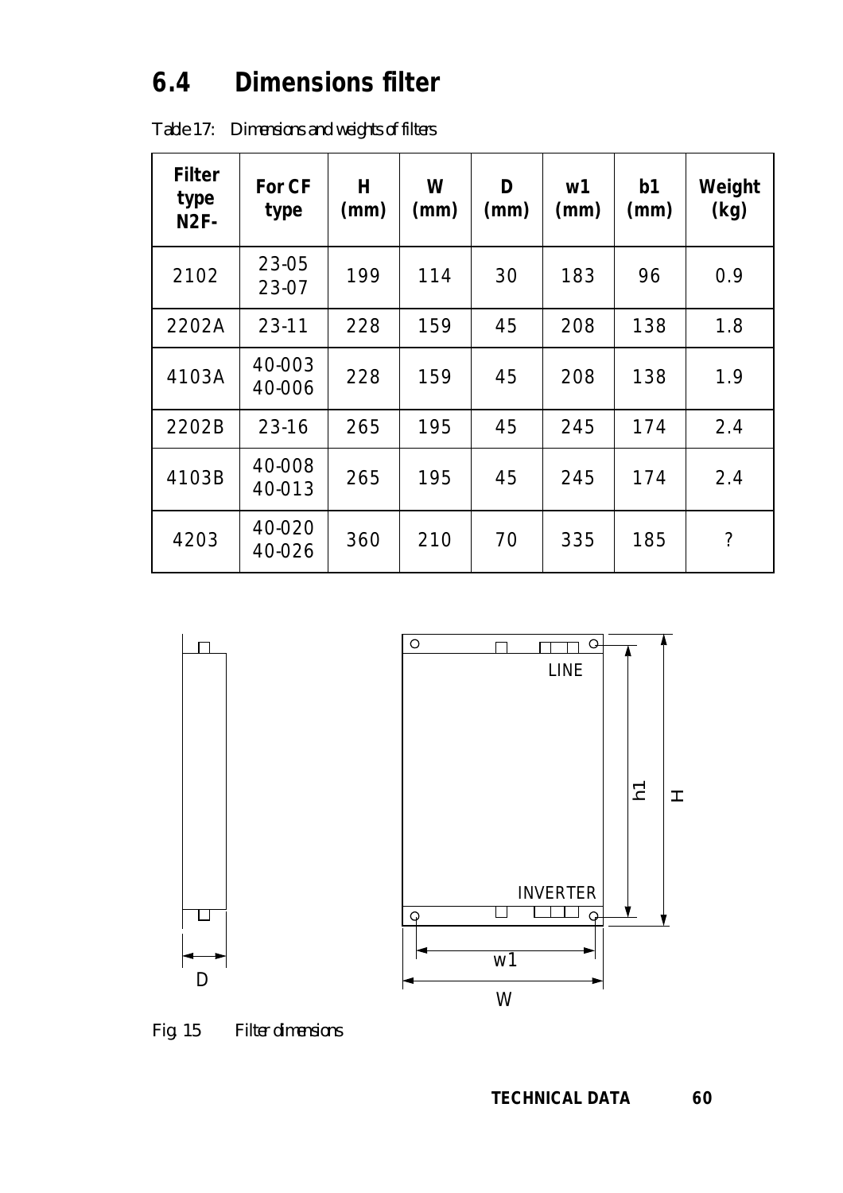## 6.4 Dimensions filter

Table 17: Dimensions and weights of filters

| Filter type N2F- | For CF type | H (mm) | W (mm) | D (mm) | w1 (mm) | b1 (mm) | Weight (kg) |
|---|---|---|---|---|---|---|---|
| 2102 | 23-05<br>23-07 | 199 | 114 | 30 | 183 | 96 | 0.9 |
| 2202A | 23-11 | 228 | 159 | 45 | 208 | 138 | 1.8 |
| 4103A | 40-003<br>40-006 | 228 | 159 | 45 | 208 | 138 | 1.9 |
| 2202B | 23-16 | 265 | 195 | 45 | 245 | 174 | 2.4 |
| 4103B | 40-008<br>40-013 | 265 | 195 | 45 | 245 | 174 | 2.4 |
| 4203 | 40-020<br>40-026 | 360 | 210 | 70 | 335 | 185 | ? |

Fig. 15 Filter dimensions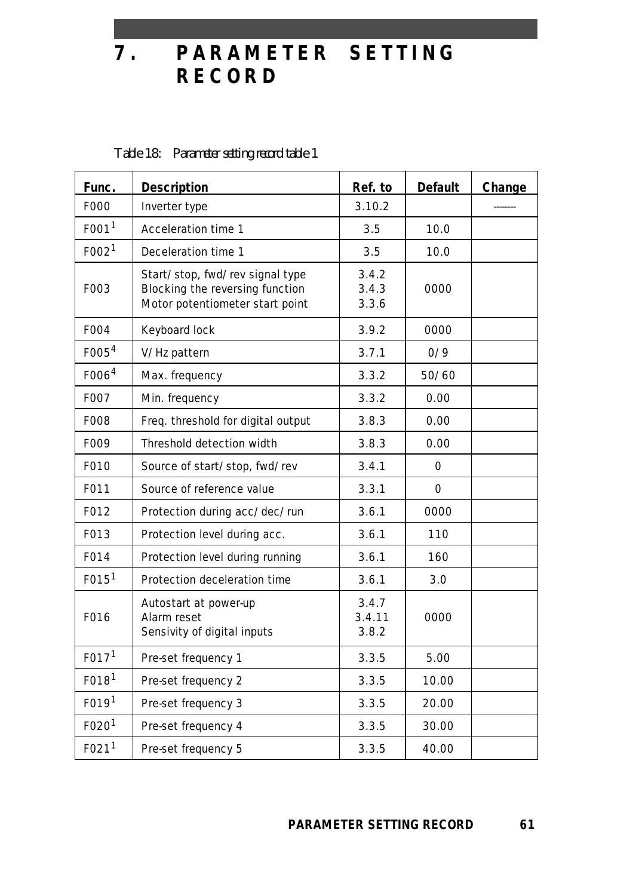# 7. PARAMETER SETTING RECORD

Table 18: Parameter setting record table 1

| Func. | Description | Ref. to | Default | Change |
|---|---|---|---|---|
| F000 | Inverter type | 3.10.2 | | -------- |
| F001[1] | Acceleration time 1 | 3.5 | 10.0 | |
| F002[1] | Deceleration time 1 | 3.5 | 10.0 | |
| F003 | Start/stop, fwd/rev signal type<br>Blocking the reversing function<br>Motor potentiometer start point | 3.4.2<br>3.4.3<br>3.3.6 | 0000 | |
| F004 | Keyboard lock | 3.9.2 | 0000 | |
| F005[4] | V/Hz pattern | 3.7.1 | 0/9 | |
| F006[4] | Max. frequency | 3.3.2 | 50/60 | |
| F007 | Min. frequency | 3.3.2 | 0.00 | |
| F008 | Freq. threshold for digital output | 3.8.3 | 0.00 | |
| F009 | Threshold detection width | 3.8.3 | 0.00 | |
| F010 | Source of start/stop, fwd/rev | 3.4.1 | 0 | |
| F011 | Source of reference value | 3.3.1 | 0 | |
| F012 | Protection during acc/dec/run | 3.6.1 | 0000 | |
| F013 | Protection level during acc. | 3.6.1 | 110 | |
| F014 | Protection level during running | 3.6.1 | 160 | |
| F015[1] | Protection deceleration time | 3.6.1 | 3.0 | |
| F016 | Autostart at power-up<br>Alarm reset<br>Sensivity of digital inputs | 3.4.7<br>3.4.11<br>3.8.2 | 0000 | |
| F017[1] | Pre-set frequency 1 | 3.3.5 | 5.00 | |
| F018[1] | Pre-set frequency 2 | 3.3.5 | 10.00 | |
| F019[1] | Pre-set frequency 3 | 3.3.5 | 20.00 | |
| F020[1] | Pre-set frequency 4 | 3.3.5 | 30.00 | |
| F021[1] | Pre-set frequency 5 | 3.3.5 | 40.00 | |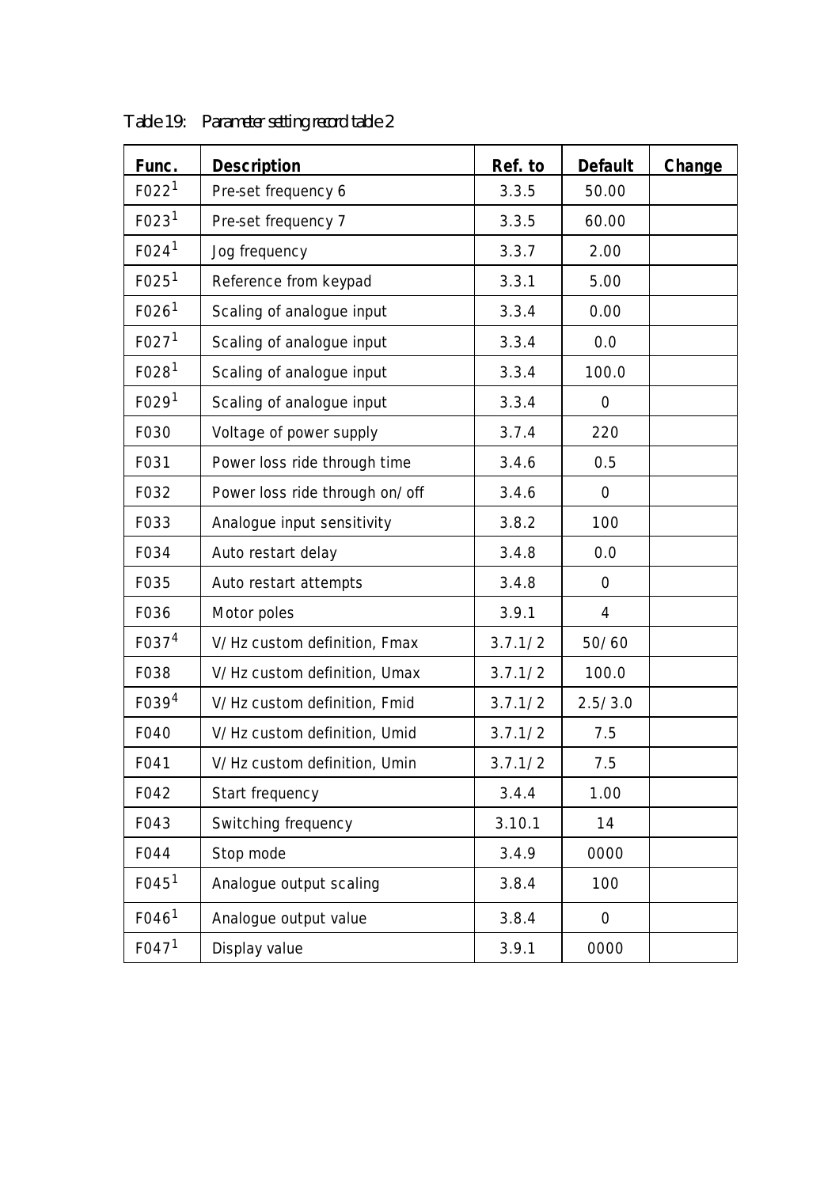Table 19: Parameter setting record table 2

| Func. | Description | Ref. to | Default | Change |
|---|---|---|---|---|
| F022[1] | Pre-set frequency 6 | 3.3.5 | 50.00 | |
| F023[1] | Pre-set frequency 7 | 3.3.5 | 60.00 | |
| F024[1] | Jog frequency | 3.3.7 | 2.00 | |
| F025[1] | Reference from keypad | 3.3.1 | 5.00 | |
| F026[1] | Scaling of analogue input | 3.3.4 | 0.00 | |
| F027[1] | Scaling of analogue input | 3.3.4 | 0.0 | |
| F028[1] | Scaling of analogue input | 3.3.4 | 100.0 | |
| F029[1] | Scaling of analogue input | 3.3.4 | 0 | |
| F030 | Voltage of power supply | 3.7.4 | 220 | |
| F031 | Power loss ride through time | 3.4.6 | 0.5 | |
| F032 | Power loss ride through on/off | 3.4.6 | 0 | |
| F033 | Analogue input sensitivity | 3.8.2 | 100 | |
| F034 | Auto restart delay | 3.4.8 | 0.0 | |
| F035 | Auto restart attempts | 3.4.8 | 0 | |
| F036 | Motor poles | 3.9.1 | 4 | |
| F037[4] | V/Hz custom definition, Fmax | 3.7.1/2 | 50/60 | |
| F038 | V/Hz custom definition, Umax | 3.7.1/2 | 100.0 | |
| F039[4] | V/Hz custom definition, Fmid | 3.7.1/2 | 2.5/3.0 | |
| F040 | V/Hz custom definition, Umid | 3.7.1/2 | 7.5 | |
| F041 | V/Hz custom definition, Umin | 3.7.1/2 | 7.5 | |
| F042 | Start frequency | 3.4.4 | 1.00 | |
| F043 | Switching frequency | 3.10.1 | 14 | |
| F044 | Stop mode | 3.4.9 | 0000 | |
| F045[1] | Analogue output scaling | 3.8.4 | 100 | |
| F046[1] | Analogue output value | 3.8.4 | 0 | |
| F047[1] | Display value | 3.9.1 | 0000 | |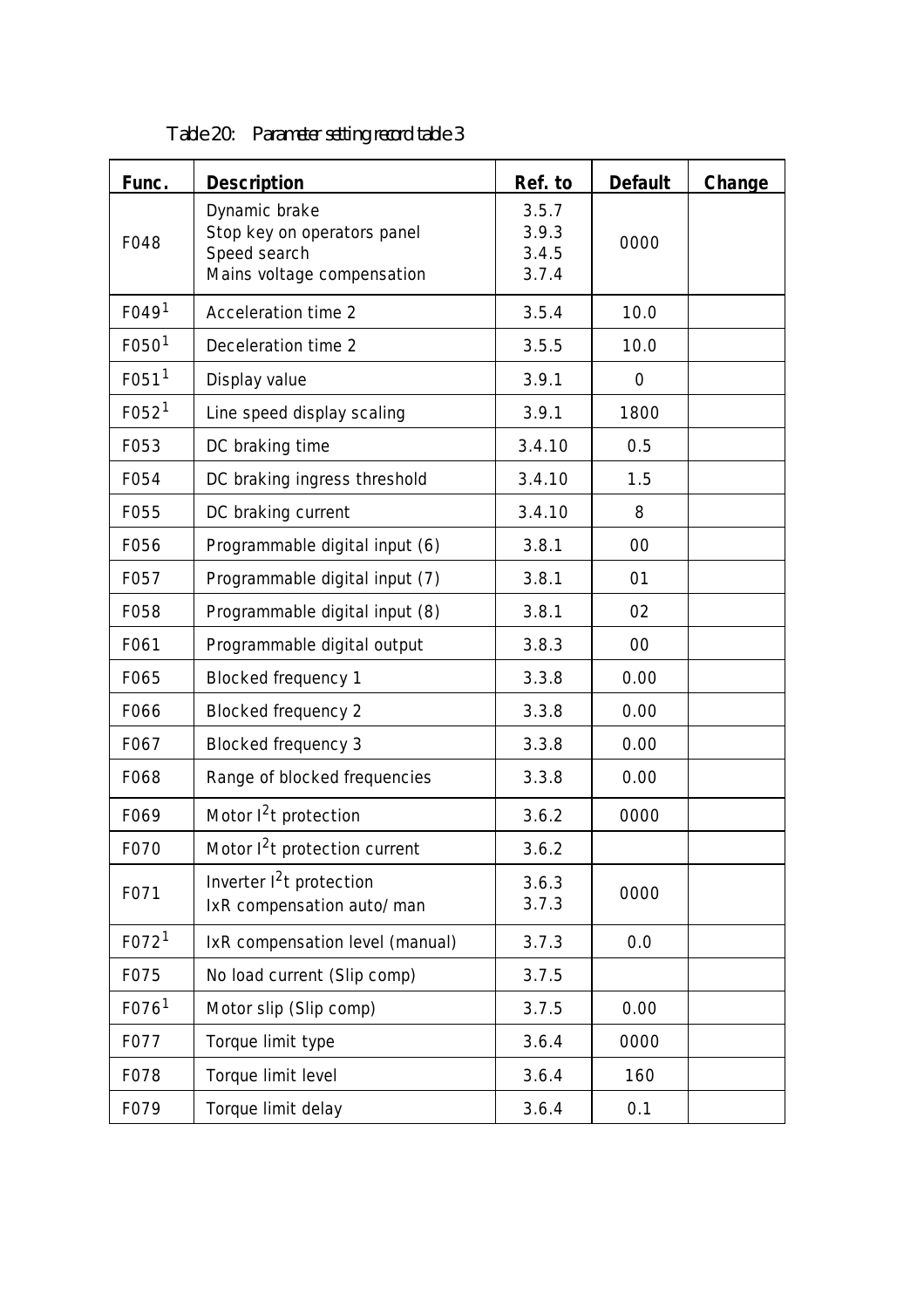Table 20: Parameter setting record table 3

| Func. | Description | Ref. to | Default | Change |
|---|---|---|---|---|
| F048 | Dynamic brake<br>Stop key on operators panel<br>Speed search<br>Mains voltage compensation | 3.5.7<br>3.9.3<br>3.4.5<br>3.7.4 | 0000 | |
| F049[1] | Acceleration time 2 | 3.5.4 | 10.0 | |
| F050[1] | Deceleration time 2 | 3.5.5 | 10.0 | |
| F051[1] | Display value | 3.9.1 | 0 | |
| F052[1] | Line speed display scaling | 3.9.1 | 1800 | |
| F053 | DC braking time | 3.4.10 | 0.5 | |
| F054 | DC braking ingress threshold | 3.4.10 | 1.5 | |
| F055 | DC braking current | 3.4.10 | 8 | |
| F056 | Programmable digital input (6) | 3.8.1 | 00 | |
| F057 | Programmable digital input (7) | 3.8.1 | 01 | |
| F058 | Programmable digital input (8) | 3.8.1 | 02 | |
| F061 | Programmable digital output | 3.8.3 | 00 | |
| F065 | Blocked frequency 1 | 3.3.8 | 0.00 | |
| F066 | Blocked frequency 2 | 3.3.8 | 0.00 | |
| F067 | Blocked frequency 3 | 3.3.8 | 0.00 | |
| F068 | Range of blocked frequencies | 3.3.8 | 0.00 | |
| F069 | Motor $I^2t$ protection | 3.6.2 | 0000 | |
| F070 | Motor $I^2t$ protection current | 3.6.2 | | |
| F071 | Inverter $I^2t$ protection<br>IxR compensation auto/man | 3.6.3<br>3.7.3 | 0000 | |
| F072[1] | IxR compensation level (manual) | 3.7.3 | 0.0 | |
| F075 | No load current (Slip comp) | 3.7.5 | | |
| F076[1] | Motor slip (Slip comp) | 3.7.5 | 0.00 | |
| F077 | Torque limit type | 3.6.4 | 0000 | |
| F078 | Torque limit level | 3.6.4 | 160 | |
| F079 | Torque limit delay | 3.6.4 | 0.1 | |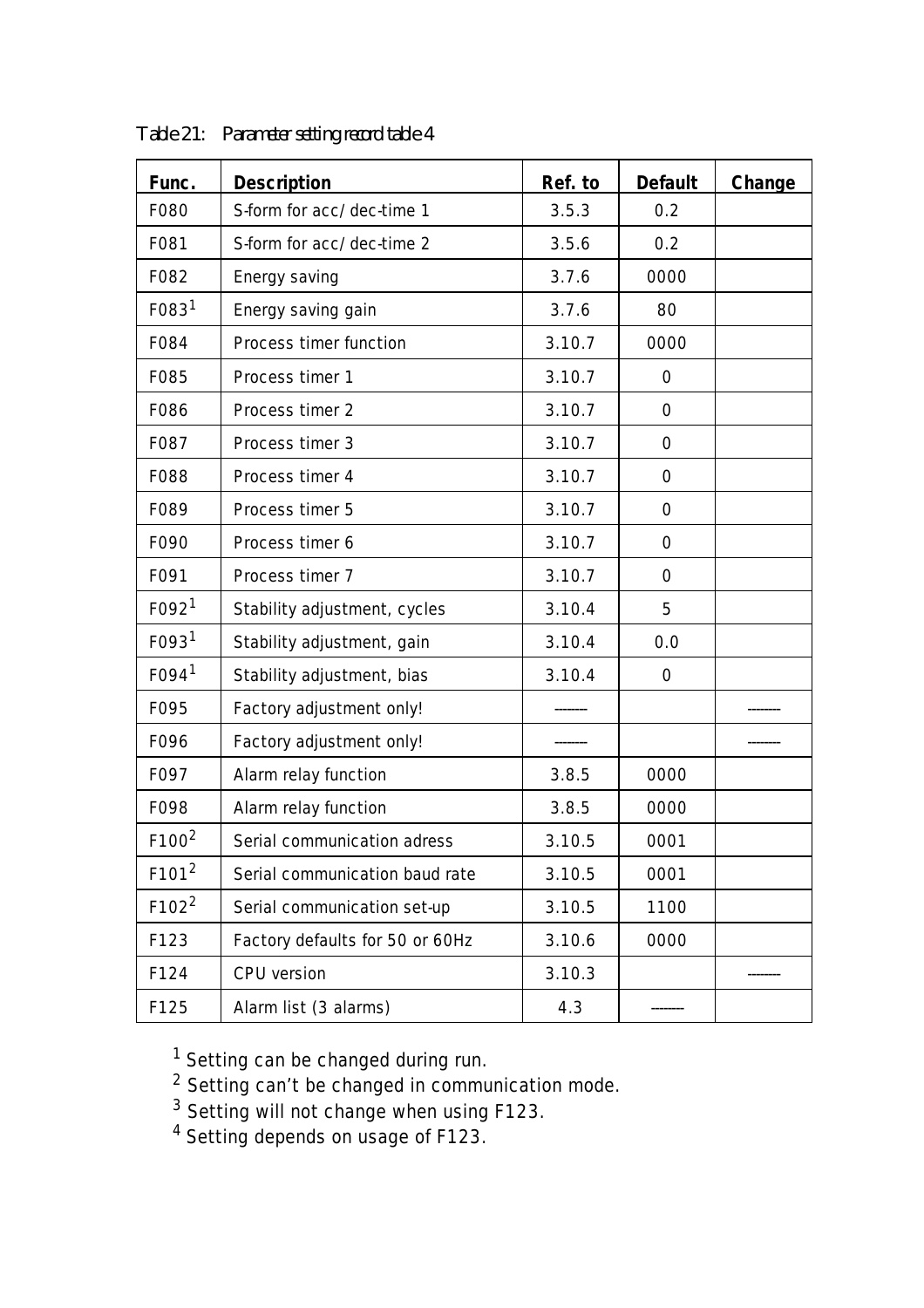Table 21: Parameter setting record table 4

| Func. | Description | Ref. to | Default | Change |
|---|---|---|---|---|
| F080 | S-form for acc/dec-time 1 | 3.5.3 | 0.2 | |
| F081 | S-form for acc/dec-time 2 | 3.5.6 | 0.2 | |
| F082 | Energy saving | 3.7.6 | 0000 | |
| F083[1] | Energy saving gain | 3.7.6 | 80 | |
| F084 | Process timer function | 3.10.7 | 0000 | |
| F085 | Process timer 1 | 3.10.7 | 0 | |
| F086 | Process timer 2 | 3.10.7 | 0 | |
| F087 | Process timer 3 | 3.10.7 | 0 | |
| F088 | Process timer 4 | 3.10.7 | 0 | |
| F089 | Process timer 5 | 3.10.7 | 0 | |
| F090 | Process timer 6 | 3.10.7 | 0 | |
| F091 | Process timer 7 | 3.10.7 | 0 | |
| F092[1] | Stability adjustment, cycles | 3.10.4 | 5 | |
| F093[1] | Stability adjustment, gain | 3.10.4 | 0.0 | |
| F094[1] | Stability adjustment, bias | 3.10.4 | 0 | |
| F095 | Factory adjustment only! | ------- | | ------- |
| F096 | Factory adjustment only! | ------- | | ------- |
| F097 | Alarm relay function | 3.8.5 | 0000 | |
| F098 | Alarm relay function | 3.8.5 | 0000 | |
| F100[2] | Serial communication adress | 3.10.5 | 0001 | |
| F101[2] | Serial communication baud rate | 3.10.5 | 0001 | |
| F102[2] | Serial communication set-up | 3.10.5 | 1100 | |
| F123 | Factory defaults for 50 or 60Hz | 3.10.6 | 0000 | |
| F124 | CPU version | 3.10.3 | | ------- |
| F125 | Alarm list (3 alarms) | 4.3 | ------- | |

[1] Setting can be changed during run.
[2] Setting can't be changed in communication mode.
[3] Setting will not change when using F123.
[4] Setting depends on usage of F123.